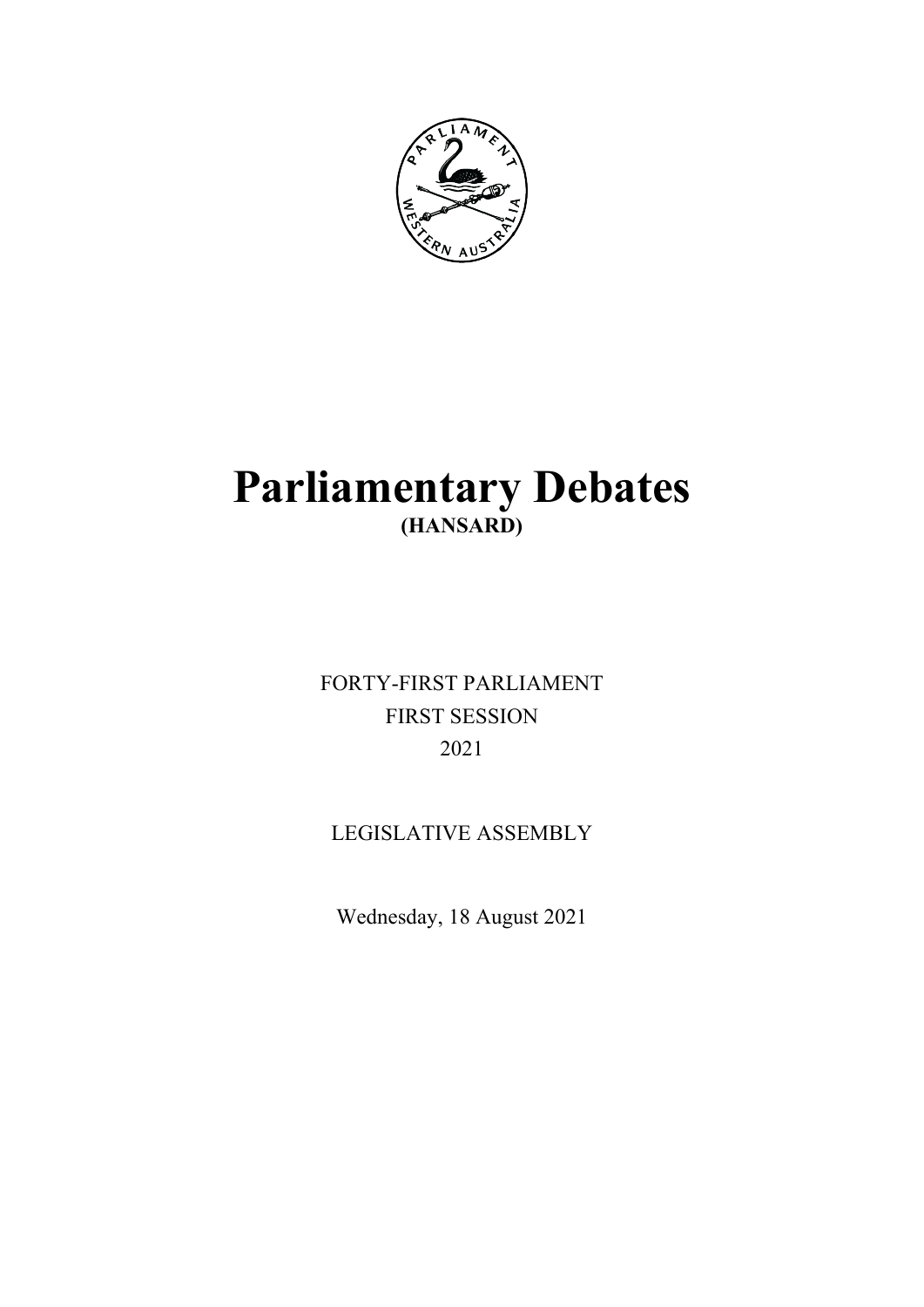# Parliamentary Debates

**(HANSARD)**

FORTY-FIRST PARLIAMENT

FIRST SESSION

2021

LEGISLATIVE ASSEMBLY

Wednesday, 18 August 2021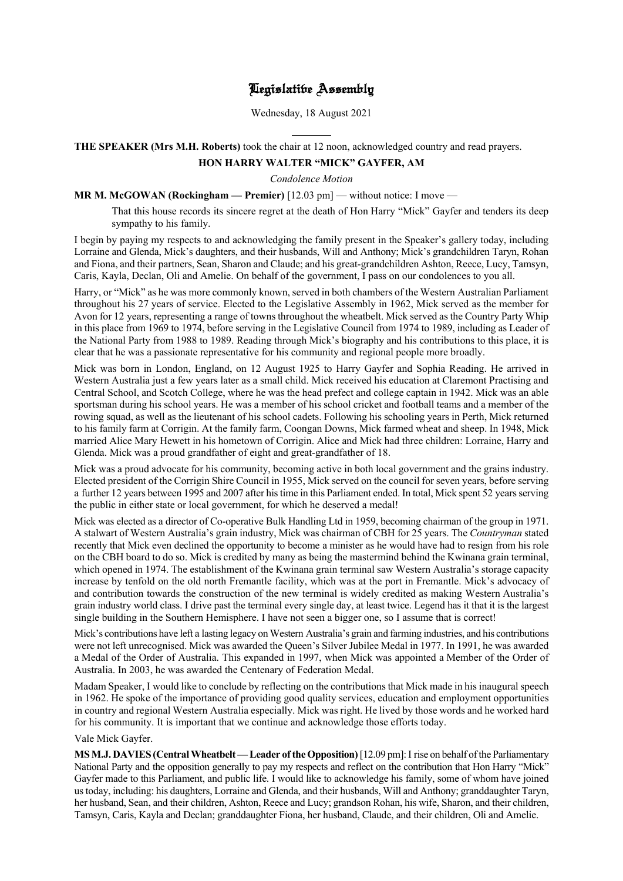# Legislative Assembly

Wednesday, 18 August 2021

**THE SPEAKER (Mrs M.H. Roberts)** took the chair at 12 noon, acknowledged country and read prayers.

## HON HARRY WALTER "MICK" GAYFER, AM

*Condolence Motion*

**MR M. McGOWAN (Rockingham — Premier)** [12.03 pm] — without notice: I move —

> That this house records its sincere regret at the death of Hon Harry "Mick" Gayfer and tenders its deep sympathy to his family.

I begin by paying my respects to and acknowledging the family present in the Speaker's gallery today, including Lorraine and Glenda, Mick's daughters, and their husbands, Will and Anthony; Mick's grandchildren Taryn, Rohan and Fiona, and their partners, Sean, Sharon and Claude; and his great-grandchildren Ashton, Reece, Lucy, Tamsyn, Caris, Kayla, Declan, Oli and Amelie. On behalf of the government, I pass on our condolences to you all.

Harry, or "Mick" as he was more commonly known, served in both chambers of the Western Australian Parliament throughout his 27 years of service. Elected to the Legislative Assembly in 1962, Mick served as the member for Avon for 12 years, representing a range of towns throughout the wheatbelt. Mick served as the Country Party Whip in this place from 1969 to 1974, before serving in the Legislative Council from 1974 to 1989, including as Leader of the National Party from 1988 to 1989. Reading through Mick's biography and his contributions to this place, it is clear that he was a passionate representative for his community and regional people more broadly.

Mick was born in London, England, on 12 August 1925 to Harry Gayfer and Sophia Reading. He arrived in Western Australia just a few years later as a small child. Mick received his education at Claremont Practising and Central School, and Scotch College, where he was the head prefect and college captain in 1942. Mick was an able sportsman during his school years. He was a member of his school cricket and football teams and a member of the rowing squad, as well as the lieutenant of his school cadets. Following his schooling years in Perth, Mick returned to his family farm at Corrigin. At the family farm, Coongan Downs, Mick farmed wheat and sheep. In 1948, Mick married Alice Mary Hewett in his hometown of Corrigin. Alice and Mick had three children: Lorraine, Harry and Glenda. Mick was a proud grandfather of eight and great-grandfather of 18.

Mick was a proud advocate for his community, becoming active in both local government and the grains industry. Elected president of the Corrigin Shire Council in 1955, Mick served on the council for seven years, before serving a further 12 years between 1995 and 2007 after his time in this Parliament ended. In total, Mick spent 52 years serving the public in either state or local government, for which he deserved a medal!

Mick was elected as a director of Co-operative Bulk Handling Ltd in 1959, becoming chairman of the group in 1971. A stalwart of Western Australia's grain industry, Mick was chairman of CBH for 25 years. The *Countryman* stated recently that Mick even declined the opportunity to become a minister as he would have had to resign from his role on the CBH board to do so. Mick is credited by many as being the mastermind behind the Kwinana grain terminal, which opened in 1974. The establishment of the Kwinana grain terminal saw Western Australia's storage capacity increase by tenfold on the old north Fremantle facility, which was at the port in Fremantle. Mick's advocacy of and contribution towards the construction of the new terminal is widely credited as making Western Australia's grain industry world class. I drive past the terminal every single day, at least twice. Legend has it that it is the largest single building in the Southern Hemisphere. I have not seen a bigger one, so I assume that is correct!

Mick's contributions have left a lasting legacy on Western Australia's grain and farming industries, and his contributions were not left unrecognised. Mick was awarded the Queen's Silver Jubilee Medal in 1977. In 1991, he was awarded a Medal of the Order of Australia. This expanded in 1997, when Mick was appointed a Member of the Order of Australia. In 2003, he was awarded the Centenary of Federation Medal.

Madam Speaker, I would like to conclude by reflecting on the contributions that Mick made in his inaugural speech in 1962. He spoke of the importance of providing good quality services, education and employment opportunities in country and regional Western Australia especially. Mick was right. He lived by those words and he worked hard for his community. It is important that we continue and acknowledge those efforts today.

Vale Mick Gayfer.

**MS M.J. DAVIES (Central Wheatbelt — Leader of the Opposition)** [12.09 pm]: I rise on behalf of the Parliamentary National Party and the opposition generally to pay my respects and reflect on the contribution that Hon Harry "Mick" Gayfer made to this Parliament, and public life. I would like to acknowledge his family, some of whom have joined us today, including: his daughters, Lorraine and Glenda, and their husbands, Will and Anthony; granddaughter Taryn, her husband, Sean, and their children, Ashton, Reece and Lucy; grandson Rohan, his wife, Sharon, and their children, Tamsyn, Caris, Kayla and Declan; granddaughter Fiona, her husband, Claude, and their children, Oli and Amelie.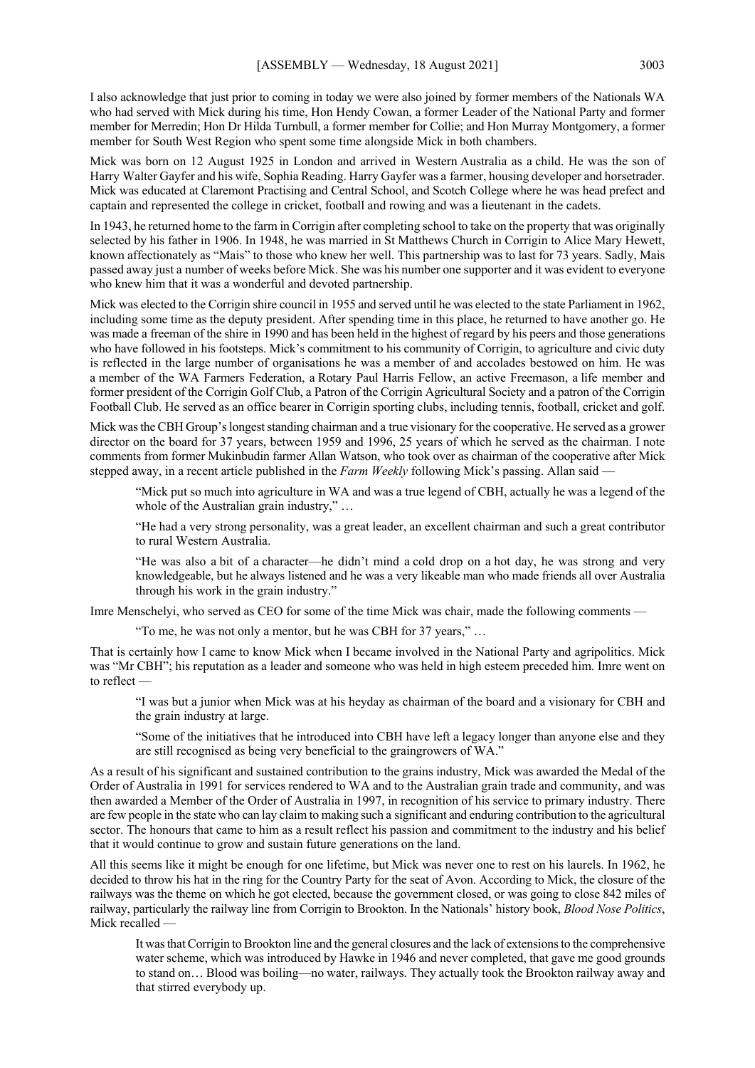I also acknowledge that just prior to coming in today we were also joined by former members of the Nationals WA who had served with Mick during his time, Hon Hendy Cowan, a former Leader of the National Party and former member for Merredin; Hon Dr Hilda Turnbull, a former member for Collie; and Hon Murray Montgomery, a former member for South West Region who spent some time alongside Mick in both chambers.

Mick was born on 12 August 1925 in London and arrived in Western Australia as a child. He was the son of Harry Walter Gayfer and his wife, Sophia Reading. Harry Gayfer was a farmer, housing developer and horsetrader. Mick was educated at Claremont Practising and Central School, and Scotch College where he was head prefect and captain and represented the college in cricket, football and rowing and was a lieutenant in the cadets.

In 1943, he returned home to the farm in Corrigin after completing school to take on the property that was originally selected by his father in 1906. In 1948, he was married in St Matthews Church in Corrigin to Alice Mary Hewett, known affectionately as "Mais" to those who knew her well. This partnership was to last for 73 years. Sadly, Mais passed away just a number of weeks before Mick. She was his number one supporter and it was evident to everyone who knew him that it was a wonderful and devoted partnership.

Mick was elected to the Corrigin shire council in 1955 and served until he was elected to the state Parliament in 1962, including some time as the deputy president. After spending time in this place, he returned to have another go. He was made a freeman of the shire in 1990 and has been held in the highest of regard by his peers and those generations who have followed in his footsteps. Mick's commitment to his community of Corrigin, to agriculture and civic duty is reflected in the large number of organisations he was a member of and accolades bestowed on him. He was a member of the WA Farmers Federation, a Rotary Paul Harris Fellow, an active Freemason, a life member and former president of the Corrigin Golf Club, a Patron of the Corrigin Agricultural Society and a patron of the Corrigin Football Club. He served as an office bearer in Corrigin sporting clubs, including tennis, football, cricket and golf.

Mick was the CBH Group's longest standing chairman and a true visionary for the cooperative. He served as a grower director on the board for 37 years, between 1959 and 1996, 25 years of which he served as the chairman. I note comments from former Mukinbudin farmer Allan Watson, who took over as chairman of the cooperative after Mick stepped away, in a recent article published in the *Farm Weekly* following Mick's passing. Allan said —

> "Mick put so much into agriculture in WA and was a true legend of CBH, actually he was a legend of the whole of the Australian grain industry," …
>
> "He had a very strong personality, was a great leader, an excellent chairman and such a great contributor to rural Western Australia.
>
> "He was also a bit of a character—he didn't mind a cold drop on a hot day, he was strong and very knowledgeable, but he always listened and he was a very likeable man who made friends all over Australia through his work in the grain industry."

Imre Menschelyi, who served as CEO for some of the time Mick was chair, made the following comments —

> "To me, he was not only a mentor, but he was CBH for 37 years," …

That is certainly how I came to know Mick when I became involved in the National Party and agripolitics. Mick was "Mr CBH"; his reputation as a leader and someone who was held in high esteem preceded him. Imre went on to reflect —

> "I was but a junior when Mick was at his heyday as chairman of the board and a visionary for CBH and the grain industry at large.
>
> "Some of the initiatives that he introduced into CBH have left a legacy longer than anyone else and they are still recognised as being very beneficial to the graingrowers of WA."

As a result of his significant and sustained contribution to the grains industry, Mick was awarded the Medal of the Order of Australia in 1991 for services rendered to WA and to the Australian grain trade and community, and was then awarded a Member of the Order of Australia in 1997, in recognition of his service to primary industry. There are few people in the state who can lay claim to making such a significant and enduring contribution to the agricultural sector. The honours that came to him as a result reflect his passion and commitment to the industry and his belief that it would continue to grow and sustain future generations on the land.

All this seems like it might be enough for one lifetime, but Mick was never one to rest on his laurels. In 1962, he decided to throw his hat in the ring for the Country Party for the seat of Avon. According to Mick, the closure of the railways was the theme on which he got elected, because the government closed, or was going to close 842 miles of railway, particularly the railway line from Corrigin to Brookton. In the Nationals' history book, *Blood Nose Politics*, Mick recalled —

> It was that Corrigin to Brookton line and the general closures and the lack of extensions to the comprehensive water scheme, which was introduced by Hawke in 1946 and never completed, that gave me good grounds to stand on… Blood was boiling—no water, railways. They actually took the Brookton railway away and that stirred everybody up.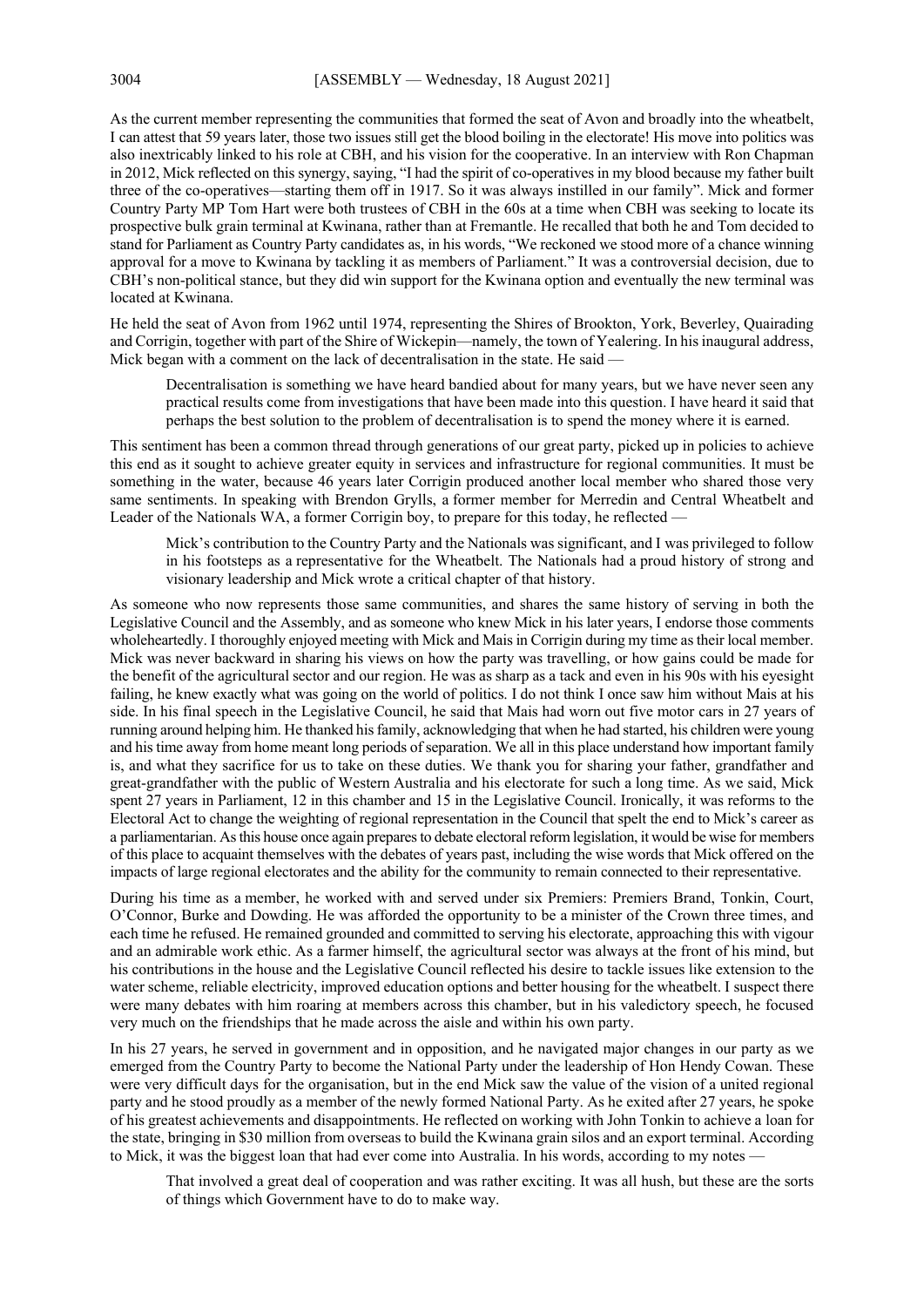As the current member representing the communities that formed the seat of Avon and broadly into the wheatbelt, I can attest that 59 years later, those two issues still get the blood boiling in the electorate! His move into politics was also inextricably linked to his role at CBH, and his vision for the cooperative. In an interview with Ron Chapman in 2012, Mick reflected on this synergy, saying, "I had the spirit of co-operatives in my blood because my father built three of the co-operatives—starting them off in 1917. So it was always instilled in our family". Mick and former Country Party MP Tom Hart were both trustees of CBH in the 60s at a time when CBH was seeking to locate its prospective bulk grain terminal at Kwinana, rather than at Fremantle. He recalled that both he and Tom decided to stand for Parliament as Country Party candidates as, in his words, "We reckoned we stood more of a chance winning approval for a move to Kwinana by tackling it as members of Parliament." It was a controversial decision, due to CBH's non-political stance, but they did win support for the Kwinana option and eventually the new terminal was located at Kwinana.

He held the seat of Avon from 1962 until 1974, representing the Shires of Brookton, York, Beverley, Quairading and Corrigin, together with part of the Shire of Wickepin—namely, the town of Yealering. In his inaugural address, Mick began with a comment on the lack of decentralisation in the state. He said —

> Decentralisation is something we have heard bandied about for many years, but we have never seen any practical results come from investigations that have been made into this question. I have heard it said that perhaps the best solution to the problem of decentralisation is to spend the money where it is earned.

This sentiment has been a common thread through generations of our great party, picked up in policies to achieve this end as it sought to achieve greater equity in services and infrastructure for regional communities. It must be something in the water, because 46 years later Corrigin produced another local member who shared those very same sentiments. In speaking with Brendon Grylls, a former member for Merredin and Central Wheatbelt and Leader of the Nationals WA, a former Corrigin boy, to prepare for this today, he reflected —

> Mick's contribution to the Country Party and the Nationals was significant, and I was privileged to follow in his footsteps as a representative for the Wheatbelt. The Nationals had a proud history of strong and visionary leadership and Mick wrote a critical chapter of that history.

As someone who now represents those same communities, and shares the same history of serving in both the Legislative Council and the Assembly, and as someone who knew Mick in his later years, I endorse those comments wholeheartedly. I thoroughly enjoyed meeting with Mick and Mais in Corrigin during my time as their local member. Mick was never backward in sharing his views on how the party was travelling, or how gains could be made for the benefit of the agricultural sector and our region. He was as sharp as a tack and even in his 90s with his eyesight failing, he knew exactly what was going on the world of politics. I do not think I once saw him without Mais at his side. In his final speech in the Legislative Council, he said that Mais had worn out five motor cars in 27 years of running around helping him. He thanked his family, acknowledging that when he had started, his children were young and his time away from home meant long periods of separation. We all in this place understand how important family is, and what they sacrifice for us to take on these duties. We thank you for sharing your father, grandfather and great-grandfather with the public of Western Australia and his electorate for such a long time. As we said, Mick spent 27 years in Parliament, 12 in this chamber and 15 in the Legislative Council. Ironically, it was reforms to the Electoral Act to change the weighting of regional representation in the Council that spelt the end to Mick's career as a parliamentarian. As this house once again prepares to debate electoral reform legislation, it would be wise for members of this place to acquaint themselves with the debates of years past, including the wise words that Mick offered on the impacts of large regional electorates and the ability for the community to remain connected to their representative.

During his time as a member, he worked with and served under six Premiers: Premiers Brand, Tonkin, Court, O'Connor, Burke and Dowding. He was afforded the opportunity to be a minister of the Crown three times, and each time he refused. He remained grounded and committed to serving his electorate, approaching this with vigour and an admirable work ethic. As a farmer himself, the agricultural sector was always at the front of his mind, but his contributions in the house and the Legislative Council reflected his desire to tackle issues like extension to the water scheme, reliable electricity, improved education options and better housing for the wheatbelt. I suspect there were many debates with him roaring at members across this chamber, but in his valedictory speech, he focused very much on the friendships that he made across the aisle and within his own party.

In his 27 years, he served in government and in opposition, and he navigated major changes in our party as we emerged from the Country Party to become the National Party under the leadership of Hon Hendy Cowan. These were very difficult days for the organisation, but in the end Mick saw the value of the vision of a united regional party and he stood proudly as a member of the newly formed National Party. As he exited after 27 years, he spoke of his greatest achievements and disappointments. He reflected on working with John Tonkin to achieve a loan for the state, bringing in $30 million from overseas to build the Kwinana grain silos and an export terminal. According to Mick, it was the biggest loan that had ever come into Australia. In his words, according to my notes —

> That involved a great deal of cooperation and was rather exciting. It was all hush, but these are the sorts of things which Government have to do to make way.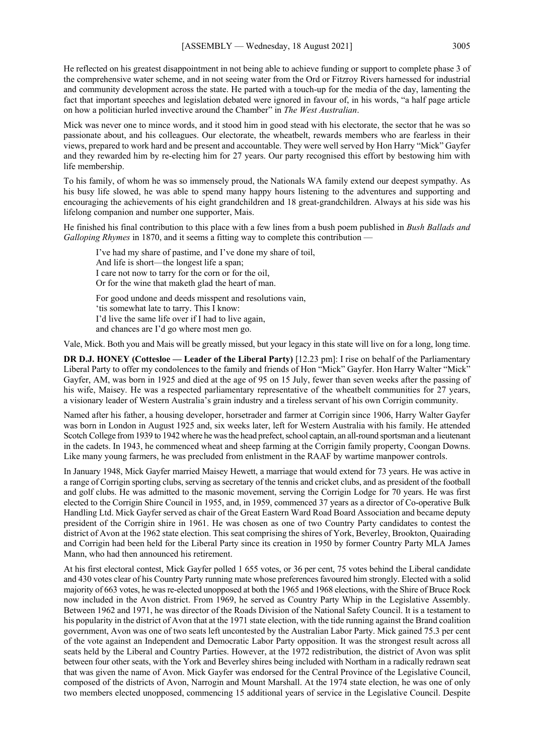He reflected on his greatest disappointment in not being able to achieve funding or support to complete phase 3 of the comprehensive water scheme, and in not seeing water from the Ord or Fitzroy Rivers harnessed for industrial and community development across the state. He parted with a touch-up for the media of the day, lamenting the fact that important speeches and legislation debated were ignored in favour of, in his words, "a half page article on how a politician hurled invective around the Chamber" in *The West Australian*.

Mick was never one to mince words, and it stood him in good stead with his electorate, the sector that he was so passionate about, and his colleagues. Our electorate, the wheatbelt, rewards members who are fearless in their views, prepared to work hard and be present and accountable. They were well served by Hon Harry "Mick" Gayfer and they rewarded him by re-electing him for 27 years. Our party recognised this effort by bestowing him with life membership.

To his family, of whom he was so immensely proud, the Nationals WA family extend our deepest sympathy. As his busy life slowed, he was able to spend many happy hours listening to the adventures and supporting and encouraging the achievements of his eight grandchildren and 18 great-grandchildren. Always at his side was his lifelong companion and number one supporter, Mais.

He finished his final contribution to this place with a few lines from a bush poem published in *Bush Ballads and Galloping Rhymes* in 1870, and it seems a fitting way to complete this contribution —

> I've had my share of pastime, and I've done my share of toil,
> And life is short—the longest life a span;
> I care not now to tarry for the corn or for the oil,
> Or for the wine that maketh glad the heart of man.
>
> For good undone and deeds misspent and resolutions vain,
> 'tis somewhat late to tarry. This I know:
> I'd live the same life over if I had to live again,
> and chances are I'd go where most men go.

Vale, Mick. Both you and Mais will be greatly missed, but your legacy in this state will live on for a long, long time.

**DR D.J. HONEY (Cottesloe — Leader of the Liberal Party)** [12.23 pm]: I rise on behalf of the Parliamentary Liberal Party to offer my condolences to the family and friends of Hon "Mick" Gayfer. Hon Harry Walter "Mick" Gayfer, AM, was born in 1925 and died at the age of 95 on 15 July, fewer than seven weeks after the passing of his wife, Maisey. He was a respected parliamentary representative of the wheatbelt communities for 27 years, a visionary leader of Western Australia's grain industry and a tireless servant of his own Corrigin community.

Named after his father, a housing developer, horsetrader and farmer at Corrigin since 1906, Harry Walter Gayfer was born in London in August 1925 and, six weeks later, left for Western Australia with his family. He attended Scotch College from 1939 to 1942 where he was the head prefect, school captain, an all-round sportsman and a lieutenant in the cadets. In 1943, he commenced wheat and sheep farming at the Corrigin family property, Coongan Downs. Like many young farmers, he was precluded from enlistment in the RAAF by wartime manpower controls.

In January 1948, Mick Gayfer married Maisey Hewett, a marriage that would extend for 73 years. He was active in a range of Corrigin sporting clubs, serving as secretary of the tennis and cricket clubs, and as president of the football and golf clubs. He was admitted to the masonic movement, serving the Corrigin Lodge for 70 years. He was first elected to the Corrigin Shire Council in 1955, and, in 1959, commenced 37 years as a director of Co-operative Bulk Handling Ltd. Mick Gayfer served as chair of the Great Eastern Ward Road Board Association and became deputy president of the Corrigin shire in 1961. He was chosen as one of two Country Party candidates to contest the district of Avon at the 1962 state election. This seat comprising the shires of York, Beverley, Brookton, Quairading and Corrigin had been held for the Liberal Party since its creation in 1950 by former Country Party MLA James Mann, who had then announced his retirement.

At his first electoral contest, Mick Gayfer polled 1 655 votes, or 36 per cent, 75 votes behind the Liberal candidate and 430 votes clear of his Country Party running mate whose preferences favoured him strongly. Elected with a solid majority of 663 votes, he was re-elected unopposed at both the 1965 and 1968 elections, with the Shire of Bruce Rock now included in the Avon district. From 1969, he served as Country Party Whip in the Legislative Assembly. Between 1962 and 1971, he was director of the Roads Division of the National Safety Council. It is a testament to his popularity in the district of Avon that at the 1971 state election, with the tide running against the Brand coalition government, Avon was one of two seats left uncontested by the Australian Labor Party. Mick gained 75.3 per cent of the vote against an Independent and Democratic Labor Party opposition. It was the strongest result across all seats held by the Liberal and Country Parties. However, at the 1972 redistribution, the district of Avon was split between four other seats, with the York and Beverley shires being included with Northam in a radically redrawn seat that was given the name of Avon. Mick Gayfer was endorsed for the Central Province of the Legislative Council, composed of the districts of Avon, Narrogin and Mount Marshall. At the 1974 state election, he was one of only two members elected unopposed, commencing 15 additional years of service in the Legislative Council. Despite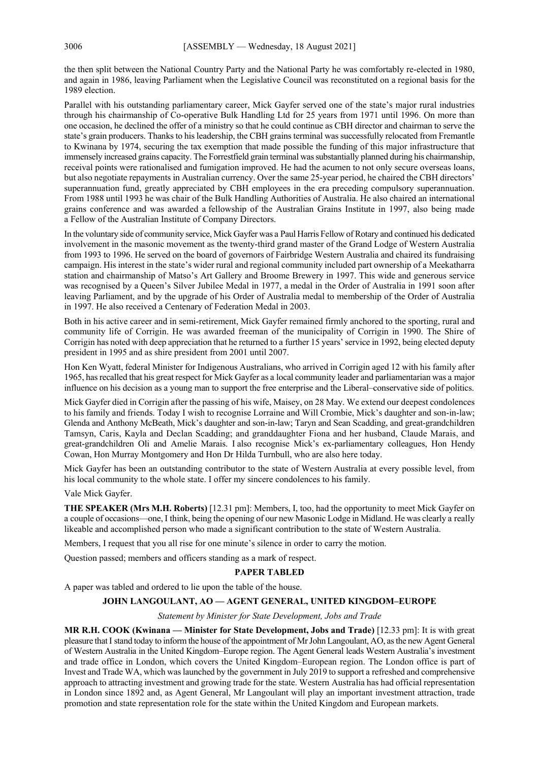the then split between the National Country Party and the National Party he was comfortably re-elected in 1980, and again in 1986, leaving Parliament when the Legislative Council was reconstituted on a regional basis for the 1989 election.

Parallel with his outstanding parliamentary career, Mick Gayfer served one of the state's major rural industries through his chairmanship of Co-operative Bulk Handling Ltd for 25 years from 1971 until 1996. On more than one occasion, he declined the offer of a ministry so that he could continue as CBH director and chairman to serve the state's grain producers. Thanks to his leadership, the CBH grains terminal was successfully relocated from Fremantle to Kwinana by 1974, securing the tax exemption that made possible the funding of this major infrastructure that immensely increased grains capacity. The Forrestfield grain terminal was substantially planned during his chairmanship, receival points were rationalised and fumigation improved. He had the acumen to not only secure overseas loans, but also negotiate repayments in Australian currency. Over the same 25-year period, he chaired the CBH directors' superannuation fund, greatly appreciated by CBH employees in the era preceding compulsory superannuation. From 1988 until 1993 he was chair of the Bulk Handling Authorities of Australia. He also chaired an international grains conference and was awarded a fellowship of the Australian Grains Institute in 1997, also being made a Fellow of the Australian Institute of Company Directors.

In the voluntary side of community service, Mick Gayfer was a Paul Harris Fellow of Rotary and continued his dedicated involvement in the masonic movement as the twenty-third grand master of the Grand Lodge of Western Australia from 1993 to 1996. He served on the board of governors of Fairbridge Western Australia and chaired its fundraising campaign. His interest in the state's wider rural and regional community included part ownership of a Meekatharra station and chairmanship of Matso's Art Gallery and Broome Brewery in 1997. This wide and generous service was recognised by a Queen's Silver Jubilee Medal in 1977, a medal in the Order of Australia in 1991 soon after leaving Parliament, and by the upgrade of his Order of Australia medal to membership of the Order of Australia in 1997. He also received a Centenary of Federation Medal in 2003.

Both in his active career and in semi-retirement, Mick Gayfer remained firmly anchored to the sporting, rural and community life of Corrigin. He was awarded freeman of the municipality of Corrigin in 1990. The Shire of Corrigin has noted with deep appreciation that he returned to a further 15 years' service in 1992, being elected deputy president in 1995 and as shire president from 2001 until 2007.

Hon Ken Wyatt, federal Minister for Indigenous Australians, who arrived in Corrigin aged 12 with his family after 1965, has recalled that his great respect for Mick Gayfer as a local community leader and parliamentarian was a major influence on his decision as a young man to support the free enterprise and the Liberal–conservative side of politics.

Mick Gayfer died in Corrigin after the passing of his wife, Maisey, on 28 May. We extend our deepest condolences to his family and friends. Today I wish to recognise Lorraine and Will Crombie, Mick's daughter and son-in-law; Glenda and Anthony McBeath, Mick's daughter and son-in-law; Taryn and Sean Scadding, and great-grandchildren Tamsyn, Caris, Kayla and Declan Scadding; and granddaughter Fiona and her husband, Claude Marais, and great-grandchildren Oli and Amelie Marais. I also recognise Mick's ex-parliamentary colleagues, Hon Hendy Cowan, Hon Murray Montgomery and Hon Dr Hilda Turnbull, who are also here today.

Mick Gayfer has been an outstanding contributor to the state of Western Australia at every possible level, from his local community to the whole state. I offer my sincere condolences to his family.

Vale Mick Gayfer.

**THE SPEAKER (Mrs M.H. Roberts)** [12.31 pm]: Members, I, too, had the opportunity to meet Mick Gayfer on a couple of occasions—one, I think, being the opening of our new Masonic Lodge in Midland. He was clearly a really likeable and accomplished person who made a significant contribution to the state of Western Australia.

Members, I request that you all rise for one minute's silence in order to carry the motion.

Question passed; members and officers standing as a mark of respect.

## PAPER TABLED

A paper was tabled and ordered to lie upon the table of the house.

## JOHN LANGOULANT, AO — AGENT GENERAL, UNITED KINGDOM–EUROPE

*Statement by Minister for State Development, Jobs and Trade*

**MR R.H. COOK (Kwinana — Minister for State Development, Jobs and Trade)** [12.33 pm]: It is with great pleasure that I stand today to inform the house of the appointment of Mr John Langoulant, AO, as the new Agent General of Western Australia in the United Kingdom–Europe region. The Agent General leads Western Australia's investment and trade office in London, which covers the United Kingdom–European region. The London office is part of Invest and Trade WA, which was launched by the government in July 2019 to support a refreshed and comprehensive approach to attracting investment and growing trade for the state. Western Australia has had official representation in London since 1892 and, as Agent General, Mr Langoulant will play an important investment attraction, trade promotion and state representation role for the state within the United Kingdom and European markets.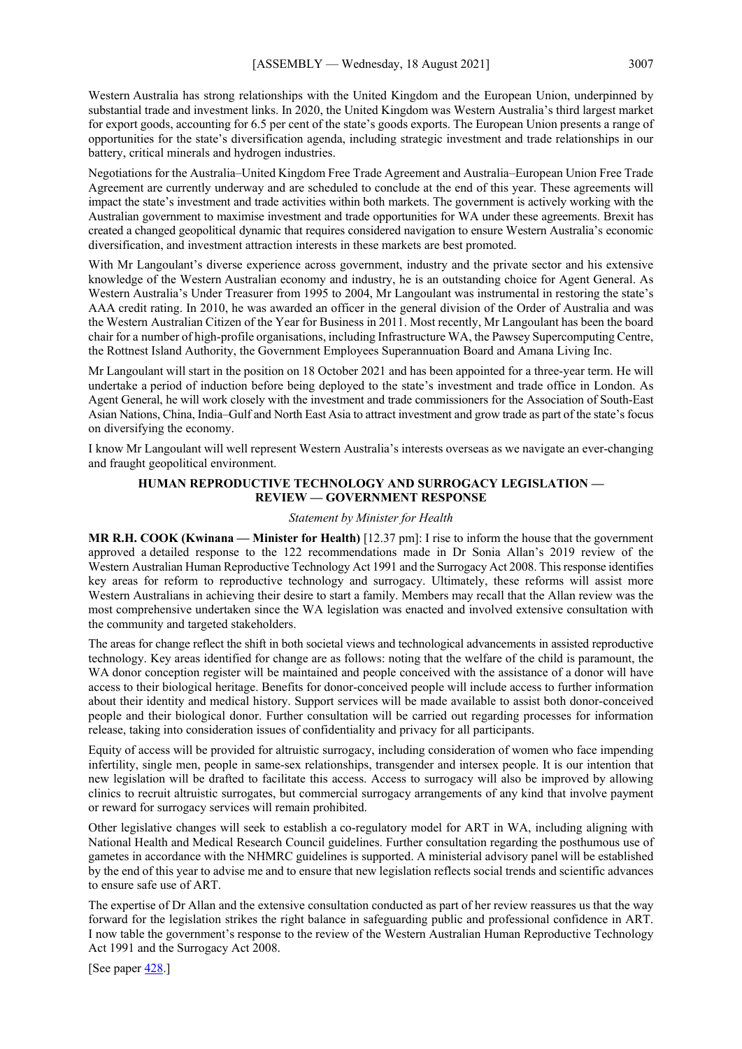Western Australia has strong relationships with the United Kingdom and the European Union, underpinned by substantial trade and investment links. In 2020, the United Kingdom was Western Australia's third largest market for export goods, accounting for 6.5 per cent of the state's goods exports. The European Union presents a range of opportunities for the state's diversification agenda, including strategic investment and trade relationships in our battery, critical minerals and hydrogen industries.

Negotiations for the Australia–United Kingdom Free Trade Agreement and Australia–European Union Free Trade Agreement are currently underway and are scheduled to conclude at the end of this year. These agreements will impact the state's investment and trade activities within both markets. The government is actively working with the Australian government to maximise investment and trade opportunities for WA under these agreements. Brexit has created a changed geopolitical dynamic that requires considered navigation to ensure Western Australia's economic diversification, and investment attraction interests in these markets are best promoted.

With Mr Langoulant's diverse experience across government, industry and the private sector and his extensive knowledge of the Western Australian economy and industry, he is an outstanding choice for Agent General. As Western Australia's Under Treasurer from 1995 to 2004, Mr Langoulant was instrumental in restoring the state's AAA credit rating. In 2010, he was awarded an officer in the general division of the Order of Australia and was the Western Australian Citizen of the Year for Business in 2011. Most recently, Mr Langoulant has been the board chair for a number of high-profile organisations, including Infrastructure WA, the Pawsey Supercomputing Centre, the Rottnest Island Authority, the Government Employees Superannuation Board and Amana Living Inc.

Mr Langoulant will start in the position on 18 October 2021 and has been appointed for a three-year term. He will undertake a period of induction before being deployed to the state's investment and trade office in London. As Agent General, he will work closely with the investment and trade commissioners for the Association of South-East Asian Nations, China, India–Gulf and North East Asia to attract investment and grow trade as part of the state's focus on diversifying the economy.

I know Mr Langoulant will well represent Western Australia's interests overseas as we navigate an ever-changing and fraught geopolitical environment.

## HUMAN REPRODUCTIVE TECHNOLOGY AND SURROGACY LEGISLATION — REVIEW — GOVERNMENT RESPONSE

*Statement by Minister for Health*

**MR R.H. COOK (Kwinana — Minister for Health)** [12.37 pm]: I rise to inform the house that the government approved a detailed response to the 122 recommendations made in Dr Sonia Allan's 2019 review of the Western Australian Human Reproductive Technology Act 1991 and the Surrogacy Act 2008. This response identifies key areas for reform to reproductive technology and surrogacy. Ultimately, these reforms will assist more Western Australians in achieving their desire to start a family. Members may recall that the Allan review was the most comprehensive undertaken since the WA legislation was enacted and involved extensive consultation with the community and targeted stakeholders.

The areas for change reflect the shift in both societal views and technological advancements in assisted reproductive technology. Key areas identified for change are as follows: noting that the welfare of the child is paramount, the WA donor conception register will be maintained and people conceived with the assistance of a donor will have access to their biological heritage. Benefits for donor-conceived people will include access to further information about their identity and medical history. Support services will be made available to assist both donor-conceived people and their biological donor. Further consultation will be carried out regarding processes for information release, taking into consideration issues of confidentiality and privacy for all participants.

Equity of access will be provided for altruistic surrogacy, including consideration of women who face impending infertility, single men, people in same-sex relationships, transgender and intersex people. It is our intention that new legislation will be drafted to facilitate this access. Access to surrogacy will also be improved by allowing clinics to recruit altruistic surrogates, but commercial surrogacy arrangements of any kind that involve payment or reward for surrogacy services will remain prohibited.

Other legislative changes will seek to establish a co-regulatory model for ART in WA, including aligning with National Health and Medical Research Council guidelines. Further consultation regarding the posthumous use of gametes in accordance with the NHMRC guidelines is supported. A ministerial advisory panel will be established by the end of this year to advise me and to ensure that new legislation reflects social trends and scientific advances to ensure safe use of ART.

The expertise of Dr Allan and the extensive consultation conducted as part of her review reassures us that the way forward for the legislation strikes the right balance in safeguarding public and professional confidence in ART. I now table the government's response to the review of the Western Australian Human Reproductive Technology Act 1991 and the Surrogacy Act 2008.

[See paper 428.]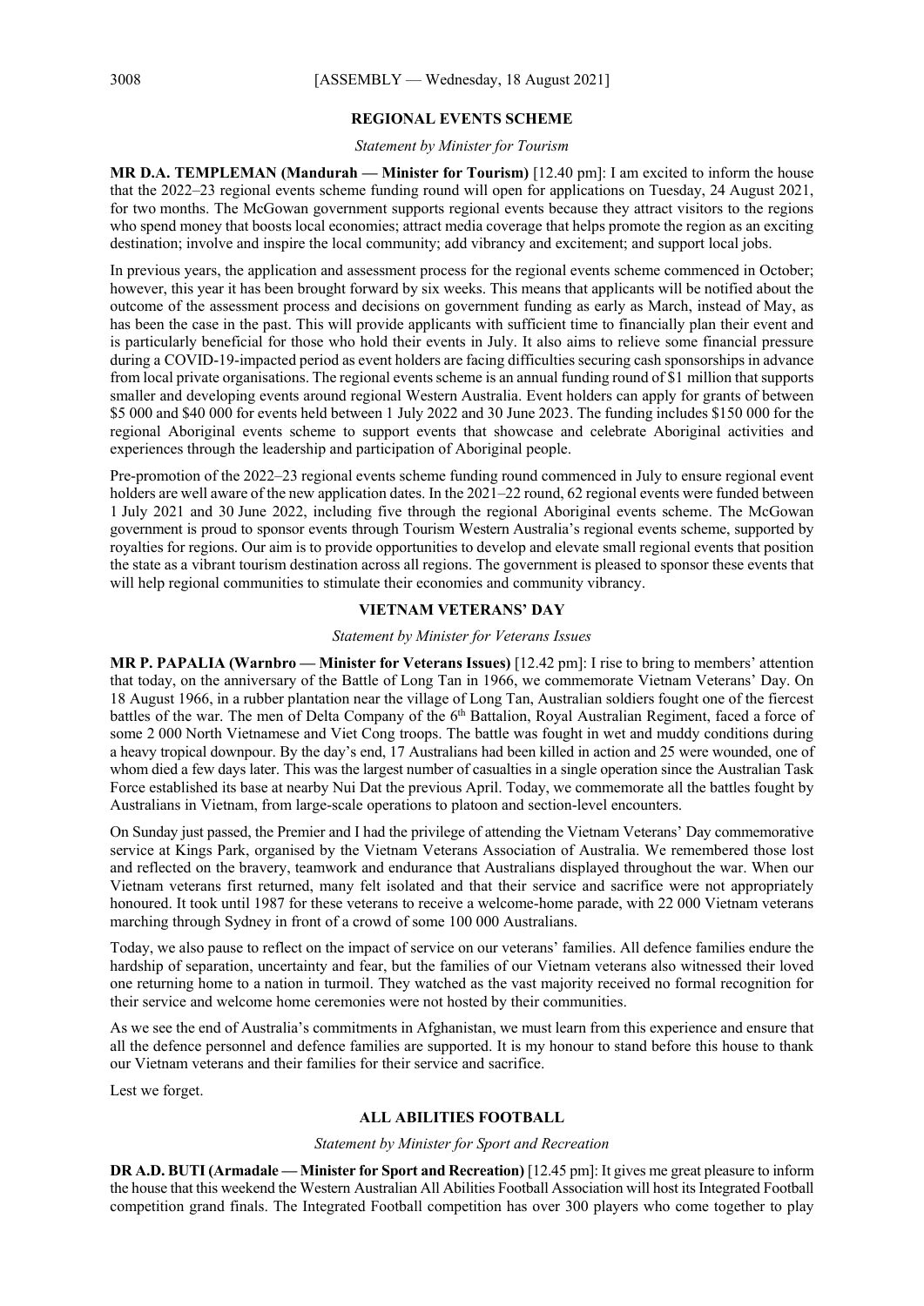## REGIONAL EVENTS SCHEME

*Statement by Minister for Tourism*

**MR D.A. TEMPLEMAN (Mandurah — Minister for Tourism)** [12.40 pm]: I am excited to inform the house that the 2022–23 regional events scheme funding round will open for applications on Tuesday, 24 August 2021, for two months. The McGowan government supports regional events because they attract visitors to the regions who spend money that boosts local economies; attract media coverage that helps promote the region as an exciting destination; involve and inspire the local community; add vibrancy and excitement; and support local jobs.

In previous years, the application and assessment process for the regional events scheme commenced in October; however, this year it has been brought forward by six weeks. This means that applicants will be notified about the outcome of the assessment process and decisions on government funding as early as March, instead of May, as has been the case in the past. This will provide applicants with sufficient time to financially plan their event and is particularly beneficial for those who hold their events in July. It also aims to relieve some financial pressure during a COVID-19-impacted period as event holders are facing difficulties securing cash sponsorships in advance from local private organisations. The regional events scheme is an annual funding round of $1 million that supports smaller and developing events around regional Western Australia. Event holders can apply for grants of between $5 000 and $40 000 for events held between 1 July 2022 and 30 June 2023. The funding includes $150 000 for the regional Aboriginal events scheme to support events that showcase and celebrate Aboriginal activities and experiences through the leadership and participation of Aboriginal people.

Pre-promotion of the 2022–23 regional events scheme funding round commenced in July to ensure regional event holders are well aware of the new application dates. In the 2021–22 round, 62 regional events were funded between 1 July 2021 and 30 June 2022, including five through the regional Aboriginal events scheme. The McGowan government is proud to sponsor events through Tourism Western Australia's regional events scheme, supported by royalties for regions. Our aim is to provide opportunities to develop and elevate small regional events that position the state as a vibrant tourism destination across all regions. The government is pleased to sponsor these events that will help regional communities to stimulate their economies and community vibrancy.

## VIETNAM VETERANS' DAY

*Statement by Minister for Veterans Issues*

**MR P. PAPALIA (Warnbro — Minister for Veterans Issues)** [12.42 pm]: I rise to bring to members' attention that today, on the anniversary of the Battle of Long Tan in 1966, we commemorate Vietnam Veterans' Day. On 18 August 1966, in a rubber plantation near the village of Long Tan, Australian soldiers fought one of the fiercest battles of the war. The men of Delta Company of the 6th Battalion, Royal Australian Regiment, faced a force of some 2 000 North Vietnamese and Viet Cong troops. The battle was fought in wet and muddy conditions during a heavy tropical downpour. By the day's end, 17 Australians had been killed in action and 25 were wounded, one of whom died a few days later. This was the largest number of casualties in a single operation since the Australian Task Force established its base at nearby Nui Dat the previous April. Today, we commemorate all the battles fought by Australians in Vietnam, from large-scale operations to platoon and section-level encounters.

On Sunday just passed, the Premier and I had the privilege of attending the Vietnam Veterans' Day commemorative service at Kings Park, organised by the Vietnam Veterans Association of Australia. We remembered those lost and reflected on the bravery, teamwork and endurance that Australians displayed throughout the war. When our Vietnam veterans first returned, many felt isolated and that their service and sacrifice were not appropriately honoured. It took until 1987 for these veterans to receive a welcome-home parade, with 22 000 Vietnam veterans marching through Sydney in front of a crowd of some 100 000 Australians.

Today, we also pause to reflect on the impact of service on our veterans' families. All defence families endure the hardship of separation, uncertainty and fear, but the families of our Vietnam veterans also witnessed their loved one returning home to a nation in turmoil. They watched as the vast majority received no formal recognition for their service and welcome home ceremonies were not hosted by their communities.

As we see the end of Australia's commitments in Afghanistan, we must learn from this experience and ensure that all the defence personnel and defence families are supported. It is my honour to stand before this house to thank our Vietnam veterans and their families for their service and sacrifice.

Lest we forget.

## ALL ABILITIES FOOTBALL

*Statement by Minister for Sport and Recreation*

**DR A.D. BUTI (Armadale — Minister for Sport and Recreation)** [12.45 pm]: It gives me great pleasure to inform the house that this weekend the Western Australian All Abilities Football Association will host its Integrated Football competition grand finals. The Integrated Football competition has over 300 players who come together to play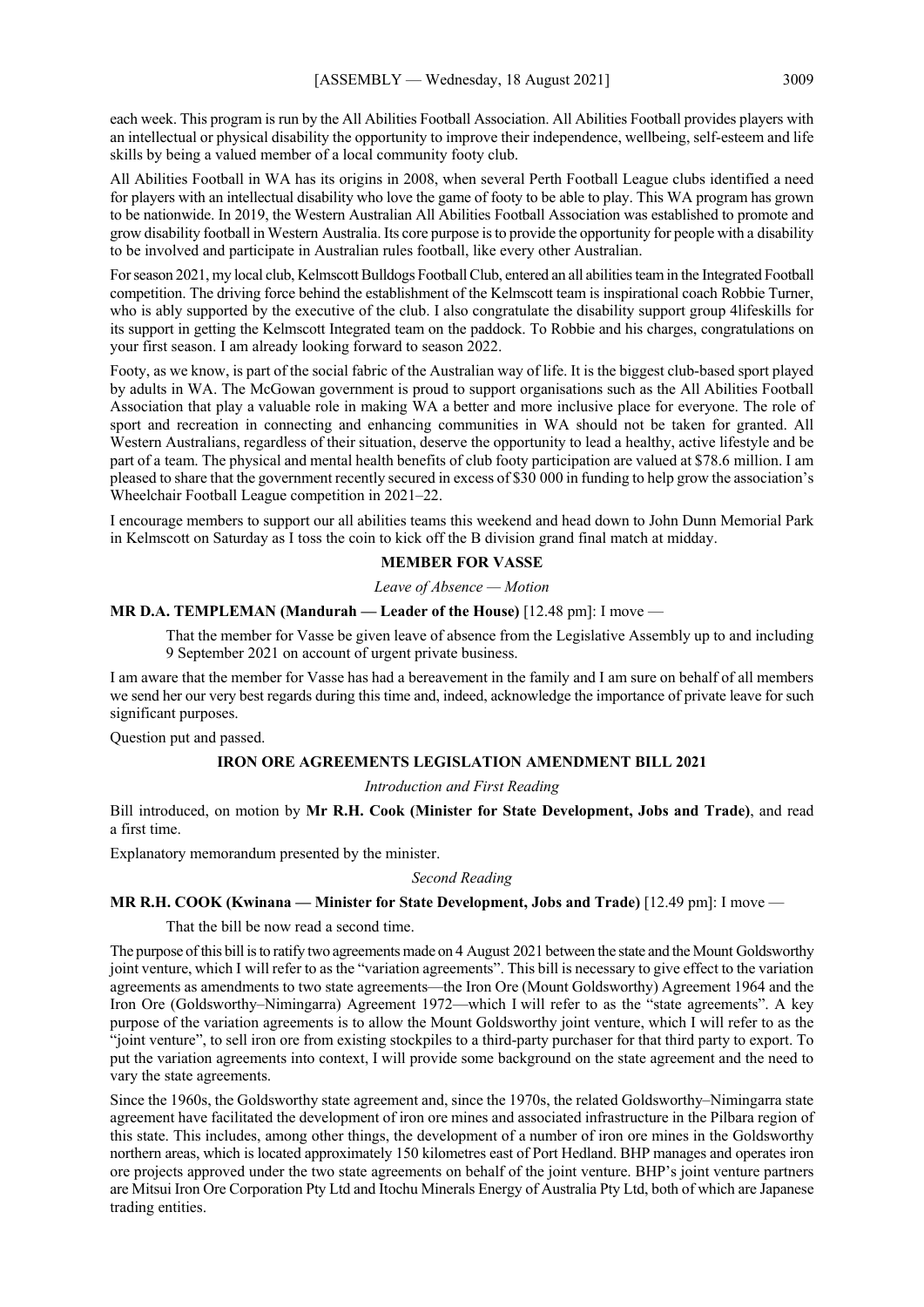each week. This program is run by the All Abilities Football Association. All Abilities Football provides players with an intellectual or physical disability the opportunity to improve their independence, wellbeing, self-esteem and life skills by being a valued member of a local community footy club.

All Abilities Football in WA has its origins in 2008, when several Perth Football League clubs identified a need for players with an intellectual disability who love the game of footy to be able to play. This WA program has grown to be nationwide. In 2019, the Western Australian All Abilities Football Association was established to promote and grow disability football in Western Australia. Its core purpose is to provide the opportunity for people with a disability to be involved and participate in Australian rules football, like every other Australian.

For season 2021, my local club, Kelmscott Bulldogs Football Club, entered an all abilities team in the Integrated Football competition. The driving force behind the establishment of the Kelmscott team is inspirational coach Robbie Turner, who is ably supported by the executive of the club. I also congratulate the disability support group 4lifeskills for its support in getting the Kelmscott Integrated team on the paddock. To Robbie and his charges, congratulations on your first season. I am already looking forward to season 2022.

Footy, as we know, is part of the social fabric of the Australian way of life. It is the biggest club-based sport played by adults in WA. The McGowan government is proud to support organisations such as the All Abilities Football Association that play a valuable role in making WA a better and more inclusive place for everyone. The role of sport and recreation in connecting and enhancing communities in WA should not be taken for granted. All Western Australians, regardless of their situation, deserve the opportunity to lead a healthy, active lifestyle and be part of a team. The physical and mental health benefits of club footy participation are valued at $78.6 million. I am pleased to share that the government recently secured in excess of $30 000 in funding to help grow the association's Wheelchair Football League competition in 2021–22.

I encourage members to support our all abilities teams this weekend and head down to John Dunn Memorial Park in Kelmscott on Saturday as I toss the coin to kick off the B division grand final match at midday.

## MEMBER FOR VASSE

*Leave of Absence — Motion*

**MR D.A. TEMPLEMAN (Mandurah — Leader of the House)** [12.48 pm]: I move —

> That the member for Vasse be given leave of absence from the Legislative Assembly up to and including 9 September 2021 on account of urgent private business.

I am aware that the member for Vasse has had a bereavement in the family and I am sure on behalf of all members we send her our very best regards during this time and, indeed, acknowledge the importance of private leave for such significant purposes.

Question put and passed.

## IRON ORE AGREEMENTS LEGISLATION AMENDMENT BILL 2021

*Introduction and First Reading*

Bill introduced, on motion by **Mr R.H. Cook (Minister for State Development, Jobs and Trade)**, and read a first time.

Explanatory memorandum presented by the minister.

*Second Reading*

**MR R.H. COOK (Kwinana — Minister for State Development, Jobs and Trade)** [12.49 pm]: I move —

> That the bill be now read a second time.

The purpose of this bill is to ratify two agreements made on 4 August 2021 between the state and the Mount Goldsworthy joint venture, which I will refer to as the "variation agreements". This bill is necessary to give effect to the variation agreements as amendments to two state agreements—the Iron Ore (Mount Goldsworthy) Agreement 1964 and the Iron Ore (Goldsworthy–Nimingarra) Agreement 1972—which I will refer to as the "state agreements". A key purpose of the variation agreements is to allow the Mount Goldsworthy joint venture, which I will refer to as the "joint venture", to sell iron ore from existing stockpiles to a third-party purchaser for that third party to export. To put the variation agreements into context, I will provide some background on the state agreement and the need to vary the state agreements.

Since the 1960s, the Goldsworthy state agreement and, since the 1970s, the related Goldsworthy–Nimingarra state agreement have facilitated the development of iron ore mines and associated infrastructure in the Pilbara region of this state. This includes, among other things, the development of a number of iron ore mines in the Goldsworthy northern areas, which is located approximately 150 kilometres east of Port Hedland. BHP manages and operates iron ore projects approved under the two state agreements on behalf of the joint venture. BHP's joint venture partners are Mitsui Iron Ore Corporation Pty Ltd and Itochu Minerals Energy of Australia Pty Ltd, both of which are Japanese trading entities.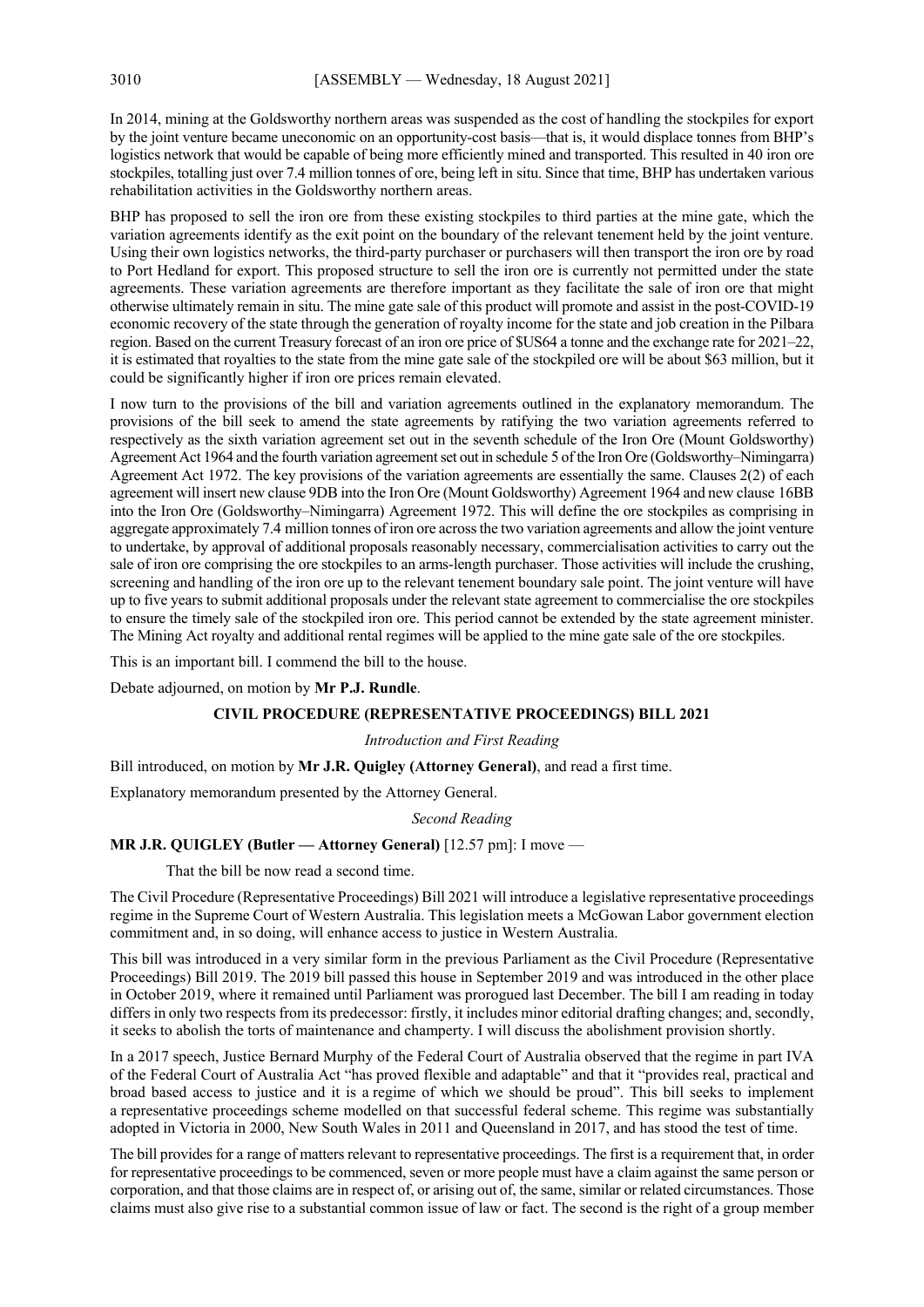In 2014, mining at the Goldsworthy northern areas was suspended as the cost of handling the stockpiles for export by the joint venture became uneconomic on an opportunity-cost basis—that is, it would displace tonnes from BHP's logistics network that would be capable of being more efficiently mined and transported. This resulted in 40 iron ore stockpiles, totalling just over 7.4 million tonnes of ore, being left in situ. Since that time, BHP has undertaken various rehabilitation activities in the Goldsworthy northern areas.

BHP has proposed to sell the iron ore from these existing stockpiles to third parties at the mine gate, which the variation agreements identify as the exit point on the boundary of the relevant tenement held by the joint venture. Using their own logistics networks, the third-party purchaser or purchasers will then transport the iron ore by road to Port Hedland for export. This proposed structure to sell the iron ore is currently not permitted under the state agreements. These variation agreements are therefore important as they facilitate the sale of iron ore that might otherwise ultimately remain in situ. The mine gate sale of this product will promote and assist in the post-COVID-19 economic recovery of the state through the generation of royalty income for the state and job creation in the Pilbara region. Based on the current Treasury forecast of an iron ore price of $US64 a tonne and the exchange rate for 2021–22, it is estimated that royalties to the state from the mine gate sale of the stockpiled ore will be about $63 million, but it could be significantly higher if iron ore prices remain elevated.

I now turn to the provisions of the bill and variation agreements outlined in the explanatory memorandum. The provisions of the bill seek to amend the state agreements by ratifying the two variation agreements referred to respectively as the sixth variation agreement set out in the seventh schedule of the Iron Ore (Mount Goldsworthy) Agreement Act 1964 and the fourth variation agreement set out in schedule 5 of the Iron Ore (Goldsworthy–Nimingarra) Agreement Act 1972. The key provisions of the variation agreements are essentially the same. Clauses 2(2) of each agreement will insert new clause 9DB into the Iron Ore (Mount Goldsworthy) Agreement 1964 and new clause 16BB into the Iron Ore (Goldsworthy–Nimingarra) Agreement 1972. This will define the ore stockpiles as comprising in aggregate approximately 7.4 million tonnes of iron ore across the two variation agreements and allow the joint venture to undertake, by approval of additional proposals reasonably necessary, commercialisation activities to carry out the sale of iron ore comprising the ore stockpiles to an arms-length purchaser. Those activities will include the crushing, screening and handling of the iron ore up to the relevant tenement boundary sale point. The joint venture will have up to five years to submit additional proposals under the relevant state agreement to commercialise the ore stockpiles to ensure the timely sale of the stockpiled iron ore. This period cannot be extended by the state agreement minister. The Mining Act royalty and additional rental regimes will be applied to the mine gate sale of the ore stockpiles.

This is an important bill. I commend the bill to the house.

Debate adjourned, on motion by **Mr P.J. Rundle**.

## CIVIL PROCEDURE (REPRESENTATIVE PROCEEDINGS) BILL 2021

*Introduction and First Reading*

Bill introduced, on motion by **Mr J.R. Quigley (Attorney General)**, and read a first time.

Explanatory memorandum presented by the Attorney General.

*Second Reading*

**MR J.R. QUIGLEY (Butler — Attorney General)** [12.57 pm]: I move —

> That the bill be now read a second time.

The Civil Procedure (Representative Proceedings) Bill 2021 will introduce a legislative representative proceedings regime in the Supreme Court of Western Australia. This legislation meets a McGowan Labor government election commitment and, in so doing, will enhance access to justice in Western Australia.

This bill was introduced in a very similar form in the previous Parliament as the Civil Procedure (Representative Proceedings) Bill 2019. The 2019 bill passed this house in September 2019 and was introduced in the other place in October 2019, where it remained until Parliament was prorogued last December. The bill I am reading in today differs in only two respects from its predecessor: firstly, it includes minor editorial drafting changes; and, secondly, it seeks to abolish the torts of maintenance and champerty. I will discuss the abolishment provision shortly.

In a 2017 speech, Justice Bernard Murphy of the Federal Court of Australia observed that the regime in part IVA of the Federal Court of Australia Act "has proved flexible and adaptable" and that it "provides real, practical and broad based access to justice and it is a regime of which we should be proud". This bill seeks to implement a representative proceedings scheme modelled on that successful federal scheme. This regime was substantially adopted in Victoria in 2000, New South Wales in 2011 and Queensland in 2017, and has stood the test of time.

The bill provides for a range of matters relevant to representative proceedings. The first is a requirement that, in order for representative proceedings to be commenced, seven or more people must have a claim against the same person or corporation, and that those claims are in respect of, or arising out of, the same, similar or related circumstances. Those claims must also give rise to a substantial common issue of law or fact. The second is the right of a group member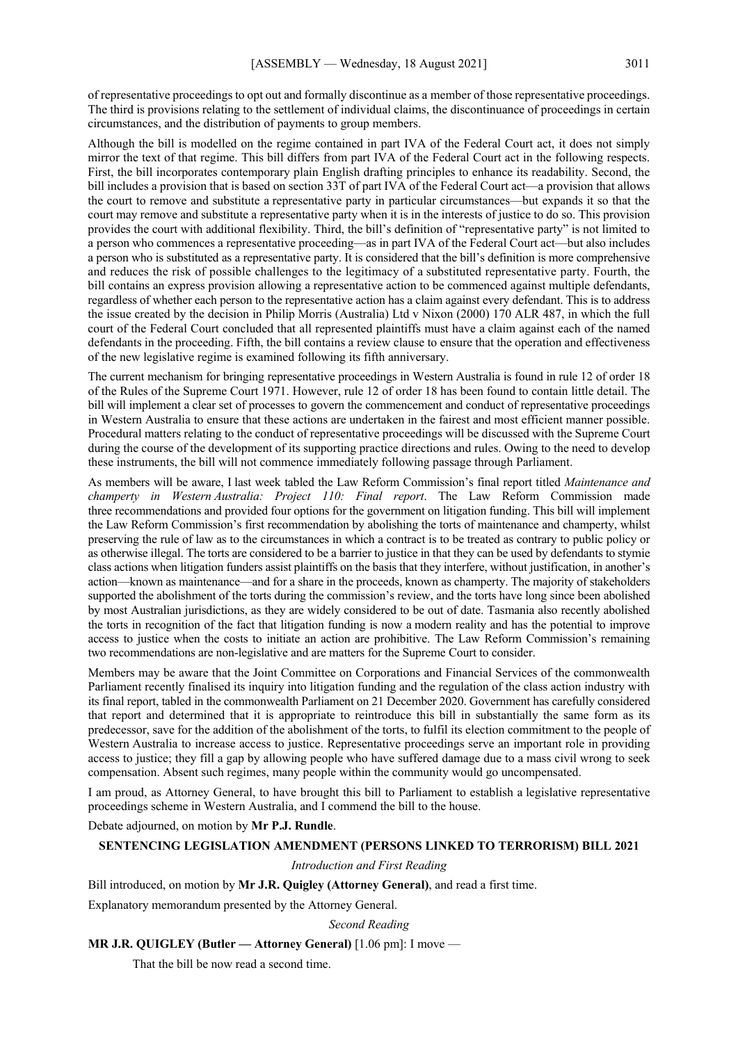of representative proceedings to opt out and formally discontinue as a member of those representative proceedings. The third is provisions relating to the settlement of individual claims, the discontinuance of proceedings in certain circumstances, and the distribution of payments to group members.

Although the bill is modelled on the regime contained in part IVA of the Federal Court act, it does not simply mirror the text of that regime. This bill differs from part IVA of the Federal Court act in the following respects. First, the bill incorporates contemporary plain English drafting principles to enhance its readability. Second, the bill includes a provision that is based on section 33T of part IVA of the Federal Court act—a provision that allows the court to remove and substitute a representative party in particular circumstances—but expands it so that the court may remove and substitute a representative party when it is in the interests of justice to do so. This provision provides the court with additional flexibility. Third, the bill's definition of "representative party" is not limited to a person who commences a representative proceeding—as in part IVA of the Federal Court act—but also includes a person who is substituted as a representative party. It is considered that the bill's definition is more comprehensive and reduces the risk of possible challenges to the legitimacy of a substituted representative party. Fourth, the bill contains an express provision allowing a representative action to be commenced against multiple defendants, regardless of whether each person to the representative action has a claim against every defendant. This is to address the issue created by the decision in Philip Morris (Australia) Ltd v Nixon (2000) 170 ALR 487, in which the full court of the Federal Court concluded that all represented plaintiffs must have a claim against each of the named defendants in the proceeding. Fifth, the bill contains a review clause to ensure that the operation and effectiveness of the new legislative regime is examined following its fifth anniversary.

The current mechanism for bringing representative proceedings in Western Australia is found in rule 12 of order 18 of the Rules of the Supreme Court 1971. However, rule 12 of order 18 has been found to contain little detail. The bill will implement a clear set of processes to govern the commencement and conduct of representative proceedings in Western Australia to ensure that these actions are undertaken in the fairest and most efficient manner possible. Procedural matters relating to the conduct of representative proceedings will be discussed with the Supreme Court during the course of the development of its supporting practice directions and rules. Owing to the need to develop these instruments, the bill will not commence immediately following passage through Parliament.

As members will be aware, I last week tabled the Law Reform Commission's final report titled *Maintenance and champerty in Western Australia: Project 110: Final report*. The Law Reform Commission made three recommendations and provided four options for the government on litigation funding. This bill will implement the Law Reform Commission's first recommendation by abolishing the torts of maintenance and champerty, whilst preserving the rule of law as to the circumstances in which a contract is to be treated as contrary to public policy or as otherwise illegal. The torts are considered to be a barrier to justice in that they can be used by defendants to stymie class actions when litigation funders assist plaintiffs on the basis that they interfere, without justification, in another's action—known as maintenance—and for a share in the proceeds, known as champerty. The majority of stakeholders supported the abolishment of the torts during the commission's review, and the torts have long since been abolished by most Australian jurisdictions, as they are widely considered to be out of date. Tasmania also recently abolished the torts in recognition of the fact that litigation funding is now a modern reality and has the potential to improve access to justice when the costs to initiate an action are prohibitive. The Law Reform Commission's remaining two recommendations are non-legislative and are matters for the Supreme Court to consider.

Members may be aware that the Joint Committee on Corporations and Financial Services of the commonwealth Parliament recently finalised its inquiry into litigation funding and the regulation of the class action industry with its final report, tabled in the commonwealth Parliament on 21 December 2020. Government has carefully considered that report and determined that it is appropriate to reintroduce this bill in substantially the same form as its predecessor, save for the addition of the abolishment of the torts, to fulfil its election commitment to the people of Western Australia to increase access to justice. Representative proceedings serve an important role in providing access to justice; they fill a gap by allowing people who have suffered damage due to a mass civil wrong to seek compensation. Absent such regimes, many people within the community would go uncompensated.

I am proud, as Attorney General, to have brought this bill to Parliament to establish a legislative representative proceedings scheme in Western Australia, and I commend the bill to the house.

Debate adjourned, on motion by **Mr P.J. Rundle**.

## SENTENCING LEGISLATION AMENDMENT (PERSONS LINKED TO TERRORISM) BILL 2021

*Introduction and First Reading*

Bill introduced, on motion by **Mr J.R. Quigley (Attorney General)**, and read a first time.

Explanatory memorandum presented by the Attorney General.

*Second Reading*

**MR J.R. QUIGLEY (Butler — Attorney General)** [1.06 pm]: I move —

> That the bill be now read a second time.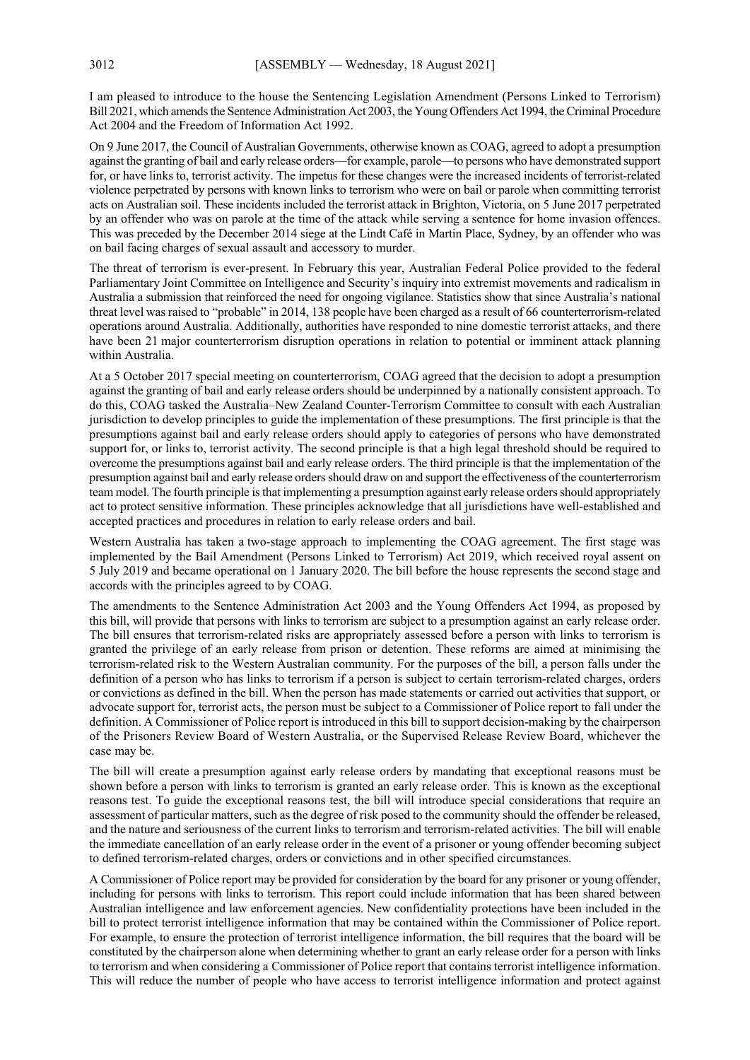I am pleased to introduce to the house the Sentencing Legislation Amendment (Persons Linked to Terrorism) Bill 2021, which amends the Sentence Administration Act 2003, the Young Offenders Act 1994, the Criminal Procedure Act 2004 and the Freedom of Information Act 1992.

On 9 June 2017, the Council of Australian Governments, otherwise known as COAG, agreed to adopt a presumption against the granting of bail and early release orders—for example, parole—to persons who have demonstrated support for, or have links to, terrorist activity. The impetus for these changes were the increased incidents of terrorist-related violence perpetrated by persons with known links to terrorism who were on bail or parole when committing terrorist acts on Australian soil. These incidents included the terrorist attack in Brighton, Victoria, on 5 June 2017 perpetrated by an offender who was on parole at the time of the attack while serving a sentence for home invasion offences. This was preceded by the December 2014 siege at the Lindt Café in Martin Place, Sydney, by an offender who was on bail facing charges of sexual assault and accessory to murder.

The threat of terrorism is ever-present. In February this year, Australian Federal Police provided to the federal Parliamentary Joint Committee on Intelligence and Security's inquiry into extremist movements and radicalism in Australia a submission that reinforced the need for ongoing vigilance. Statistics show that since Australia's national threat level was raised to "probable" in 2014, 138 people have been charged as a result of 66 counterterrorism-related operations around Australia. Additionally, authorities have responded to nine domestic terrorist attacks, and there have been 21 major counterterrorism disruption operations in relation to potential or imminent attack planning within Australia.

At a 5 October 2017 special meeting on counterterrorism, COAG agreed that the decision to adopt a presumption against the granting of bail and early release orders should be underpinned by a nationally consistent approach. To do this, COAG tasked the Australia–New Zealand Counter-Terrorism Committee to consult with each Australian jurisdiction to develop principles to guide the implementation of these presumptions. The first principle is that the presumptions against bail and early release orders should apply to categories of persons who have demonstrated support for, or links to, terrorist activity. The second principle is that a high legal threshold should be required to overcome the presumptions against bail and early release orders. The third principle is that the implementation of the presumption against bail and early release orders should draw on and support the effectiveness of the counterterrorism team model. The fourth principle is that implementing a presumption against early release orders should appropriately act to protect sensitive information. These principles acknowledge that all jurisdictions have well-established and accepted practices and procedures in relation to early release orders and bail.

Western Australia has taken a two-stage approach to implementing the COAG agreement. The first stage was implemented by the Bail Amendment (Persons Linked to Terrorism) Act 2019, which received royal assent on 5 July 2019 and became operational on 1 January 2020. The bill before the house represents the second stage and accords with the principles agreed to by COAG.

The amendments to the Sentence Administration Act 2003 and the Young Offenders Act 1994, as proposed by this bill, will provide that persons with links to terrorism are subject to a presumption against an early release order. The bill ensures that terrorism-related risks are appropriately assessed before a person with links to terrorism is granted the privilege of an early release from prison or detention. These reforms are aimed at minimising the terrorism-related risk to the Western Australian community. For the purposes of the bill, a person falls under the definition of a person who has links to terrorism if a person is subject to certain terrorism-related charges, orders or convictions as defined in the bill. When the person has made statements or carried out activities that support, or advocate support for, terrorist acts, the person must be subject to a Commissioner of Police report to fall under the definition. A Commissioner of Police report is introduced in this bill to support decision-making by the chairperson of the Prisoners Review Board of Western Australia, or the Supervised Release Review Board, whichever the case may be.

The bill will create a presumption against early release orders by mandating that exceptional reasons must be shown before a person with links to terrorism is granted an early release order. This is known as the exceptional reasons test. To guide the exceptional reasons test, the bill will introduce special considerations that require an assessment of particular matters, such as the degree of risk posed to the community should the offender be released, and the nature and seriousness of the current links to terrorism and terrorism-related activities. The bill will enable the immediate cancellation of an early release order in the event of a prisoner or young offender becoming subject to defined terrorism-related charges, orders or convictions and in other specified circumstances.

A Commissioner of Police report may be provided for consideration by the board for any prisoner or young offender, including for persons with links to terrorism. This report could include information that has been shared between Australian intelligence and law enforcement agencies. New confidentiality protections have been included in the bill to protect terrorist intelligence information that may be contained within the Commissioner of Police report. For example, to ensure the protection of terrorist intelligence information, the bill requires that the board will be constituted by the chairperson alone when determining whether to grant an early release order for a person with links to terrorism and when considering a Commissioner of Police report that contains terrorist intelligence information. This will reduce the number of people who have access to terrorist intelligence information and protect against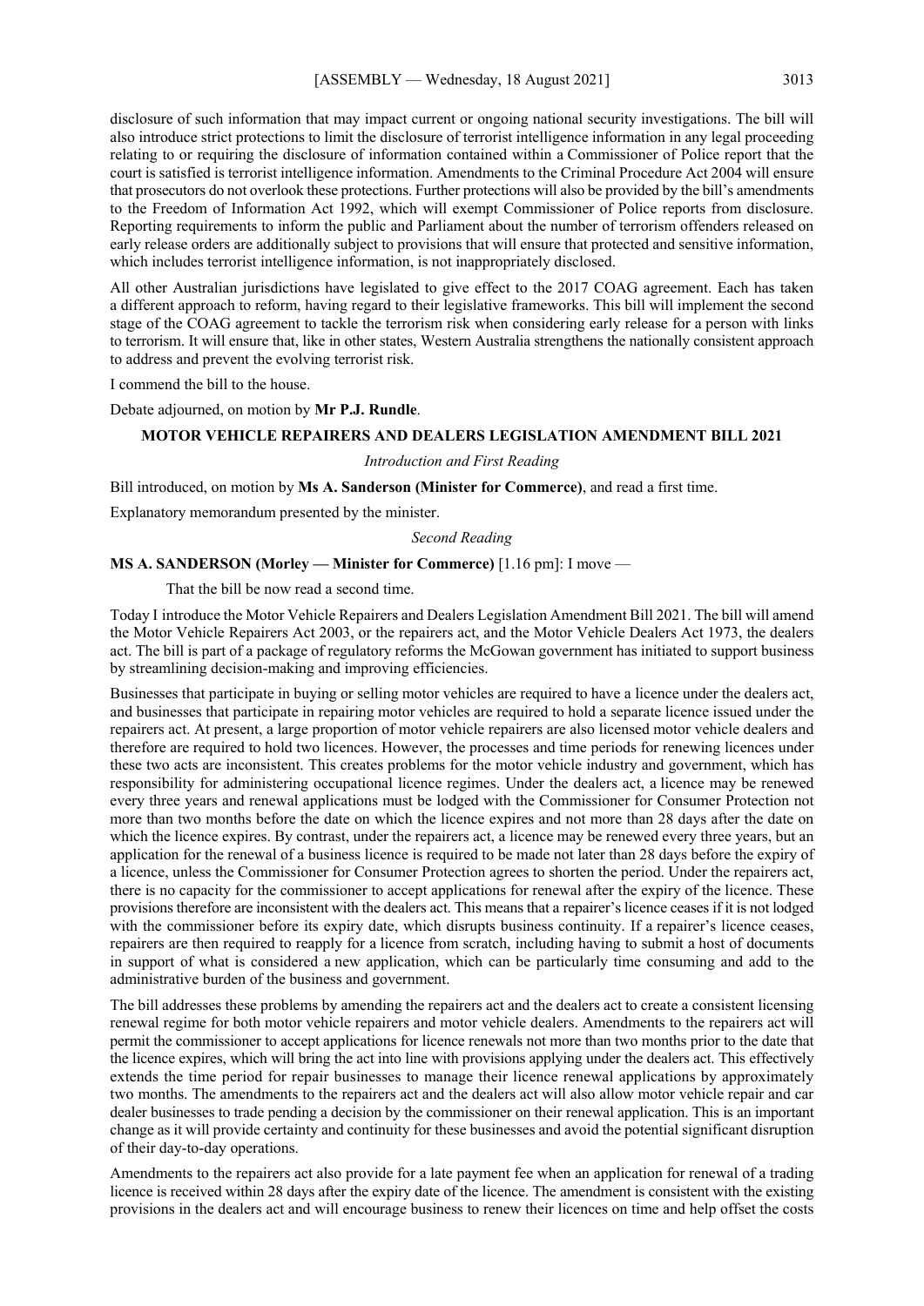disclosure of such information that may impact current or ongoing national security investigations. The bill will also introduce strict protections to limit the disclosure of terrorist intelligence information in any legal proceeding relating to or requiring the disclosure of information contained within a Commissioner of Police report that the court is satisfied is terrorist intelligence information. Amendments to the Criminal Procedure Act 2004 will ensure that prosecutors do not overlook these protections. Further protections will also be provided by the bill's amendments to the Freedom of Information Act 1992, which will exempt Commissioner of Police reports from disclosure. Reporting requirements to inform the public and Parliament about the number of terrorism offenders released on early release orders are additionally subject to provisions that will ensure that protected and sensitive information, which includes terrorist intelligence information, is not inappropriately disclosed.

All other Australian jurisdictions have legislated to give effect to the 2017 COAG agreement. Each has taken a different approach to reform, having regard to their legislative frameworks. This bill will implement the second stage of the COAG agreement to tackle the terrorism risk when considering early release for a person with links to terrorism. It will ensure that, like in other states, Western Australia strengthens the nationally consistent approach to address and prevent the evolving terrorist risk.

I commend the bill to the house.

Debate adjourned, on motion by **Mr P.J. Rundle**.

## MOTOR VEHICLE REPAIRERS AND DEALERS LEGISLATION AMENDMENT BILL 2021

*Introduction and First Reading*

Bill introduced, on motion by **Ms A. Sanderson (Minister for Commerce)**, and read a first time.

Explanatory memorandum presented by the minister.

*Second Reading*

**MS A. SANDERSON (Morley — Minister for Commerce)** [1.16 pm]: I move —

> That the bill be now read a second time.

Today I introduce the Motor Vehicle Repairers and Dealers Legislation Amendment Bill 2021. The bill will amend the Motor Vehicle Repairers Act 2003, or the repairers act, and the Motor Vehicle Dealers Act 1973, the dealers act. The bill is part of a package of regulatory reforms the McGowan government has initiated to support business by streamlining decision-making and improving efficiencies.

Businesses that participate in buying or selling motor vehicles are required to have a licence under the dealers act, and businesses that participate in repairing motor vehicles are required to hold a separate licence issued under the repairers act. At present, a large proportion of motor vehicle repairers are also licensed motor vehicle dealers and therefore are required to hold two licences. However, the processes and time periods for renewing licences under these two acts are inconsistent. This creates problems for the motor vehicle industry and government, which has responsibility for administering occupational licence regimes. Under the dealers act, a licence may be renewed every three years and renewal applications must be lodged with the Commissioner for Consumer Protection not more than two months before the date on which the licence expires and not more than 28 days after the date on which the licence expires. By contrast, under the repairers act, a licence may be renewed every three years, but an application for the renewal of a business licence is required to be made not later than 28 days before the expiry of a licence, unless the Commissioner for Consumer Protection agrees to shorten the period. Under the repairers act, there is no capacity for the commissioner to accept applications for renewal after the expiry of the licence. These provisions therefore are inconsistent with the dealers act. This means that a repairer's licence ceases if it is not lodged with the commissioner before its expiry date, which disrupts business continuity. If a repairer's licence ceases, repairers are then required to reapply for a licence from scratch, including having to submit a host of documents in support of what is considered a new application, which can be particularly time consuming and add to the administrative burden of the business and government.

The bill addresses these problems by amending the repairers act and the dealers act to create a consistent licensing renewal regime for both motor vehicle repairers and motor vehicle dealers. Amendments to the repairers act will permit the commissioner to accept applications for licence renewals not more than two months prior to the date that the licence expires, which will bring the act into line with provisions applying under the dealers act. This effectively extends the time period for repair businesses to manage their licence renewal applications by approximately two months. The amendments to the repairers act and the dealers act will also allow motor vehicle repair and car dealer businesses to trade pending a decision by the commissioner on their renewal application. This is an important change as it will provide certainty and continuity for these businesses and avoid the potential significant disruption of their day-to-day operations.

Amendments to the repairers act also provide for a late payment fee when an application for renewal of a trading licence is received within 28 days after the expiry date of the licence. The amendment is consistent with the existing provisions in the dealers act and will encourage business to renew their licences on time and help offset the costs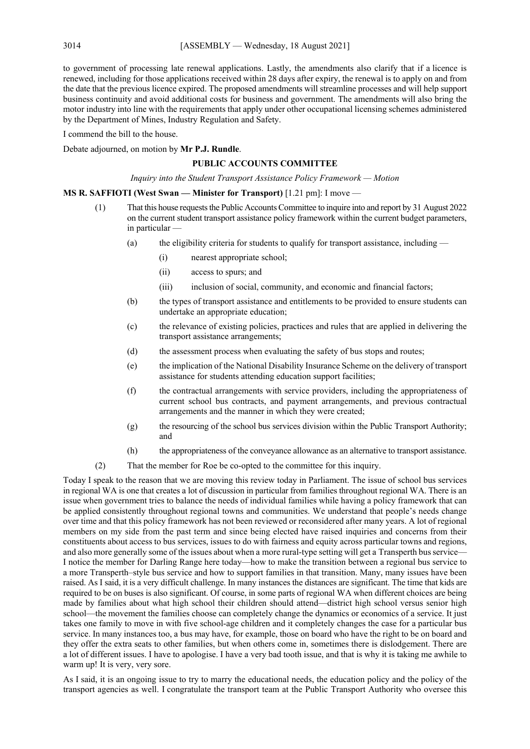to government of processing late renewal applications. Lastly, the amendments also clarify that if a licence is renewed, including for those applications received within 28 days after expiry, the renewal is to apply on and from the date that the previous licence expired. The proposed amendments will streamline processes and will help support business continuity and avoid additional costs for business and government. The amendments will also bring the motor industry into line with the requirements that apply under other occupational licensing schemes administered by the Department of Mines, Industry Regulation and Safety.

I commend the bill to the house.

Debate adjourned, on motion by **Mr P.J. Rundle**.

## PUBLIC ACCOUNTS COMMITTEE

*Inquiry into the Student Transport Assistance Policy Framework — Motion*

**MS R. SAFFIOTI (West Swan — Minister for Transport)** [1.21 pm]: I move —

(1) That this house requests the Public Accounts Committee to inquire into and report by 31 August 2022 on the current student transport assistance policy framework within the current budget parameters, in particular —

   (a) the eligibility criteria for students to qualify for transport assistance, including —

      (i) nearest appropriate school;

      (ii) access to spurs; and

      (iii) inclusion of social, community, and economic and financial factors;

   (b) the types of transport assistance and entitlements to be provided to ensure students can undertake an appropriate education;

   (c) the relevance of existing policies, practices and rules that are applied in delivering the transport assistance arrangements;

   (d) the assessment process when evaluating the safety of bus stops and routes;

   (e) the implication of the National Disability Insurance Scheme on the delivery of transport assistance for students attending education support facilities;

   (f) the contractual arrangements with service providers, including the appropriateness of current school bus contracts, and payment arrangements, and previous contractual arrangements and the manner in which they were created;

   (g) the resourcing of the school bus services division within the Public Transport Authority; and

   (h) the appropriateness of the conveyance allowance as an alternative to transport assistance.

(2) That the member for Roe be co-opted to the committee for this inquiry.

Today I speak to the reason that we are moving this review today in Parliament. The issue of school bus services in regional WA is one that creates a lot of discussion in particular from families throughout regional WA. There is an issue when government tries to balance the needs of individual families while having a policy framework that can be applied consistently throughout regional towns and communities. We understand that people's needs change over time and that this policy framework has not been reviewed or reconsidered after many years. A lot of regional members on my side from the past term and since being elected have raised inquiries and concerns from their constituents about access to bus services, issues to do with fairness and equity across particular towns and regions, and also more generally some of the issues about when a more rural-type setting will get a Transperth bus service—I notice the member for Darling Range here today—how to make the transition between a regional bus service to a more Transperth–style bus service and how to support families in that transition. Many, many issues have been raised. As I said, it is a very difficult challenge. In many instances the distances are significant. The time that kids are required to be on buses is also significant. Of course, in some parts of regional WA when different choices are being made by families about what high school their children should attend—district high school versus senior high school—the movement the families choose can completely change the dynamics or economics of a service. It just takes one family to move in with five school-age children and it completely changes the case for a particular bus service. In many instances too, a bus may have, for example, those on board who have the right to be on board and they offer the extra seats to other families, but when others come in, sometimes there is dislodgement. There are a lot of different issues. I have to apologise. I have a very bad tooth issue, and that is why it is taking me awhile to warm up! It is very, very sore.

As I said, it is an ongoing issue to try to marry the educational needs, the education policy and the policy of the transport agencies as well. I congratulate the transport team at the Public Transport Authority who oversee this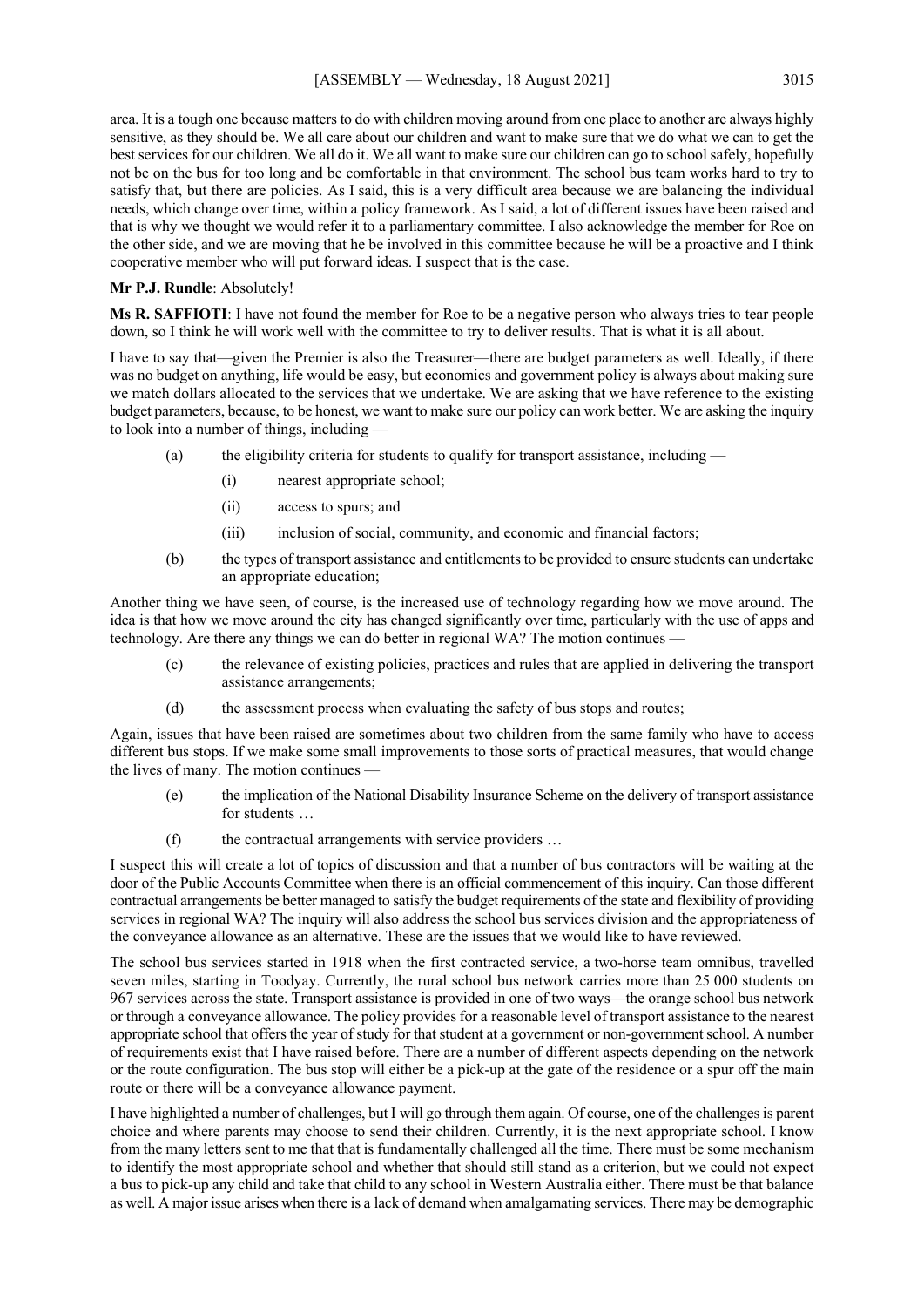area. It is a tough one because matters to do with children moving around from one place to another are always highly sensitive, as they should be. We all care about our children and want to make sure that we do what we can to get the best services for our children. We all do it. We all want to make sure our children can go to school safely, hopefully not be on the bus for too long and be comfortable in that environment. The school bus team works hard to try to satisfy that, but there are policies. As I said, this is a very difficult area because we are balancing the individual needs, which change over time, within a policy framework. As I said, a lot of different issues have been raised and that is why we thought we would refer it to a parliamentary committee. I also acknowledge the member for Roe on the other side, and we are moving that he be involved in this committee because he will be a proactive and I think cooperative member who will put forward ideas. I suspect that is the case.

**Mr P.J. Rundle**: Absolutely!

**Ms R. SAFFIOTI**: I have not found the member for Roe to be a negative person who always tries to tear people down, so I think he will work well with the committee to try to deliver results. That is what it is all about.

I have to say that—given the Premier is also the Treasurer—there are budget parameters as well. Ideally, if there was no budget on anything, life would be easy, but economics and government policy is always about making sure we match dollars allocated to the services that we undertake. We are asking that we have reference to the existing budget parameters, because, to be honest, we want to make sure our policy can work better. We are asking the inquiry to look into a number of things, including —

> (a) the eligibility criteria for students to qualify for transport assistance, including —
>
> > (i) nearest appropriate school;
> >
> > (ii) access to spurs; and
> >
> > (iii) inclusion of social, community, and economic and financial factors;
>
> (b) the types of transport assistance and entitlements to be provided to ensure students can undertake an appropriate education;

Another thing we have seen, of course, is the increased use of technology regarding how we move around. The idea is that how we move around the city has changed significantly over time, particularly with the use of apps and technology. Are there any things we can do better in regional WA? The motion continues —

> (c) the relevance of existing policies, practices and rules that are applied in delivering the transport assistance arrangements;
>
> (d) the assessment process when evaluating the safety of bus stops and routes;

Again, issues that have been raised are sometimes about two children from the same family who have to access different bus stops. If we make some small improvements to those sorts of practical measures, that would change the lives of many. The motion continues —

> (e) the implication of the National Disability Insurance Scheme on the delivery of transport assistance for students …
>
> (f) the contractual arrangements with service providers …

I suspect this will create a lot of topics of discussion and that a number of bus contractors will be waiting at the door of the Public Accounts Committee when there is an official commencement of this inquiry. Can those different contractual arrangements be better managed to satisfy the budget requirements of the state and flexibility of providing services in regional WA? The inquiry will also address the school bus services division and the appropriateness of the conveyance allowance as an alternative. These are the issues that we would like to have reviewed.

The school bus services started in 1918 when the first contracted service, a two-horse team omnibus, travelled seven miles, starting in Toodyay. Currently, the rural school bus network carries more than 25 000 students on 967 services across the state. Transport assistance is provided in one of two ways—the orange school bus network or through a conveyance allowance. The policy provides for a reasonable level of transport assistance to the nearest appropriate school that offers the year of study for that student at a government or non-government school. A number of requirements exist that I have raised before. There are a number of different aspects depending on the network or the route configuration. The bus stop will either be a pick-up at the gate of the residence or a spur off the main route or there will be a conveyance allowance payment.

I have highlighted a number of challenges, but I will go through them again. Of course, one of the challenges is parent choice and where parents may choose to send their children. Currently, it is the next appropriate school. I know from the many letters sent to me that that is fundamentally challenged all the time. There must be some mechanism to identify the most appropriate school and whether that should still stand as a criterion, but we could not expect a bus to pick-up any child and take that child to any school in Western Australia either. There must be that balance as well. A major issue arises when there is a lack of demand when amalgamating services. There may be demographic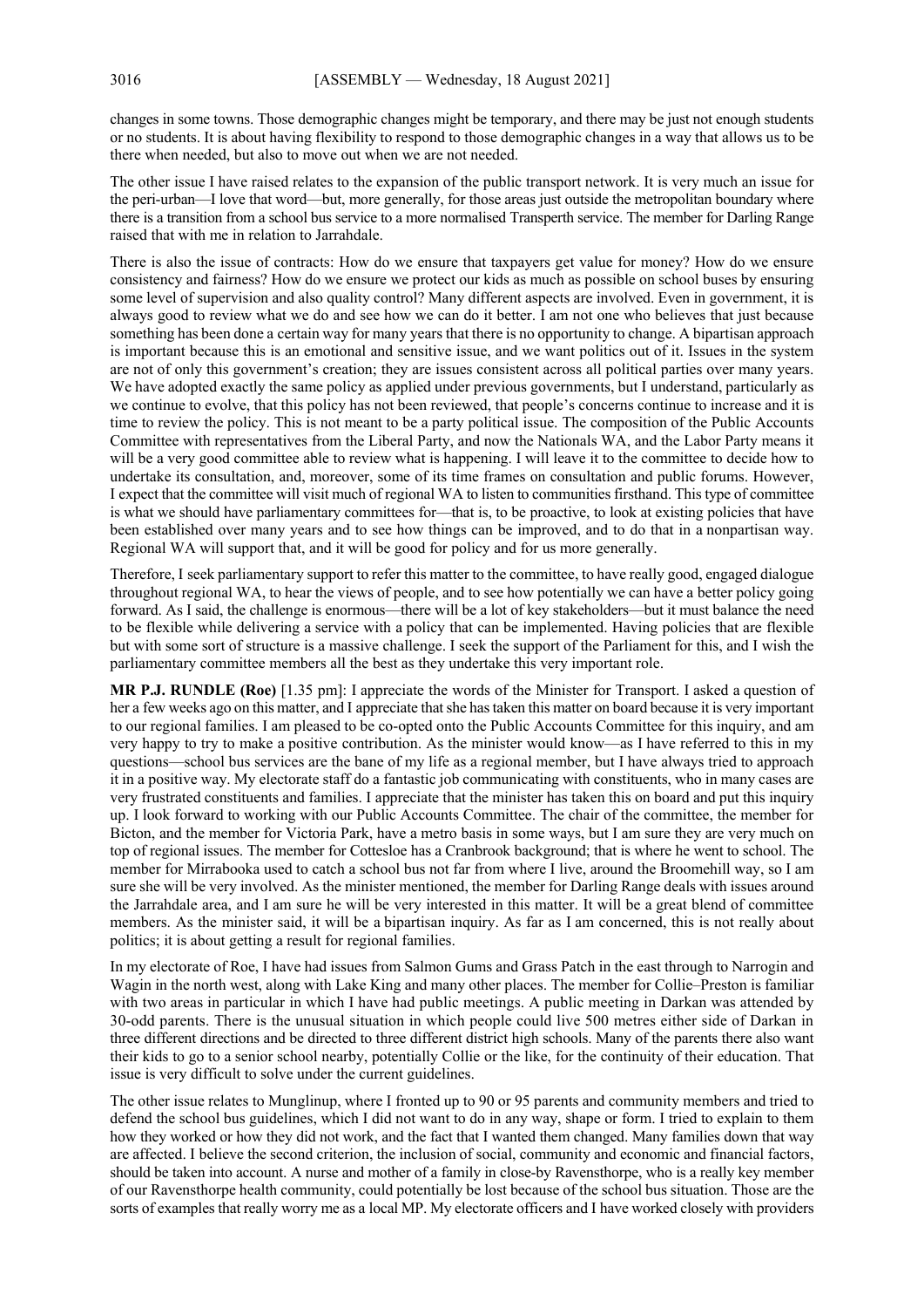changes in some towns. Those demographic changes might be temporary, and there may be just not enough students or no students. It is about having flexibility to respond to those demographic changes in a way that allows us to be there when needed, but also to move out when we are not needed.

The other issue I have raised relates to the expansion of the public transport network. It is very much an issue for the peri-urban—I love that word—but, more generally, for those areas just outside the metropolitan boundary where there is a transition from a school bus service to a more normalised Transperth service. The member for Darling Range raised that with me in relation to Jarrahdale.

There is also the issue of contracts: How do we ensure that taxpayers get value for money? How do we ensure consistency and fairness? How do we ensure we protect our kids as much as possible on school buses by ensuring some level of supervision and also quality control? Many different aspects are involved. Even in government, it is always good to review what we do and see how we can do it better. I am not one who believes that just because something has been done a certain way for many years that there is no opportunity to change. A bipartisan approach is important because this is an emotional and sensitive issue, and we want politics out of it. Issues in the system are not of only this government's creation; they are issues consistent across all political parties over many years. We have adopted exactly the same policy as applied under previous governments, but I understand, particularly as we continue to evolve, that this policy has not been reviewed, that people's concerns continue to increase and it is time to review the policy. This is not meant to be a party political issue. The composition of the Public Accounts Committee with representatives from the Liberal Party, and now the Nationals WA, and the Labor Party means it will be a very good committee able to review what is happening. I will leave it to the committee to decide how to undertake its consultation, and, moreover, some of its time frames on consultation and public forums. However, I expect that the committee will visit much of regional WA to listen to communities firsthand. This type of committee is what we should have parliamentary committees for—that is, to be proactive, to look at existing policies that have been established over many years and to see how things can be improved, and to do that in a nonpartisan way. Regional WA will support that, and it will be good for policy and for us more generally.

Therefore, I seek parliamentary support to refer this matter to the committee, to have really good, engaged dialogue throughout regional WA, to hear the views of people, and to see how potentially we can have a better policy going forward. As I said, the challenge is enormous—there will be a lot of key stakeholders—but it must balance the need to be flexible while delivering a service with a policy that can be implemented. Having policies that are flexible but with some sort of structure is a massive challenge. I seek the support of the Parliament for this, and I wish the parliamentary committee members all the best as they undertake this very important role.

**MR P.J. RUNDLE (Roe)** [1.35 pm]: I appreciate the words of the Minister for Transport. I asked a question of her a few weeks ago on this matter, and I appreciate that she has taken this matter on board because it is very important to our regional families. I am pleased to be co-opted onto the Public Accounts Committee for this inquiry, and am very happy to try to make a positive contribution. As the minister would know—as I have referred to this in my questions—school bus services are the bane of my life as a regional member, but I have always tried to approach it in a positive way. My electorate staff do a fantastic job communicating with constituents, who in many cases are very frustrated constituents and families. I appreciate that the minister has taken this on board and put this inquiry up. I look forward to working with our Public Accounts Committee. The chair of the committee, the member for Bicton, and the member for Victoria Park, have a metro basis in some ways, but I am sure they are very much on top of regional issues. The member for Cottesloe has a Cranbrook background; that is where he went to school. The member for Mirrabooka used to catch a school bus not far from where I live, around the Broomehill way, so I am sure she will be very involved. As the minister mentioned, the member for Darling Range deals with issues around the Jarrahdale area, and I am sure he will be very interested in this matter. It will be a great blend of committee members. As the minister said, it will be a bipartisan inquiry. As far as I am concerned, this is not really about politics; it is about getting a result for regional families.

In my electorate of Roe, I have had issues from Salmon Gums and Grass Patch in the east through to Narrogin and Wagin in the north west, along with Lake King and many other places. The member for Collie–Preston is familiar with two areas in particular in which I have had public meetings. A public meeting in Darkan was attended by 30-odd parents. There is the unusual situation in which people could live 500 metres either side of Darkan in three different directions and be directed to three different district high schools. Many of the parents there also want their kids to go to a senior school nearby, potentially Collie or the like, for the continuity of their education. That issue is very difficult to solve under the current guidelines.

The other issue relates to Munglinup, where I fronted up to 90 or 95 parents and community members and tried to defend the school bus guidelines, which I did not want to do in any way, shape or form. I tried to explain to them how they worked or how they did not work, and the fact that I wanted them changed. Many families down that way are affected. I believe the second criterion, the inclusion of social, community and economic and financial factors, should be taken into account. A nurse and mother of a family in close-by Ravensthorpe, who is a really key member of our Ravensthorpe health community, could potentially be lost because of the school bus situation. Those are the sorts of examples that really worry me as a local MP. My electorate officers and I have worked closely with providers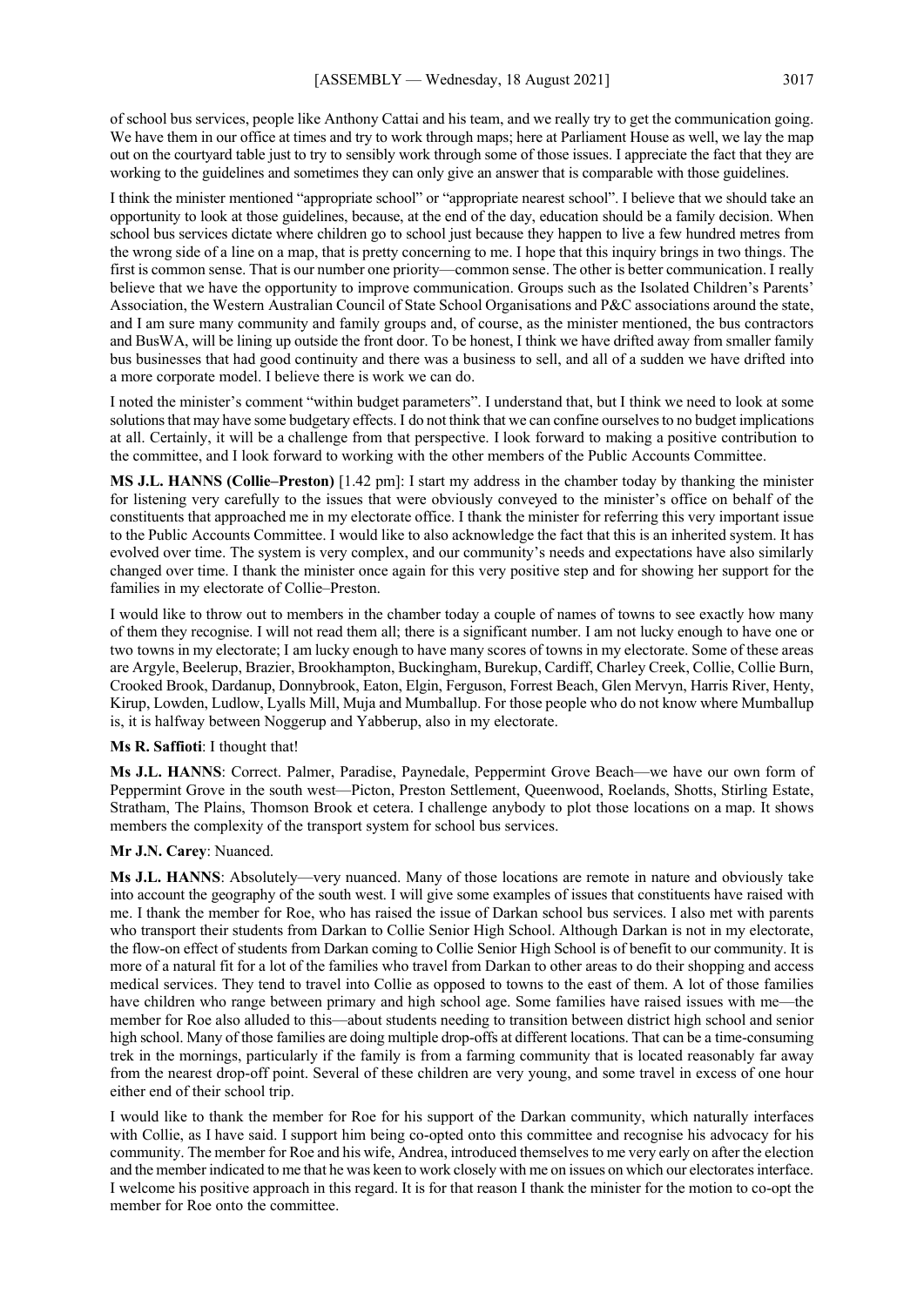of school bus services, people like Anthony Cattai and his team, and we really try to get the communication going. We have them in our office at times and try to work through maps; here at Parliament House as well, we lay the map out on the courtyard table just to try to sensibly work through some of those issues. I appreciate the fact that they are working to the guidelines and sometimes they can only give an answer that is comparable with those guidelines.

I think the minister mentioned "appropriate school" or "appropriate nearest school". I believe that we should take an opportunity to look at those guidelines, because, at the end of the day, education should be a family decision. When school bus services dictate where children go to school just because they happen to live a few hundred metres from the wrong side of a line on a map, that is pretty concerning to me. I hope that this inquiry brings in two things. The first is common sense. That is our number one priority—common sense. The other is better communication. I really believe that we have the opportunity to improve communication. Groups such as the Isolated Children's Parents' Association, the Western Australian Council of State School Organisations and P&C associations around the state, and I am sure many community and family groups and, of course, as the minister mentioned, the bus contractors and BusWA, will be lining up outside the front door. To be honest, I think we have drifted away from smaller family bus businesses that had good continuity and there was a business to sell, and all of a sudden we have drifted into a more corporate model. I believe there is work we can do.

I noted the minister's comment "within budget parameters". I understand that, but I think we need to look at some solutions that may have some budgetary effects. I do not think that we can confine ourselves to no budget implications at all. Certainly, it will be a challenge from that perspective. I look forward to making a positive contribution to the committee, and I look forward to working with the other members of the Public Accounts Committee.

**MS J.L. HANNS (Collie–Preston)** [1.42 pm]: I start my address in the chamber today by thanking the minister for listening very carefully to the issues that were obviously conveyed to the minister's office on behalf of the constituents that approached me in my electorate office. I thank the minister for referring this very important issue to the Public Accounts Committee. I would like to also acknowledge the fact that this is an inherited system. It has evolved over time. The system is very complex, and our community's needs and expectations have also similarly changed over time. I thank the minister once again for this very positive step and for showing her support for the families in my electorate of Collie–Preston.

I would like to throw out to members in the chamber today a couple of names of towns to see exactly how many of them they recognise. I will not read them all; there is a significant number. I am not lucky enough to have one or two towns in my electorate; I am lucky enough to have many scores of towns in my electorate. Some of these areas are Argyle, Beelerup, Brazier, Brookhampton, Buckingham, Burekup, Cardiff, Charley Creek, Collie, Collie Burn, Crooked Brook, Dardanup, Donnybrook, Eaton, Elgin, Ferguson, Forrest Beach, Glen Mervyn, Harris River, Henty, Kirup, Lowden, Ludlow, Lyalls Mill, Muja and Mumballup. For those people who do not know where Mumballup is, it is halfway between Noggerup and Yabberup, also in my electorate.

**Ms R. Saffioti**: I thought that!

**Ms J.L. HANNS**: Correct. Palmer, Paradise, Paynedale, Peppermint Grove Beach—we have our own form of Peppermint Grove in the south west—Picton, Preston Settlement, Queenwood, Roelands, Shotts, Stirling Estate, Stratham, The Plains, Thomson Brook et cetera. I challenge anybody to plot those locations on a map. It shows members the complexity of the transport system for school bus services.

**Mr J.N. Carey**: Nuanced.

**Ms J.L. HANNS**: Absolutely—very nuanced. Many of those locations are remote in nature and obviously take into account the geography of the south west. I will give some examples of issues that constituents have raised with me. I thank the member for Roe, who has raised the issue of Darkan school bus services. I also met with parents who transport their students from Darkan to Collie Senior High School. Although Darkan is not in my electorate, the flow-on effect of students from Darkan coming to Collie Senior High School is of benefit to our community. It is more of a natural fit for a lot of the families who travel from Darkan to other areas to do their shopping and access medical services. They tend to travel into Collie as opposed to towns to the east of them. A lot of those families have children who range between primary and high school age. Some families have raised issues with me—the member for Roe also alluded to this—about students needing to transition between district high school and senior high school. Many of those families are doing multiple drop-offs at different locations. That can be a time-consuming trek in the mornings, particularly if the family is from a farming community that is located reasonably far away from the nearest drop-off point. Several of these children are very young, and some travel in excess of one hour either end of their school trip.

I would like to thank the member for Roe for his support of the Darkan community, which naturally interfaces with Collie, as I have said. I support him being co-opted onto this committee and recognise his advocacy for his community. The member for Roe and his wife, Andrea, introduced themselves to me very early on after the election and the member indicated to me that he was keen to work closely with me on issues on which our electorates interface. I welcome his positive approach in this regard. It is for that reason I thank the minister for the motion to co-opt the member for Roe onto the committee.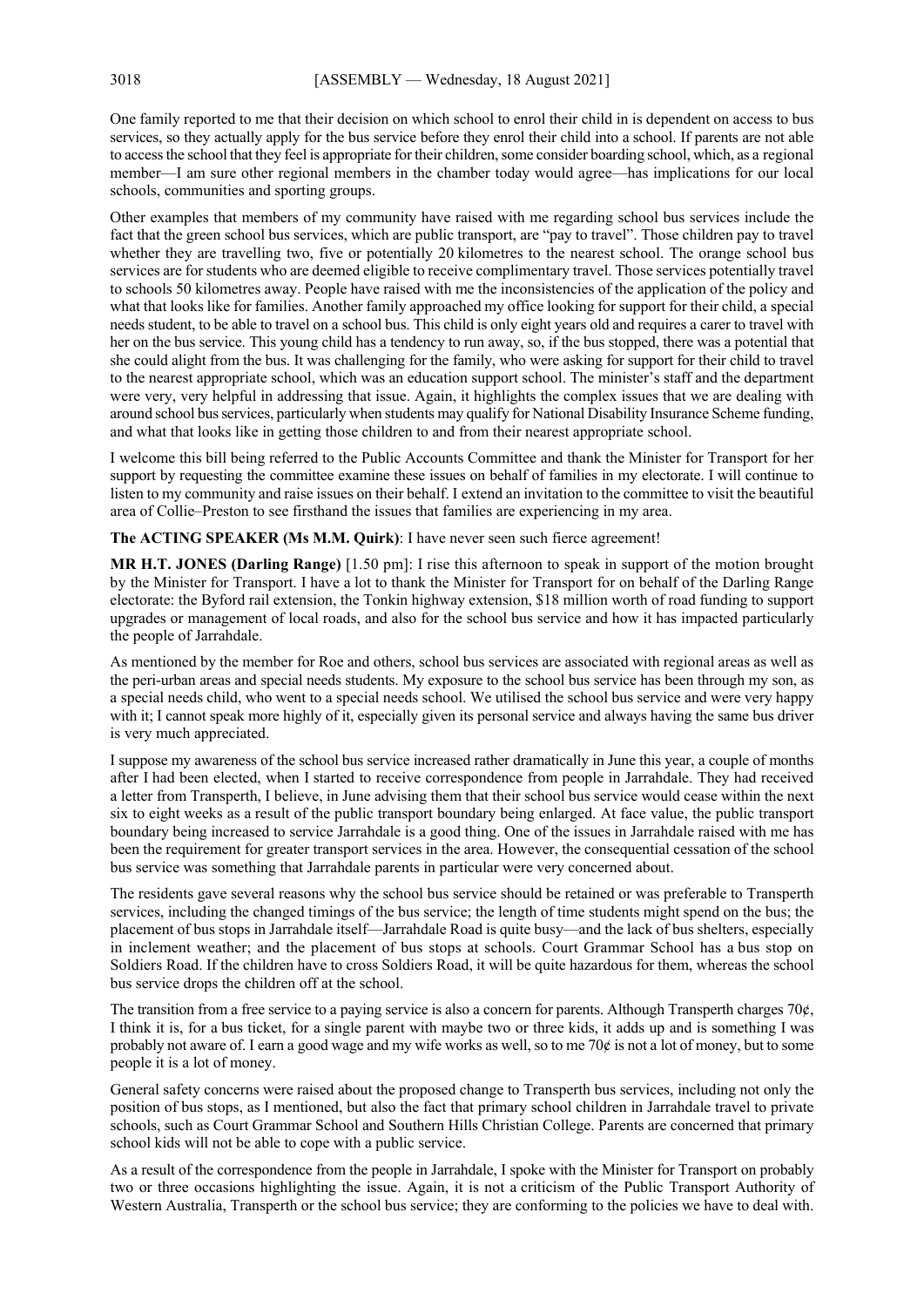One family reported to me that their decision on which school to enrol their child in is dependent on access to bus services, so they actually apply for the bus service before they enrol their child into a school. If parents are not able to access the school that they feel is appropriate for their children, some consider boarding school, which, as a regional member—I am sure other regional members in the chamber today would agree—has implications for our local schools, communities and sporting groups.

Other examples that members of my community have raised with me regarding school bus services include the fact that the green school bus services, which are public transport, are "pay to travel". Those children pay to travel whether they are travelling two, five or potentially 20 kilometres to the nearest school. The orange school bus services are for students who are deemed eligible to receive complimentary travel. Those services potentially travel to schools 50 kilometres away. People have raised with me the inconsistencies of the application of the policy and what that looks like for families. Another family approached my office looking for support for their child, a special needs student, to be able to travel on a school bus. This child is only eight years old and requires a carer to travel with her on the bus service. This young child has a tendency to run away, so, if the bus stopped, there was a potential that she could alight from the bus. It was challenging for the family, who were asking for support for their child to travel to the nearest appropriate school, which was an education support school. The minister's staff and the department were very, very helpful in addressing that issue. Again, it highlights the complex issues that we are dealing with around school bus services, particularly when students may qualify for National Disability Insurance Scheme funding, and what that looks like in getting those children to and from their nearest appropriate school.

I welcome this bill being referred to the Public Accounts Committee and thank the Minister for Transport for her support by requesting the committee examine these issues on behalf of families in my electorate. I will continue to listen to my community and raise issues on their behalf. I extend an invitation to the committee to visit the beautiful area of Collie–Preston to see firsthand the issues that families are experiencing in my area.

**The ACTING SPEAKER (Ms M.M. Quirk)**: I have never seen such fierce agreement!

**MR H.T. JONES (Darling Range)** [1.50 pm]: I rise this afternoon to speak in support of the motion brought by the Minister for Transport. I have a lot to thank the Minister for Transport for on behalf of the Darling Range electorate: the Byford rail extension, the Tonkin highway extension, $18 million worth of road funding to support upgrades or management of local roads, and also for the school bus service and how it has impacted particularly the people of Jarrahdale.

As mentioned by the member for Roe and others, school bus services are associated with regional areas as well as the peri-urban areas and special needs students. My exposure to the school bus service has been through my son, as a special needs child, who went to a special needs school. We utilised the school bus service and were very happy with it; I cannot speak more highly of it, especially given its personal service and always having the same bus driver is very much appreciated.

I suppose my awareness of the school bus service increased rather dramatically in June this year, a couple of months after I had been elected, when I started to receive correspondence from people in Jarrahdale. They had received a letter from Transperth, I believe, in June advising them that their school bus service would cease within the next six to eight weeks as a result of the public transport boundary being enlarged. At face value, the public transport boundary being increased to service Jarrahdale is a good thing. One of the issues in Jarrahdale raised with me has been the requirement for greater transport services in the area. However, the consequential cessation of the school bus service was something that Jarrahdale parents in particular were very concerned about.

The residents gave several reasons why the school bus service should be retained or was preferable to Transperth services, including the changed timings of the bus service; the length of time students might spend on the bus; the placement of bus stops in Jarrahdale itself—Jarrahdale Road is quite busy—and the lack of bus shelters, especially in inclement weather; and the placement of bus stops at schools. Court Grammar School has a bus stop on Soldiers Road. If the children have to cross Soldiers Road, it will be quite hazardous for them, whereas the school bus service drops the children off at the school.

The transition from a free service to a paying service is also a concern for parents. Although Transperth charges 70¢, I think it is, for a bus ticket, for a single parent with maybe two or three kids, it adds up and is something I was probably not aware of. I earn a good wage and my wife works as well, so to me 70¢ is not a lot of money, but to some people it is a lot of money.

General safety concerns were raised about the proposed change to Transperth bus services, including not only the position of bus stops, as I mentioned, but also the fact that primary school children in Jarrahdale travel to private schools, such as Court Grammar School and Southern Hills Christian College. Parents are concerned that primary school kids will not be able to cope with a public service.

As a result of the correspondence from the people in Jarrahdale, I spoke with the Minister for Transport on probably two or three occasions highlighting the issue. Again, it is not a criticism of the Public Transport Authority of Western Australia, Transperth or the school bus service; they are conforming to the policies we have to deal with.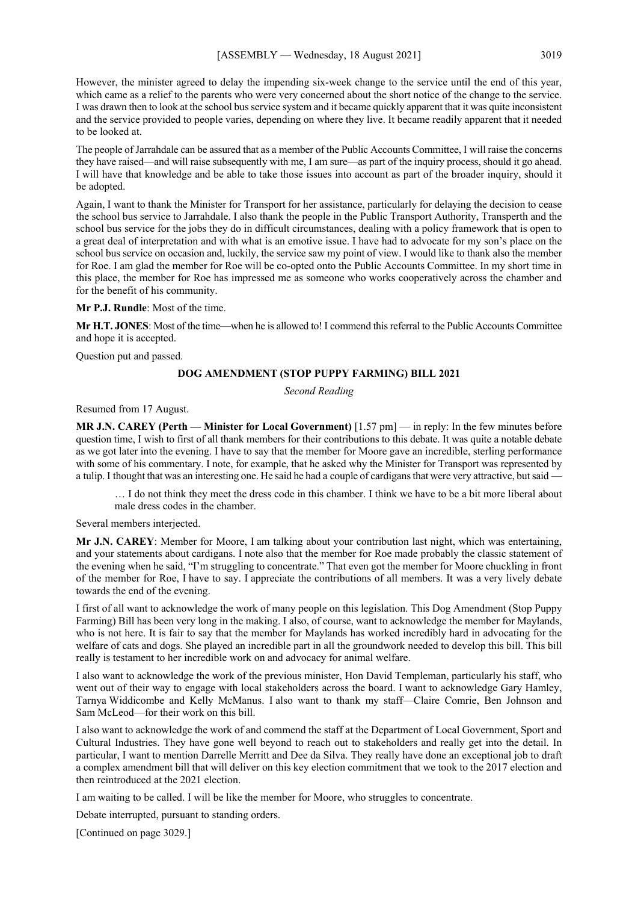However, the minister agreed to delay the impending six-week change to the service until the end of this year, which came as a relief to the parents who were very concerned about the short notice of the change to the service. I was drawn then to look at the school bus service system and it became quickly apparent that it was quite inconsistent and the service provided to people varies, depending on where they live. It became readily apparent that it needed to be looked at.

The people of Jarrahdale can be assured that as a member of the Public Accounts Committee, I will raise the concerns they have raised—and will raise subsequently with me, I am sure—as part of the inquiry process, should it go ahead. I will have that knowledge and be able to take those issues into account as part of the broader inquiry, should it be adopted.

Again, I want to thank the Minister for Transport for her assistance, particularly for delaying the decision to cease the school bus service to Jarrahdale. I also thank the people in the Public Transport Authority, Transperth and the school bus service for the jobs they do in difficult circumstances, dealing with a policy framework that is open to a great deal of interpretation and with what is an emotive issue. I have had to advocate for my son's place on the school bus service on occasion and, luckily, the service saw my point of view. I would like to thank also the member for Roe. I am glad the member for Roe will be co-opted onto the Public Accounts Committee. In my short time in this place, the member for Roe has impressed me as someone who works cooperatively across the chamber and for the benefit of his community.

**Mr P.J. Rundle**: Most of the time.

**Mr H.T. JONES**: Most of the time—when he is allowed to! I commend this referral to the Public Accounts Committee and hope it is accepted.

Question put and passed.

## DOG AMENDMENT (STOP PUPPY FARMING) BILL 2021

*Second Reading*

Resumed from 17 August.

**MR J.N. CAREY (Perth — Minister for Local Government)** [1.57 pm] — in reply: In the few minutes before question time, I wish to first of all thank members for their contributions to this debate. It was quite a notable debate as we got later into the evening. I have to say that the member for Moore gave an incredible, sterling performance with some of his commentary. I note, for example, that he asked why the Minister for Transport was represented by a tulip. I thought that was an interesting one. He said he had a couple of cardigans that were very attractive, but said —

> … I do not think they meet the dress code in this chamber. I think we have to be a bit more liberal about male dress codes in the chamber.

Several members interjected.

**Mr J.N. CAREY**: Member for Moore, I am talking about your contribution last night, which was entertaining, and your statements about cardigans. I note also that the member for Roe made probably the classic statement of the evening when he said, "I'm struggling to concentrate." That even got the member for Moore chuckling in front of the member for Roe, I have to say. I appreciate the contributions of all members. It was a very lively debate towards the end of the evening.

I first of all want to acknowledge the work of many people on this legislation. This Dog Amendment (Stop Puppy Farming) Bill has been very long in the making. I also, of course, want to acknowledge the member for Maylands, who is not here. It is fair to say that the member for Maylands has worked incredibly hard in advocating for the welfare of cats and dogs. She played an incredible part in all the groundwork needed to develop this bill. This bill really is testament to her incredible work on and advocacy for animal welfare.

I also want to acknowledge the work of the previous minister, Hon David Templeman, particularly his staff, who went out of their way to engage with local stakeholders across the board. I want to acknowledge Gary Hamley, Tarnya Widdicombe and Kelly McManus. I also want to thank my staff—Claire Comrie, Ben Johnson and Sam McLeod—for their work on this bill.

I also want to acknowledge the work of and commend the staff at the Department of Local Government, Sport and Cultural Industries. They have gone well beyond to reach out to stakeholders and really get into the detail. In particular, I want to mention Darrelle Merritt and Dee da Silva. They really have done an exceptional job to draft a complex amendment bill that will deliver on this key election commitment that we took to the 2017 election and then reintroduced at the 2021 election.

I am waiting to be called. I will be like the member for Moore, who struggles to concentrate.

Debate interrupted, pursuant to standing orders.

[Continued on page 3029.]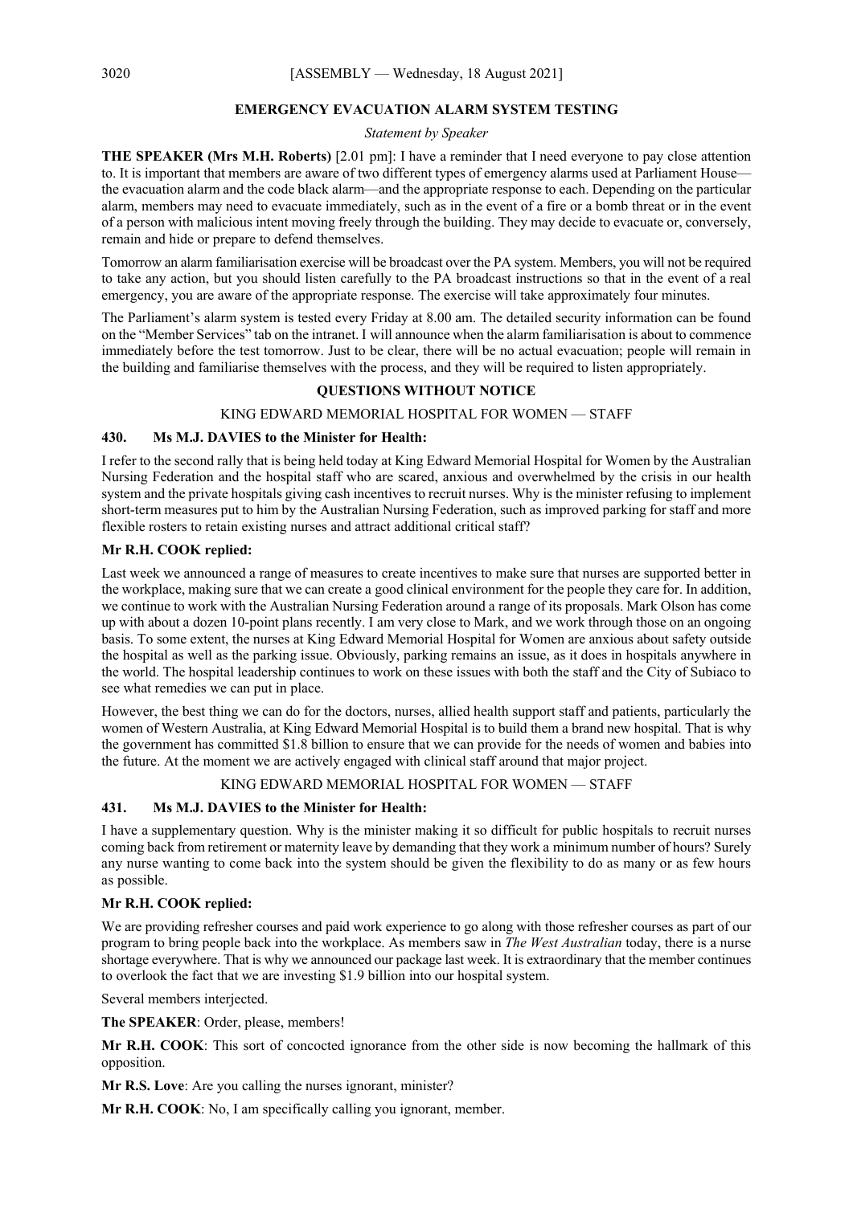## EMERGENCY EVACUATION ALARM SYSTEM TESTING

*Statement by Speaker*

**THE SPEAKER (Mrs M.H. Roberts)** [2.01 pm]: I have a reminder that I need everyone to pay close attention to. It is important that members are aware of two different types of emergency alarms used at Parliament House—the evacuation alarm and the code black alarm—and the appropriate response to each. Depending on the particular alarm, members may need to evacuate immediately, such as in the event of a fire or a bomb threat or in the event of a person with malicious intent moving freely through the building. They may decide to evacuate or, conversely, remain and hide or prepare to defend themselves.

Tomorrow an alarm familiarisation exercise will be broadcast over the PA system. Members, you will not be required to take any action, but you should listen carefully to the PA broadcast instructions so that in the event of a real emergency, you are aware of the appropriate response. The exercise will take approximately four minutes.

The Parliament's alarm system is tested every Friday at 8.00 am. The detailed security information can be found on the "Member Services" tab on the intranet. I will announce when the alarm familiarisation is about to commence immediately before the test tomorrow. Just to be clear, there will be no actual evacuation; people will remain in the building and familiarise themselves with the process, and they will be required to listen appropriately.

## QUESTIONS WITHOUT NOTICE

### KING EDWARD MEMORIAL HOSPITAL FOR WOMEN — STAFF

**430. Ms M.J. DAVIES to the Minister for Health:**

I refer to the second rally that is being held today at King Edward Memorial Hospital for Women by the Australian Nursing Federation and the hospital staff who are scared, anxious and overwhelmed by the crisis in our health system and the private hospitals giving cash incentives to recruit nurses. Why is the minister refusing to implement short-term measures put to him by the Australian Nursing Federation, such as improved parking for staff and more flexible rosters to retain existing nurses and attract additional critical staff?

**Mr R.H. COOK replied:**

Last week we announced a range of measures to create incentives to make sure that nurses are supported better in the workplace, making sure that we can create a good clinical environment for the people they care for. In addition, we continue to work with the Australian Nursing Federation around a range of its proposals. Mark Olson has come up with about a dozen 10-point plans recently. I am very close to Mark, and we work through those on an ongoing basis. To some extent, the nurses at King Edward Memorial Hospital for Women are anxious about safety outside the hospital as well as the parking issue. Obviously, parking remains an issue, as it does in hospitals anywhere in the world. The hospital leadership continues to work on these issues with both the staff and the City of Subiaco to see what remedies we can put in place.

However, the best thing we can do for the doctors, nurses, allied health support staff and patients, particularly the women of Western Australia, at King Edward Memorial Hospital is to build them a brand new hospital. That is why the government has committed $1.8 billion to ensure that we can provide for the needs of women and babies into the future. At the moment we are actively engaged with clinical staff around that major project.

### KING EDWARD MEMORIAL HOSPITAL FOR WOMEN — STAFF

**431. Ms M.J. DAVIES to the Minister for Health:**

I have a supplementary question. Why is the minister making it so difficult for public hospitals to recruit nurses coming back from retirement or maternity leave by demanding that they work a minimum number of hours? Surely any nurse wanting to come back into the system should be given the flexibility to do as many or as few hours as possible.

**Mr R.H. COOK replied:**

We are providing refresher courses and paid work experience to go along with those refresher courses as part of our program to bring people back into the workplace. As members saw in *The West Australian* today, there is a nurse shortage everywhere. That is why we announced our package last week. It is extraordinary that the member continues to overlook the fact that we are investing $1.9 billion into our hospital system.

Several members interjected.

**The SPEAKER**: Order, please, members!

**Mr R.H. COOK**: This sort of concocted ignorance from the other side is now becoming the hallmark of this opposition.

**Mr R.S. Love**: Are you calling the nurses ignorant, minister?

**Mr R.H. COOK**: No, I am specifically calling you ignorant, member.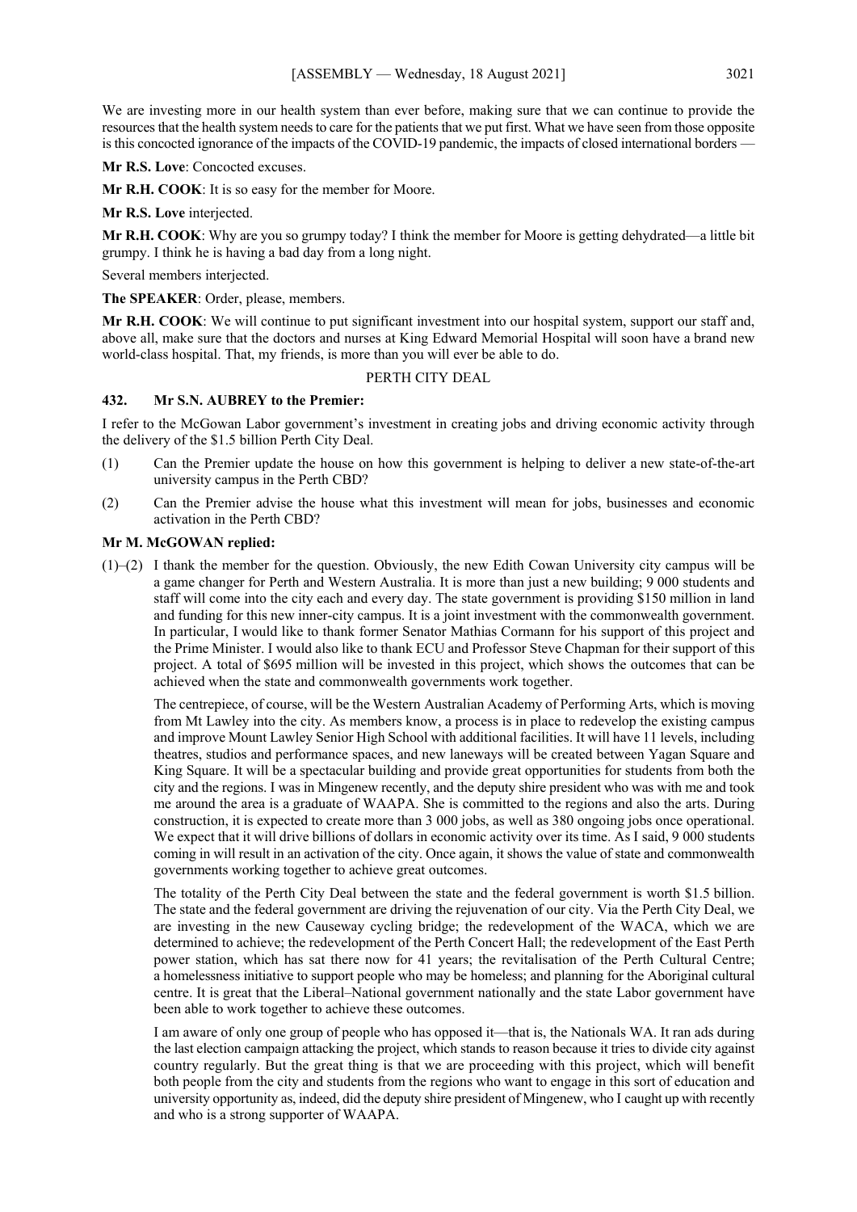We are investing more in our health system than ever before, making sure that we can continue to provide the resources that the health system needs to care for the patients that we put first. What we have seen from those opposite is this concocted ignorance of the impacts of the COVID-19 pandemic, the impacts of closed international borders —

**Mr R.S. Love**: Concocted excuses.

**Mr R.H. COOK**: It is so easy for the member for Moore.

**Mr R.S. Love** interjected.

**Mr R.H. COOK**: Why are you so grumpy today? I think the member for Moore is getting dehydrated—a little bit grumpy. I think he is having a bad day from a long night.

Several members interjected.

**The SPEAKER**: Order, please, members.

**Mr R.H. COOK**: We will continue to put significant investment into our hospital system, support our staff and, above all, make sure that the doctors and nurses at King Edward Memorial Hospital will soon have a brand new world-class hospital. That, my friends, is more than you will ever be able to do.

PERTH CITY DEAL

**432. Mr S.N. AUBREY to the Premier:**

I refer to the McGowan Labor government's investment in creating jobs and driving economic activity through the delivery of the $1.5 billion Perth City Deal.

(1) Can the Premier update the house on how this government is helping to deliver a new state-of-the-art university campus in the Perth CBD?

(2) Can the Premier advise the house what this investment will mean for jobs, businesses and economic activation in the Perth CBD?

**Mr M. McGOWAN replied:**

(1)–(2) I thank the member for the question. Obviously, the new Edith Cowan University city campus will be a game changer for Perth and Western Australia. It is more than just a new building; 9 000 students and staff will come into the city each and every day. The state government is providing $150 million in land and funding for this new inner-city campus. It is a joint investment with the commonwealth government. In particular, I would like to thank former Senator Mathias Cormann for his support of this project and the Prime Minister. I would also like to thank ECU and Professor Steve Chapman for their support of this project. A total of $695 million will be invested in this project, which shows the outcomes that can be achieved when the state and commonwealth governments work together.

The centrepiece, of course, will be the Western Australian Academy of Performing Arts, which is moving from Mt Lawley into the city. As members know, a process is in place to redevelop the existing campus and improve Mount Lawley Senior High School with additional facilities. It will have 11 levels, including theatres, studios and performance spaces, and new laneways will be created between Yagan Square and King Square. It will be a spectacular building and provide great opportunities for students from both the city and the regions. I was in Mingenew recently, and the deputy shire president who was with me and took me around the area is a graduate of WAAPA. She is committed to the regions and also the arts. During construction, it is expected to create more than 3 000 jobs, as well as 380 ongoing jobs once operational. We expect that it will drive billions of dollars in economic activity over its time. As I said, 9 000 students coming in will result in an activation of the city. Once again, it shows the value of state and commonwealth governments working together to achieve great outcomes.

The totality of the Perth City Deal between the state and the federal government is worth $1.5 billion. The state and the federal government are driving the rejuvenation of our city. Via the Perth City Deal, we are investing in the new Causeway cycling bridge; the redevelopment of the WACA, which we are determined to achieve; the redevelopment of the Perth Concert Hall; the redevelopment of the East Perth power station, which has sat there now for 41 years; the revitalisation of the Perth Cultural Centre; a homelessness initiative to support people who may be homeless; and planning for the Aboriginal cultural centre. It is great that the Liberal–National government nationally and the state Labor government have been able to work together to achieve these outcomes.

I am aware of only one group of people who has opposed it—that is, the Nationals WA. It ran ads during the last election campaign attacking the project, which stands to reason because it tries to divide city against country regularly. But the great thing is that we are proceeding with this project, which will benefit both people from the city and students from the regions who want to engage in this sort of education and university opportunity as, indeed, did the deputy shire president of Mingenew, who I caught up with recently and who is a strong supporter of WAAPA.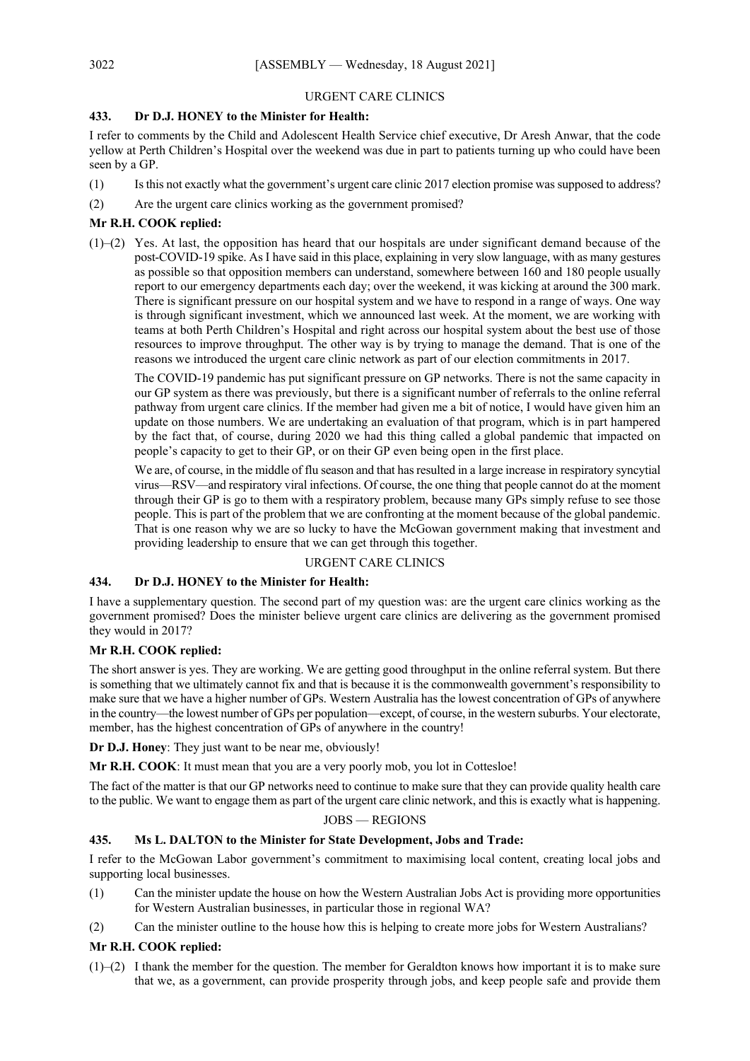## URGENT CARE CLINICS

### 433. Dr D.J. HONEY to the Minister for Health:

I refer to comments by the Child and Adolescent Health Service chief executive, Dr Aresh Anwar, that the code yellow at Perth Children's Hospital over the weekend was due in part to patients turning up who could have been seen by a GP.

(1) Is this not exactly what the government's urgent care clinic 2017 election promise was supposed to address?

(2) Are the urgent care clinics working as the government promised?

**Mr R.H. COOK replied:**

(1)–(2) Yes. At last, the opposition has heard that our hospitals are under significant demand because of the post-COVID-19 spike. As I have said in this place, explaining in very slow language, with as many gestures as possible so that opposition members can understand, somewhere between 160 and 180 people usually report to our emergency departments each day; over the weekend, it was kicking at around the 300 mark. There is significant pressure on our hospital system and we have to respond in a range of ways. One way is through significant investment, which we announced last week. At the moment, we are working with teams at both Perth Children's Hospital and right across our hospital system about the best use of those resources to improve throughput. The other way is by trying to manage the demand. That is one of the reasons we introduced the urgent care clinic network as part of our election commitments in 2017.

The COVID-19 pandemic has put significant pressure on GP networks. There is not the same capacity in our GP system as there was previously, but there is a significant number of referrals to the online referral pathway from urgent care clinics. If the member had given me a bit of notice, I would have given him an update on those numbers. We are undertaking an evaluation of that program, which is in part hampered by the fact that, of course, during 2020 we had this thing called a global pandemic that impacted on people's capacity to get to their GP, or on their GP even being open in the first place.

We are, of course, in the middle of flu season and that has resulted in a large increase in respiratory syncytial virus—RSV—and respiratory viral infections. Of course, the one thing that people cannot do at the moment through their GP is go to them with a respiratory problem, because many GPs simply refuse to see those people. This is part of the problem that we are confronting at the moment because of the global pandemic. That is one reason why we are so lucky to have the McGowan government making that investment and providing leadership to ensure that we can get through this together.

## URGENT CARE CLINICS

### 434. Dr D.J. HONEY to the Minister for Health:

I have a supplementary question. The second part of my question was: are the urgent care clinics working as the government promised? Does the minister believe urgent care clinics are delivering as the government promised they would in 2017?

**Mr R.H. COOK replied:**

The short answer is yes. They are working. We are getting good throughput in the online referral system. But there is something that we ultimately cannot fix and that is because it is the commonwealth government's responsibility to make sure that we have a higher number of GPs. Western Australia has the lowest concentration of GPs of anywhere in the country—the lowest number of GPs per population—except, of course, in the western suburbs. Your electorate, member, has the highest concentration of GPs of anywhere in the country!

**Dr D.J. Honey**: They just want to be near me, obviously!

**Mr R.H. COOK**: It must mean that you are a very poorly mob, you lot in Cottesloe!

The fact of the matter is that our GP networks need to continue to make sure that they can provide quality health care to the public. We want to engage them as part of the urgent care clinic network, and this is exactly what is happening.

## JOBS — REGIONS

### 435. Ms L. DALTON to the Minister for State Development, Jobs and Trade:

I refer to the McGowan Labor government's commitment to maximising local content, creating local jobs and supporting local businesses.

(1) Can the minister update the house on how the Western Australian Jobs Act is providing more opportunities for Western Australian businesses, in particular those in regional WA?

(2) Can the minister outline to the house how this is helping to create more jobs for Western Australians?

**Mr R.H. COOK replied:**

(1)–(2) I thank the member for the question. The member for Geraldton knows how important it is to make sure that we, as a government, can provide prosperity through jobs, and keep people safe and provide them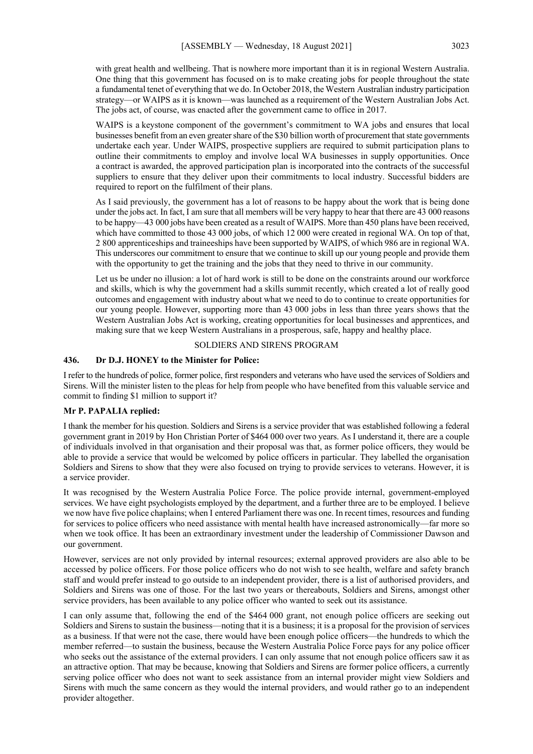with great health and wellbeing. That is nowhere more important than it is in regional Western Australia. One thing that this government has focused on is to make creating jobs for people throughout the state a fundamental tenet of everything that we do. In October 2018, the Western Australian industry participation strategy—or WAIPS as it is known—was launched as a requirement of the Western Australian Jobs Act. The jobs act, of course, was enacted after the government came to office in 2017.

WAIPS is a keystone component of the government's commitment to WA jobs and ensures that local businesses benefit from an even greater share of the $30 billion worth of procurement that state governments undertake each year. Under WAIPS, prospective suppliers are required to submit participation plans to outline their commitments to employ and involve local WA businesses in supply opportunities. Once a contract is awarded, the approved participation plan is incorporated into the contracts of the successful suppliers to ensure that they deliver upon their commitments to local industry. Successful bidders are required to report on the fulfilment of their plans.

As I said previously, the government has a lot of reasons to be happy about the work that is being done under the jobs act. In fact, I am sure that all members will be very happy to hear that there are 43 000 reasons to be happy—43 000 jobs have been created as a result of WAIPS. More than 450 plans have been received, which have committed to those 43 000 jobs, of which 12 000 were created in regional WA. On top of that, 2 800 apprenticeships and traineeships have been supported by WAIPS, of which 986 are in regional WA. This underscores our commitment to ensure that we continue to skill up our young people and provide them with the opportunity to get the training and the jobs that they need to thrive in our community.

Let us be under no illusion: a lot of hard work is still to be done on the constraints around our workforce and skills, which is why the government had a skills summit recently, which created a lot of really good outcomes and engagement with industry about what we need to do to continue to create opportunities for our young people. However, supporting more than 43 000 jobs in less than three years shows that the Western Australian Jobs Act is working, creating opportunities for local businesses and apprentices, and making sure that we keep Western Australians in a prosperous, safe, happy and healthy place.

## SOLDIERS AND SIRENS PROGRAM

**436. Dr D.J. HONEY to the Minister for Police:**

I refer to the hundreds of police, former police, first responders and veterans who have used the services of Soldiers and Sirens. Will the minister listen to the pleas for help from people who have benefited from this valuable service and commit to finding $1 million to support it?

**Mr P. PAPALIA replied:**

I thank the member for his question. Soldiers and Sirens is a service provider that was established following a federal government grant in 2019 by Hon Christian Porter of $464 000 over two years. As I understand it, there are a couple of individuals involved in that organisation and their proposal was that, as former police officers, they would be able to provide a service that would be welcomed by police officers in particular. They labelled the organisation Soldiers and Sirens to show that they were also focused on trying to provide services to veterans. However, it is a service provider.

It was recognised by the Western Australia Police Force. The police provide internal, government-employed services. We have eight psychologists employed by the department, and a further three are to be employed. I believe we now have five police chaplains; when I entered Parliament there was one. In recent times, resources and funding for services to police officers who need assistance with mental health have increased astronomically—far more so when we took office. It has been an extraordinary investment under the leadership of Commissioner Dawson and our government.

However, services are not only provided by internal resources; external approved providers are also able to be accessed by police officers. For those police officers who do not wish to see health, welfare and safety branch staff and would prefer instead to go outside to an independent provider, there is a list of authorised providers, and Soldiers and Sirens was one of those. For the last two years or thereabouts, Soldiers and Sirens, amongst other service providers, has been available to any police officer who wanted to seek out its assistance.

I can only assume that, following the end of the $464 000 grant, not enough police officers are seeking out Soldiers and Sirens to sustain the business—noting that it is a business; it is a proposal for the provision of services as a business. If that were not the case, there would have been enough police officers—the hundreds to which the member referred—to sustain the business, because the Western Australia Police Force pays for any police officer who seeks out the assistance of the external providers. I can only assume that not enough police officers saw it as an attractive option. That may be because, knowing that Soldiers and Sirens are former police officers, a currently serving police officer who does not want to seek assistance from an internal provider might view Soldiers and Sirens with much the same concern as they would the internal providers, and would rather go to an independent provider altogether.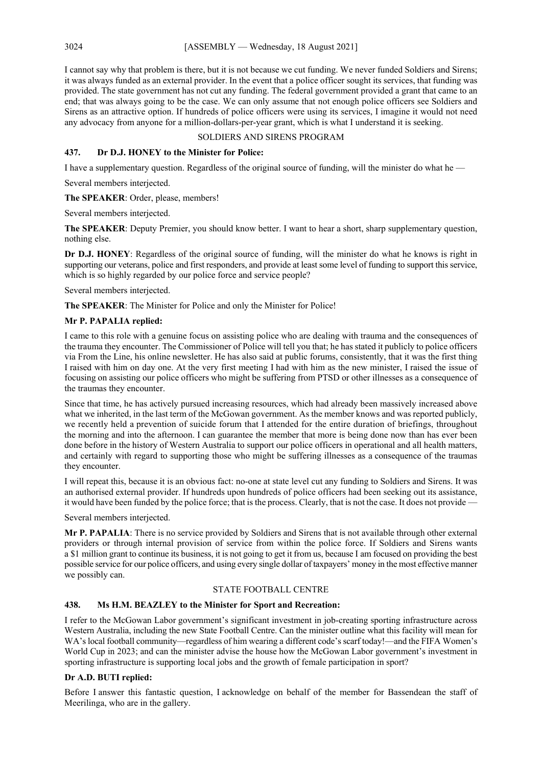I cannot say why that problem is there, but it is not because we cut funding. We never funded Soldiers and Sirens; it was always funded as an external provider. In the event that a police officer sought its services, that funding was provided. The state government has not cut any funding. The federal government provided a grant that came to an end; that was always going to be the case. We can only assume that not enough police officers see Soldiers and Sirens as an attractive option. If hundreds of police officers were using its services, I imagine it would not need any advocacy from anyone for a million-dollars-per-year grant, which is what I understand it is seeking.

## SOLDIERS AND SIRENS PROGRAM

### 437. Dr D.J. HONEY to the Minister for Police:

I have a supplementary question. Regardless of the original source of funding, will the minister do what he —

Several members interjected.

**The SPEAKER**: Order, please, members!

Several members interjected.

**The SPEAKER**: Deputy Premier, you should know better. I want to hear a short, sharp supplementary question, nothing else.

**Dr D.J. HONEY**: Regardless of the original source of funding, will the minister do what he knows is right in supporting our veterans, police and first responders, and provide at least some level of funding to support this service, which is so highly regarded by our police force and service people?

Several members interjected.

**The SPEAKER**: The Minister for Police and only the Minister for Police!

**Mr P. PAPALIA replied:**

I came to this role with a genuine focus on assisting police who are dealing with trauma and the consequences of the trauma they encounter. The Commissioner of Police will tell you that; he has stated it publicly to police officers via From the Line, his online newsletter. He has also said at public forums, consistently, that it was the first thing I raised with him on day one. At the very first meeting I had with him as the new minister, I raised the issue of focusing on assisting our police officers who might be suffering from PTSD or other illnesses as a consequence of the traumas they encounter.

Since that time, he has actively pursued increasing resources, which had already been massively increased above what we inherited, in the last term of the McGowan government. As the member knows and was reported publicly, we recently held a prevention of suicide forum that I attended for the entire duration of briefings, throughout the morning and into the afternoon. I can guarantee the member that more is being done now than has ever been done before in the history of Western Australia to support our police officers in operational and all health matters, and certainly with regard to supporting those who might be suffering illnesses as a consequence of the traumas they encounter.

I will repeat this, because it is an obvious fact: no-one at state level cut any funding to Soldiers and Sirens. It was an authorised external provider. If hundreds upon hundreds of police officers had been seeking out its assistance, it would have been funded by the police force; that is the process. Clearly, that is not the case. It does not provide —

Several members interjected.

**Mr P. PAPALIA**: There is no service provided by Soldiers and Sirens that is not available through other external providers or through internal provision of service from within the police force. If Soldiers and Sirens wants a $1 million grant to continue its business, it is not going to get it from us, because I am focused on providing the best possible service for our police officers, and using every single dollar of taxpayers' money in the most effective manner we possibly can.

## STATE FOOTBALL CENTRE

### 438. Ms H.M. BEAZLEY to the Minister for Sport and Recreation:

I refer to the McGowan Labor government's significant investment in job-creating sporting infrastructure across Western Australia, including the new State Football Centre. Can the minister outline what this facility will mean for WA's local football community—regardless of him wearing a different code's scarf today!—and the FIFA Women's World Cup in 2023; and can the minister advise the house how the McGowan Labor government's investment in sporting infrastructure is supporting local jobs and the growth of female participation in sport?

**Dr A.D. BUTI replied:**

Before I answer this fantastic question, I acknowledge on behalf of the member for Bassendean the staff of Meerilinga, who are in the gallery.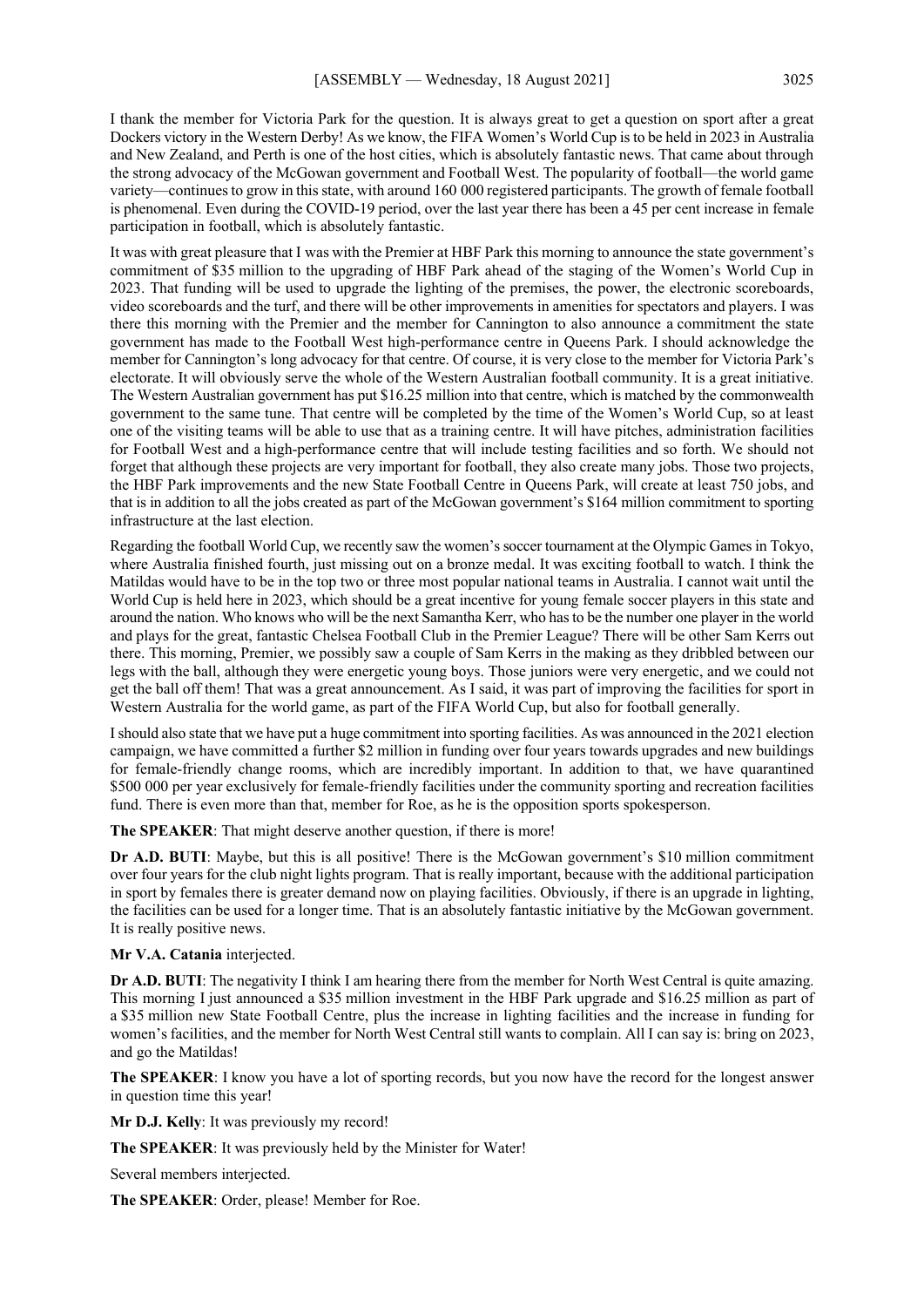I thank the member for Victoria Park for the question. It is always great to get a question on sport after a great Dockers victory in the Western Derby! As we know, the FIFA Women's World Cup is to be held in 2023 in Australia and New Zealand, and Perth is one of the host cities, which is absolutely fantastic news. That came about through the strong advocacy of the McGowan government and Football West. The popularity of football—the world game variety—continues to grow in this state, with around 160 000 registered participants. The growth of female football is phenomenal. Even during the COVID-19 period, over the last year there has been a 45 per cent increase in female participation in football, which is absolutely fantastic.

It was with great pleasure that I was with the Premier at HBF Park this morning to announce the state government's commitment of $35 million to the upgrading of HBF Park ahead of the staging of the Women's World Cup in 2023. That funding will be used to upgrade the lighting of the premises, the power, the electronic scoreboards, video scoreboards and the turf, and there will be other improvements in amenities for spectators and players. I was there this morning with the Premier and the member for Cannington to also announce a commitment the state government has made to the Football West high-performance centre in Queens Park. I should acknowledge the member for Cannington's long advocacy for that centre. Of course, it is very close to the member for Victoria Park's electorate. It will obviously serve the whole of the Western Australian football community. It is a great initiative. The Western Australian government has put $16.25 million into that centre, which is matched by the commonwealth government to the same tune. That centre will be completed by the time of the Women's World Cup, so at least one of the visiting teams will be able to use that as a training centre. It will have pitches, administration facilities for Football West and a high-performance centre that will include testing facilities and so forth. We should not forget that although these projects are very important for football, they also create many jobs. Those two projects, the HBF Park improvements and the new State Football Centre in Queens Park, will create at least 750 jobs, and that is in addition to all the jobs created as part of the McGowan government's $164 million commitment to sporting infrastructure at the last election.

Regarding the football World Cup, we recently saw the women's soccer tournament at the Olympic Games in Tokyo, where Australia finished fourth, just missing out on a bronze medal. It was exciting football to watch. I think the Matildas would have to be in the top two or three most popular national teams in Australia. I cannot wait until the World Cup is held here in 2023, which should be a great incentive for young female soccer players in this state and around the nation. Who knows who will be the next Samantha Kerr, who has to be the number one player in the world and plays for the great, fantastic Chelsea Football Club in the Premier League? There will be other Sam Kerrs out there. This morning, Premier, we possibly saw a couple of Sam Kerrs in the making as they dribbled between our legs with the ball, although they were energetic young boys. Those juniors were very energetic, and we could not get the ball off them! That was a great announcement. As I said, it was part of improving the facilities for sport in Western Australia for the world game, as part of the FIFA World Cup, but also for football generally.

I should also state that we have put a huge commitment into sporting facilities. As was announced in the 2021 election campaign, we have committed a further $2 million in funding over four years towards upgrades and new buildings for female-friendly change rooms, which are incredibly important. In addition to that, we have quarantined $500 000 per year exclusively for female-friendly facilities under the community sporting and recreation facilities fund. There is even more than that, member for Roe, as he is the opposition sports spokesperson.

**The SPEAKER**: That might deserve another question, if there is more!

**Dr A.D. BUTI**: Maybe, but this is all positive! There is the McGowan government's $10 million commitment over four years for the club night lights program. That is really important, because with the additional participation in sport by females there is greater demand now on playing facilities. Obviously, if there is an upgrade in lighting, the facilities can be used for a longer time. That is an absolutely fantastic initiative by the McGowan government. It is really positive news.

**Mr V.A. Catania** interjected.

**Dr A.D. BUTI**: The negativity I think I am hearing there from the member for North West Central is quite amazing. This morning I just announced a $35 million investment in the HBF Park upgrade and $16.25 million as part of a $35 million new State Football Centre, plus the increase in lighting facilities and the increase in funding for women's facilities, and the member for North West Central still wants to complain. All I can say is: bring on 2023, and go the Matildas!

**The SPEAKER**: I know you have a lot of sporting records, but you now have the record for the longest answer in question time this year!

**Mr D.J. Kelly**: It was previously my record!

**The SPEAKER**: It was previously held by the Minister for Water!

Several members interjected.

**The SPEAKER**: Order, please! Member for Roe.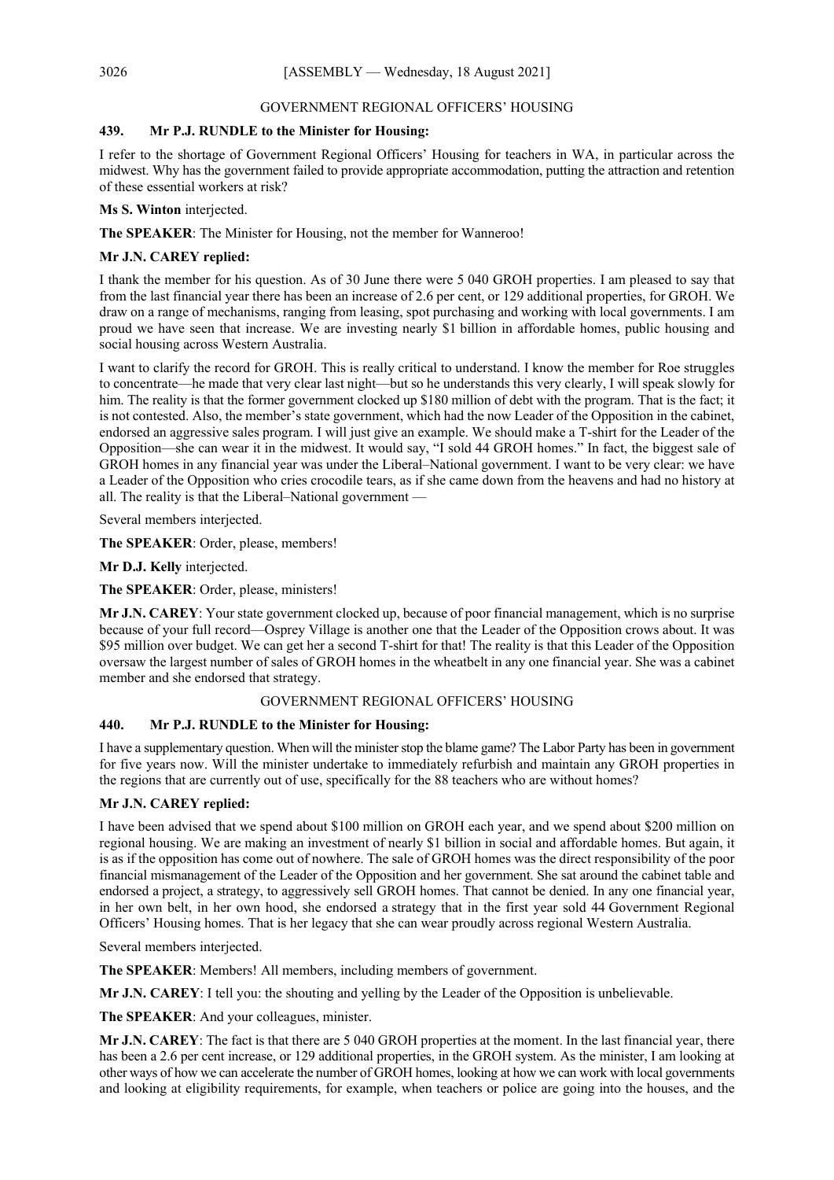## GOVERNMENT REGIONAL OFFICERS' HOUSING

### 439. Mr P.J. RUNDLE to the Minister for Housing:

I refer to the shortage of Government Regional Officers' Housing for teachers in WA, in particular across the midwest. Why has the government failed to provide appropriate accommodation, putting the attraction and retention of these essential workers at risk?

**Ms S. Winton** interjected.

**The SPEAKER**: The Minister for Housing, not the member for Wanneroo!

**Mr J.N. CAREY replied:**

I thank the member for his question. As of 30 June there were 5 040 GROH properties. I am pleased to say that from the last financial year there has been an increase of 2.6 per cent, or 129 additional properties, for GROH. We draw on a range of mechanisms, ranging from leasing, spot purchasing and working with local governments. I am proud we have seen that increase. We are investing nearly $1 billion in affordable homes, public housing and social housing across Western Australia.

I want to clarify the record for GROH. This is really critical to understand. I know the member for Roe struggles to concentrate—he made that very clear last night—but so he understands this very clearly, I will speak slowly for him. The reality is that the former government clocked up $180 million of debt with the program. That is the fact; it is not contested. Also, the member's state government, which had the now Leader of the Opposition in the cabinet, endorsed an aggressive sales program. I will just give an example. We should make a T-shirt for the Leader of the Opposition—she can wear it in the midwest. It would say, "I sold 44 GROH homes." In fact, the biggest sale of GROH homes in any financial year was under the Liberal–National government. I want to be very clear: we have a Leader of the Opposition who cries crocodile tears, as if she came down from the heavens and had no history at all. The reality is that the Liberal–National government —

Several members interjected.

**The SPEAKER**: Order, please, members!

**Mr D.J. Kelly** interjected.

**The SPEAKER**: Order, please, ministers!

**Mr J.N. CAREY**: Your state government clocked up, because of poor financial management, which is no surprise because of your full record—Osprey Village is another one that the Leader of the Opposition crows about. It was $95 million over budget. We can get her a second T-shirt for that! The reality is that this Leader of the Opposition oversaw the largest number of sales of GROH homes in the wheatbelt in any one financial year. She was a cabinet member and she endorsed that strategy.

## GOVERNMENT REGIONAL OFFICERS' HOUSING

### 440. Mr P.J. RUNDLE to the Minister for Housing:

I have a supplementary question. When will the minister stop the blame game? The Labor Party has been in government for five years now. Will the minister undertake to immediately refurbish and maintain any GROH properties in the regions that are currently out of use, specifically for the 88 teachers who are without homes?

**Mr J.N. CAREY replied:**

I have been advised that we spend about $100 million on GROH each year, and we spend about $200 million on regional housing. We are making an investment of nearly $1 billion in social and affordable homes. But again, it is as if the opposition has come out of nowhere. The sale of GROH homes was the direct responsibility of the poor financial mismanagement of the Leader of the Opposition and her government. She sat around the cabinet table and endorsed a project, a strategy, to aggressively sell GROH homes. That cannot be denied. In any one financial year, in her own belt, in her own hood, she endorsed a strategy that in the first year sold 44 Government Regional Officers' Housing homes. That is her legacy that she can wear proudly across regional Western Australia.

Several members interjected.

**The SPEAKER**: Members! All members, including members of government.

**Mr J.N. CAREY**: I tell you: the shouting and yelling by the Leader of the Opposition is unbelievable.

**The SPEAKER**: And your colleagues, minister.

**Mr J.N. CAREY**: The fact is that there are 5 040 GROH properties at the moment. In the last financial year, there has been a 2.6 per cent increase, or 129 additional properties, in the GROH system. As the minister, I am looking at other ways of how we can accelerate the number of GROH homes, looking at how we can work with local governments and looking at eligibility requirements, for example, when teachers or police are going into the houses, and the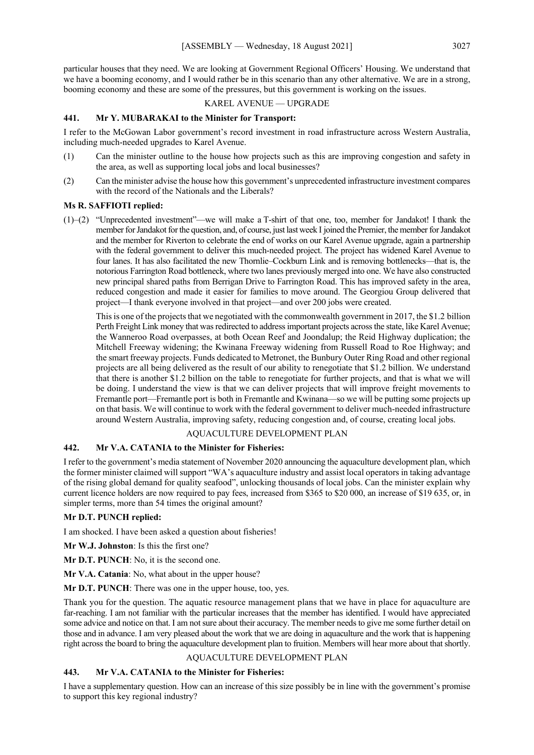particular houses that they need. We are looking at Government Regional Officers' Housing. We understand that we have a booming economy, and I would rather be in this scenario than any other alternative. We are in a strong, booming economy and these are some of the pressures, but this government is working on the issues.

## KAREL AVENUE — UPGRADE

### 441. Mr Y. MUBARAKAI to the Minister for Transport:

I refer to the McGowan Labor government's record investment in road infrastructure across Western Australia, including much-needed upgrades to Karel Avenue.

(1) Can the minister outline to the house how projects such as this are improving congestion and safety in the area, as well as supporting local jobs and local businesses?

(2) Can the minister advise the house how this government's unprecedented infrastructure investment compares with the record of the Nationals and the Liberals?

**Ms R. SAFFIOTI replied:**

(1)–(2) "Unprecedented investment"—we will make a T-shirt of that one, too, member for Jandakot! I thank the member for Jandakot for the question, and, of course, just last week I joined the Premier, the member for Jandakot and the member for Riverton to celebrate the end of works on our Karel Avenue upgrade, again a partnership with the federal government to deliver this much-needed project. The project has widened Karel Avenue to four lanes. It has also facilitated the new Thornlie–Cockburn Link and is removing bottlenecks—that is, the notorious Farrington Road bottleneck, where two lanes previously merged into one. We have also constructed new principal shared paths from Berrigan Drive to Farrington Road. This has improved safety in the area, reduced congestion and made it easier for families to move around. The Georgiou Group delivered that project—I thank everyone involved in that project—and over 200 jobs were created.

This is one of the projects that we negotiated with the commonwealth government in 2017, the $1.2 billion Perth Freight Link money that was redirected to address important projects across the state, like Karel Avenue; the Wanneroo Road overpasses, at both Ocean Reef and Joondalup; the Reid Highway duplication; the Mitchell Freeway widening; the Kwinana Freeway widening from Russell Road to Roe Highway; and the smart freeway projects. Funds dedicated to Metronet, the Bunbury Outer Ring Road and other regional projects are all being delivered as the result of our ability to renegotiate that $1.2 billion. We understand that there is another $1.2 billion on the table to renegotiate for further projects, and that is what we will be doing. I understand the view is that we can deliver projects that will improve freight movements to Fremantle port—Fremantle port is both in Fremantle and Kwinana—so we will be putting some projects up on that basis. We will continue to work with the federal government to deliver much-needed infrastructure around Western Australia, improving safety, reducing congestion and, of course, creating local jobs.

## AQUACULTURE DEVELOPMENT PLAN

### 442. Mr V.A. CATANIA to the Minister for Fisheries:

I refer to the government's media statement of November 2020 announcing the aquaculture development plan, which the former minister claimed will support "WA's aquaculture industry and assist local operators in taking advantage of the rising global demand for quality seafood", unlocking thousands of local jobs. Can the minister explain why current licence holders are now required to pay fees, increased from $365 to $20 000, an increase of $19 635, or, in simpler terms, more than 54 times the original amount?

**Mr D.T. PUNCH replied:**

I am shocked. I have been asked a question about fisheries!

**Mr W.J. Johnston**: Is this the first one?

**Mr D.T. PUNCH**: No, it is the second one.

**Mr V.A. Catania**: No, what about in the upper house?

**Mr D.T. PUNCH**: There was one in the upper house, too, yes.

Thank you for the question. The aquatic resource management plans that we have in place for aquaculture are far-reaching. I am not familiar with the particular increases that the member has identified. I would have appreciated some advice and notice on that. I am not sure about their accuracy. The member needs to give me some further detail on those and in advance. I am very pleased about the work that we are doing in aquaculture and the work that is happening right across the board to bring the aquaculture development plan to fruition. Members will hear more about that shortly.

## AQUACULTURE DEVELOPMENT PLAN

### 443. Mr V.A. CATANIA to the Minister for Fisheries:

I have a supplementary question. How can an increase of this size possibly be in line with the government's promise to support this key regional industry?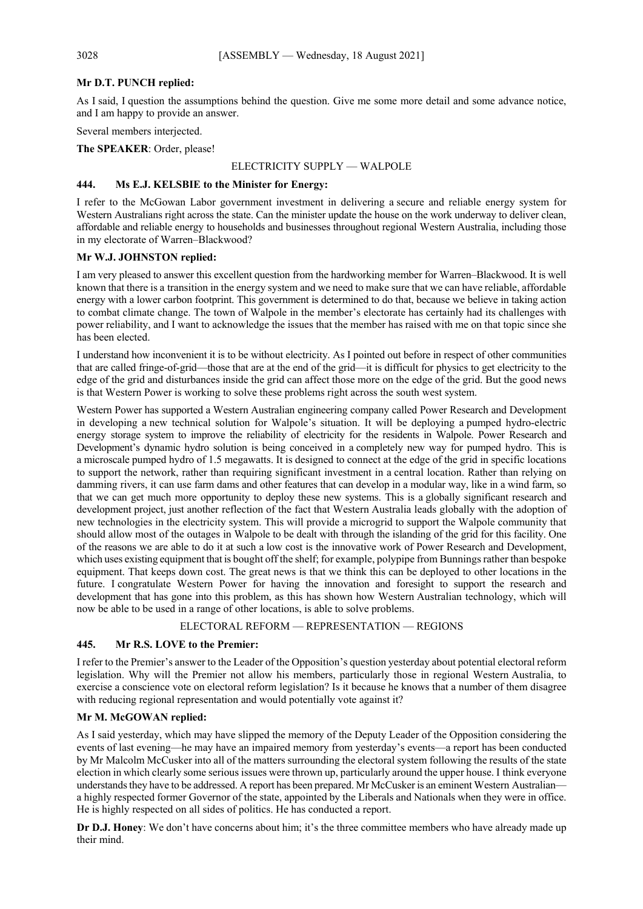**Mr D.T. PUNCH replied:**

As I said, I question the assumptions behind the question. Give me some more detail and some advance notice, and I am happy to provide an answer.

Several members interjected.

**The SPEAKER**: Order, please!

ELECTRICITY SUPPLY — WALPOLE

**444. Ms E.J. KELSBIE to the Minister for Energy:**

I refer to the McGowan Labor government investment in delivering a secure and reliable energy system for Western Australians right across the state. Can the minister update the house on the work underway to deliver clean, affordable and reliable energy to households and businesses throughout regional Western Australia, including those in my electorate of Warren–Blackwood?

**Mr W.J. JOHNSTON replied:**

I am very pleased to answer this excellent question from the hardworking member for Warren–Blackwood. It is well known that there is a transition in the energy system and we need to make sure that we can have reliable, affordable energy with a lower carbon footprint. This government is determined to do that, because we believe in taking action to combat climate change. The town of Walpole in the member's electorate has certainly had its challenges with power reliability, and I want to acknowledge the issues that the member has raised with me on that topic since she has been elected.

I understand how inconvenient it is to be without electricity. As I pointed out before in respect of other communities that are called fringe-of-grid—those that are at the end of the grid—it is difficult for physics to get electricity to the edge of the grid and disturbances inside the grid can affect those more on the edge of the grid. But the good news is that Western Power is working to solve these problems right across the south west system.

Western Power has supported a Western Australian engineering company called Power Research and Development in developing a new technical solution for Walpole's situation. It will be deploying a pumped hydro-electric energy storage system to improve the reliability of electricity for the residents in Walpole. Power Research and Development's dynamic hydro solution is being conceived in a completely new way for pumped hydro. This is a microscale pumped hydro of 1.5 megawatts. It is designed to connect at the edge of the grid in specific locations to support the network, rather than requiring significant investment in a central location. Rather than relying on damming rivers, it can use farm dams and other features that can develop in a modular way, like in a wind farm, so that we can get much more opportunity to deploy these new systems. This is a globally significant research and development project, just another reflection of the fact that Western Australia leads globally with the adoption of new technologies in the electricity system. This will provide a microgrid to support the Walpole community that should allow most of the outages in Walpole to be dealt with through the islanding of the grid for this facility. One of the reasons we are able to do it at such a low cost is the innovative work of Power Research and Development, which uses existing equipment that is bought off the shelf; for example, polypipe from Bunnings rather than bespoke equipment. That keeps down cost. The great news is that we think this can be deployed to other locations in the future. I congratulate Western Power for having the innovation and foresight to support the research and development that has gone into this problem, as this has shown how Western Australian technology, which will now be able to be used in a range of other locations, is able to solve problems.

ELECTORAL REFORM — REPRESENTATION — REGIONS

**445. Mr R.S. LOVE to the Premier:**

I refer to the Premier's answer to the Leader of the Opposition's question yesterday about potential electoral reform legislation. Why will the Premier not allow his members, particularly those in regional Western Australia, to exercise a conscience vote on electoral reform legislation? Is it because he knows that a number of them disagree with reducing regional representation and would potentially vote against it?

**Mr M. McGOWAN replied:**

As I said yesterday, which may have slipped the memory of the Deputy Leader of the Opposition considering the events of last evening—he may have an impaired memory from yesterday's events—a report has been conducted by Mr Malcolm McCusker into all of the matters surrounding the electoral system following the results of the state election in which clearly some serious issues were thrown up, particularly around the upper house. I think everyone understands they have to be addressed. A report has been prepared. Mr McCusker is an eminent Western Australian—a highly respected former Governor of the state, appointed by the Liberals and Nationals when they were in office. He is highly respected on all sides of politics. He has conducted a report.

**Dr D.J. Honey**: We don't have concerns about him; it's the three committee members who have already made up their mind.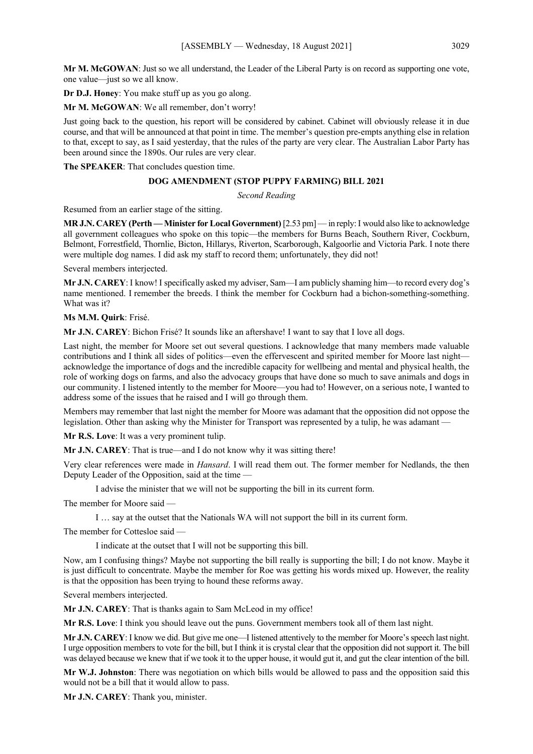**Mr M. McGOWAN**: Just so we all understand, the Leader of the Liberal Party is on record as supporting one vote, one value—just so we all know.

**Dr D.J. Honey**: You make stuff up as you go along.

**Mr M. McGOWAN**: We all remember, don't worry!

Just going back to the question, his report will be considered by cabinet. Cabinet will obviously release it in due course, and that will be announced at that point in time. The member's question pre-empts anything else in relation to that, except to say, as I said yesterday, that the rules of the party are very clear. The Australian Labor Party has been around since the 1890s. Our rules are very clear.

**The SPEAKER**: That concludes question time.

## DOG AMENDMENT (STOP PUPPY FARMING) BILL 2021

*Second Reading*

Resumed from an earlier stage of the sitting.

**MR J.N. CAREY (Perth — Minister for Local Government)** [2.53 pm] — in reply: I would also like to acknowledge all government colleagues who spoke on this topic—the members for Burns Beach, Southern River, Cockburn, Belmont, Forrestfield, Thornlie, Bicton, Hillarys, Riverton, Scarborough, Kalgoorlie and Victoria Park. I note there were multiple dog names. I did ask my staff to record them; unfortunately, they did not!

Several members interjected.

**Mr J.N. CAREY**: I know! I specifically asked my adviser, Sam—I am publicly shaming him—to record every dog's name mentioned. I remember the breeds. I think the member for Cockburn had a bichon-something-something. What was it?

**Ms M.M. Quirk**: Frisé.

**Mr J.N. CAREY**: Bichon Frisé? It sounds like an aftershave! I want to say that I love all dogs.

Last night, the member for Moore set out several questions. I acknowledge that many members made valuable contributions and I think all sides of politics—even the effervescent and spirited member for Moore last night—acknowledge the importance of dogs and the incredible capacity for wellbeing and mental and physical health, the role of working dogs on farms, and also the advocacy groups that have done so much to save animals and dogs in our community. I listened intently to the member for Moore—you had to! However, on a serious note, I wanted to address some of the issues that he raised and I will go through them.

Members may remember that last night the member for Moore was adamant that the opposition did not oppose the legislation. Other than asking why the Minister for Transport was represented by a tulip, he was adamant —

**Mr R.S. Love**: It was a very prominent tulip.

**Mr J.N. CAREY**: That is true—and I do not know why it was sitting there!

Very clear references were made in *Hansard*. I will read them out. The former member for Nedlands, the then Deputy Leader of the Opposition, said at the time —

> I advise the minister that we will not be supporting the bill in its current form.

The member for Moore said —

> I … say at the outset that the Nationals WA will not support the bill in its current form.

The member for Cottesloe said —

> I indicate at the outset that I will not be supporting this bill.

Now, am I confusing things? Maybe not supporting the bill really is supporting the bill; I do not know. Maybe it is just difficult to concentrate. Maybe the member for Roe was getting his words mixed up. However, the reality is that the opposition has been trying to hound these reforms away.

Several members interjected.

**Mr J.N. CAREY**: That is thanks again to Sam McLeod in my office!

**Mr R.S. Love**: I think you should leave out the puns. Government members took all of them last night.

**Mr J.N. CAREY**: I know we did. But give me one—I listened attentively to the member for Moore's speech last night. I urge opposition members to vote for the bill, but I think it is crystal clear that the opposition did not support it. The bill was delayed because we knew that if we took it to the upper house, it would gut it, and gut the clear intention of the bill.

**Mr W.J. Johnston**: There was negotiation on which bills would be allowed to pass and the opposition said this would not be a bill that it would allow to pass.

**Mr J.N. CAREY**: Thank you, minister.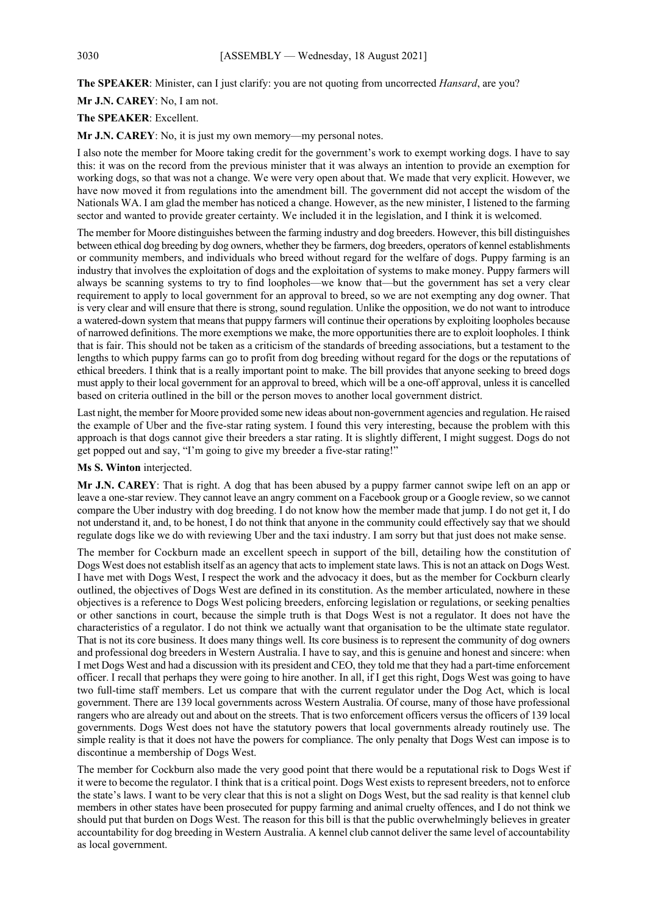**The SPEAKER**: Minister, can I just clarify: you are not quoting from uncorrected *Hansard*, are you?

**Mr J.N. CAREY**: No, I am not.

**The SPEAKER**: Excellent.

**Mr J.N. CAREY**: No, it is just my own memory—my personal notes.

I also note the member for Moore taking credit for the government's work to exempt working dogs. I have to say this: it was on the record from the previous minister that it was always an intention to provide an exemption for working dogs, so that was not a change. We were very open about that. We made that very explicit. However, we have now moved it from regulations into the amendment bill. The government did not accept the wisdom of the Nationals WA. I am glad the member has noticed a change. However, as the new minister, I listened to the farming sector and wanted to provide greater certainty. We included it in the legislation, and I think it is welcomed.

The member for Moore distinguishes between the farming industry and dog breeders. However, this bill distinguishes between ethical dog breeding by dog owners, whether they be farmers, dog breeders, operators of kennel establishments or community members, and individuals who breed without regard for the welfare of dogs. Puppy farming is an industry that involves the exploitation of dogs and the exploitation of systems to make money. Puppy farmers will always be scanning systems to try to find loopholes—we know that—but the government has set a very clear requirement to apply to local government for an approval to breed, so we are not exempting any dog owner. That is very clear and will ensure that there is strong, sound regulation. Unlike the opposition, we do not want to introduce a watered-down system that means that puppy farmers will continue their operations by exploiting loopholes because of narrowed definitions. The more exemptions we make, the more opportunities there are to exploit loopholes. I think that is fair. This should not be taken as a criticism of the standards of breeding associations, but a testament to the lengths to which puppy farms can go to profit from dog breeding without regard for the dogs or the reputations of ethical breeders. I think that is a really important point to make. The bill provides that anyone seeking to breed dogs must apply to their local government for an approval to breed, which will be a one-off approval, unless it is cancelled based on criteria outlined in the bill or the person moves to another local government district.

Last night, the member for Moore provided some new ideas about non-government agencies and regulation. He raised the example of Uber and the five-star rating system. I found this very interesting, because the problem with this approach is that dogs cannot give their breeders a star rating. It is slightly different, I might suggest. Dogs do not get popped out and say, "I'm going to give my breeder a five-star rating!"

**Ms S. Winton** interjected.

**Mr J.N. CAREY**: That is right. A dog that has been abused by a puppy farmer cannot swipe left on an app or leave a one-star review. They cannot leave an angry comment on a Facebook group or a Google review, so we cannot compare the Uber industry with dog breeding. I do not know how the member made that jump. I do not get it, I do not understand it, and, to be honest, I do not think that anyone in the community could effectively say that we should regulate dogs like we do with reviewing Uber and the taxi industry. I am sorry but that just does not make sense.

The member for Cockburn made an excellent speech in support of the bill, detailing how the constitution of Dogs West does not establish itself as an agency that acts to implement state laws. This is not an attack on Dogs West. I have met with Dogs West, I respect the work and the advocacy it does, but as the member for Cockburn clearly outlined, the objectives of Dogs West are defined in its constitution. As the member articulated, nowhere in these objectives is a reference to Dogs West policing breeders, enforcing legislation or regulations, or seeking penalties or other sanctions in court, because the simple truth is that Dogs West is not a regulator. It does not have the characteristics of a regulator. I do not think we actually want that organisation to be the ultimate state regulator. That is not its core business. It does many things well. Its core business is to represent the community of dog owners and professional dog breeders in Western Australia. I have to say, and this is genuine and honest and sincere: when I met Dogs West and had a discussion with its president and CEO, they told me that they had a part-time enforcement officer. I recall that perhaps they were going to hire another. In all, if I get this right, Dogs West was going to have two full-time staff members. Let us compare that with the current regulator under the Dog Act, which is local government. There are 139 local governments across Western Australia. Of course, many of those have professional rangers who are already out and about on the streets. That is two enforcement officers versus the officers of 139 local governments. Dogs West does not have the statutory powers that local governments already routinely use. The simple reality is that it does not have the powers for compliance. The only penalty that Dogs West can impose is to discontinue a membership of Dogs West.

The member for Cockburn also made the very good point that there would be a reputational risk to Dogs West if it were to become the regulator. I think that is a critical point. Dogs West exists to represent breeders, not to enforce the state's laws. I want to be very clear that this is not a slight on Dogs West, but the sad reality is that kennel club members in other states have been prosecuted for puppy farming and animal cruelty offences, and I do not think we should put that burden on Dogs West. The reason for this bill is that the public overwhelmingly believes in greater accountability for dog breeding in Western Australia. A kennel club cannot deliver the same level of accountability as local government.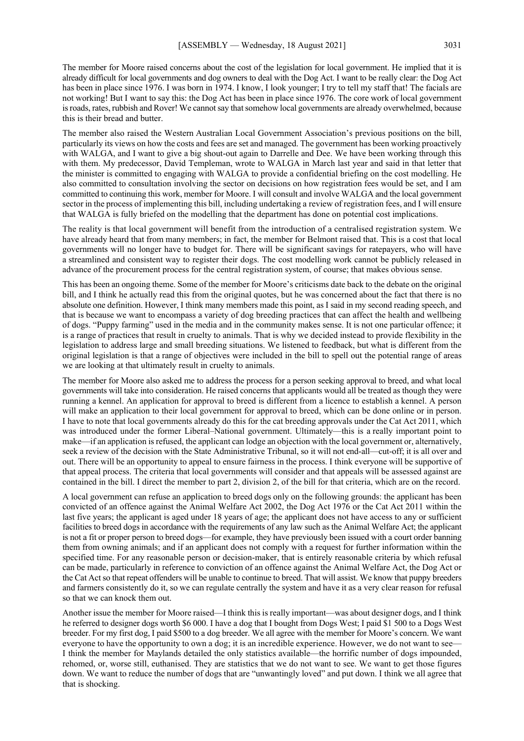The member for Moore raised concerns about the cost of the legislation for local government. He implied that it is already difficult for local governments and dog owners to deal with the Dog Act. I want to be really clear: the Dog Act has been in place since 1976. I was born in 1974. I know, I look younger; I try to tell my staff that! The facials are not working! But I want to say this: the Dog Act has been in place since 1976. The core work of local government is roads, rates, rubbish and Rover! We cannot say that somehow local governments are already overwhelmed, because this is their bread and butter.

The member also raised the Western Australian Local Government Association's previous positions on the bill, particularly its views on how the costs and fees are set and managed. The government has been working proactively with WALGA, and I want to give a big shout-out again to Darrelle and Dee. We have been working through this with them. My predecessor, David Templeman, wrote to WALGA in March last year and said in that letter that the minister is committed to engaging with WALGA to provide a confidential briefing on the cost modelling. He also committed to consultation involving the sector on decisions on how registration fees would be set, and I am committed to continuing this work, member for Moore. I will consult and involve WALGA and the local government sector in the process of implementing this bill, including undertaking a review of registration fees, and I will ensure that WALGA is fully briefed on the modelling that the department has done on potential cost implications.

The reality is that local government will benefit from the introduction of a centralised registration system. We have already heard that from many members; in fact, the member for Belmont raised that. This is a cost that local governments will no longer have to budget for. There will be significant savings for ratepayers, who will have a streamlined and consistent way to register their dogs. The cost modelling work cannot be publicly released in advance of the procurement process for the central registration system, of course; that makes obvious sense.

This has been an ongoing theme. Some of the member for Moore's criticisms date back to the debate on the original bill, and I think he actually read this from the original quotes, but he was concerned about the fact that there is no absolute one definition. However, I think many members made this point, as I said in my second reading speech, and that is because we want to encompass a variety of dog breeding practices that can affect the health and wellbeing of dogs. "Puppy farming" used in the media and in the community makes sense. It is not one particular offence; it is a range of practices that result in cruelty to animals. That is why we decided instead to provide flexibility in the legislation to address large and small breeding situations. We listened to feedback, but what is different from the original legislation is that a range of objectives were included in the bill to spell out the potential range of areas we are looking at that ultimately result in cruelty to animals.

The member for Moore also asked me to address the process for a person seeking approval to breed, and what local governments will take into consideration. He raised concerns that applicants would all be treated as though they were running a kennel. An application for approval to breed is different from a licence to establish a kennel. A person will make an application to their local government for approval to breed, which can be done online or in person. I have to note that local governments already do this for the cat breeding approvals under the Cat Act 2011, which was introduced under the former Liberal–National government. Ultimately—this is a really important point to make—if an application is refused, the applicant can lodge an objection with the local government or, alternatively, seek a review of the decision with the State Administrative Tribunal, so it will not end-all—cut-off; it is all over and out. There will be an opportunity to appeal to ensure fairness in the process. I think everyone will be supportive of that appeal process. The criteria that local governments will consider and that appeals will be assessed against are contained in the bill. I direct the member to part 2, division 2, of the bill for that criteria, which are on the record.

A local government can refuse an application to breed dogs only on the following grounds: the applicant has been convicted of an offence against the Animal Welfare Act 2002, the Dog Act 1976 or the Cat Act 2011 within the last five years; the applicant is aged under 18 years of age; the applicant does not have access to any or sufficient facilities to breed dogs in accordance with the requirements of any law such as the Animal Welfare Act; the applicant is not a fit or proper person to breed dogs—for example, they have previously been issued with a court order banning them from owning animals; and if an applicant does not comply with a request for further information within the specified time. For any reasonable person or decision-maker, that is entirely reasonable criteria by which refusal can be made, particularly in reference to conviction of an offence against the Animal Welfare Act, the Dog Act or the Cat Act so that repeat offenders will be unable to continue to breed. That will assist. We know that puppy breeders and farmers consistently do it, so we can regulate centrally the system and have it as a very clear reason for refusal so that we can knock them out.

Another issue the member for Moore raised—I think this is really important—was about designer dogs, and I think he referred to designer dogs worth $6 000. I have a dog that I bought from Dogs West; I paid $1 500 to a Dogs West breeder. For my first dog, I paid $500 to a dog breeder. We all agree with the member for Moore's concern. We want everyone to have the opportunity to own a dog; it is an incredible experience. However, we do not want to see—I think the member for Maylands detailed the only statistics available—the horrific number of dogs impounded, rehomed, or, worse still, euthanised. They are statistics that we do not want to see. We want to get those figures down. We want to reduce the number of dogs that are "unwantingly loved" and put down. I think we all agree that that is shocking.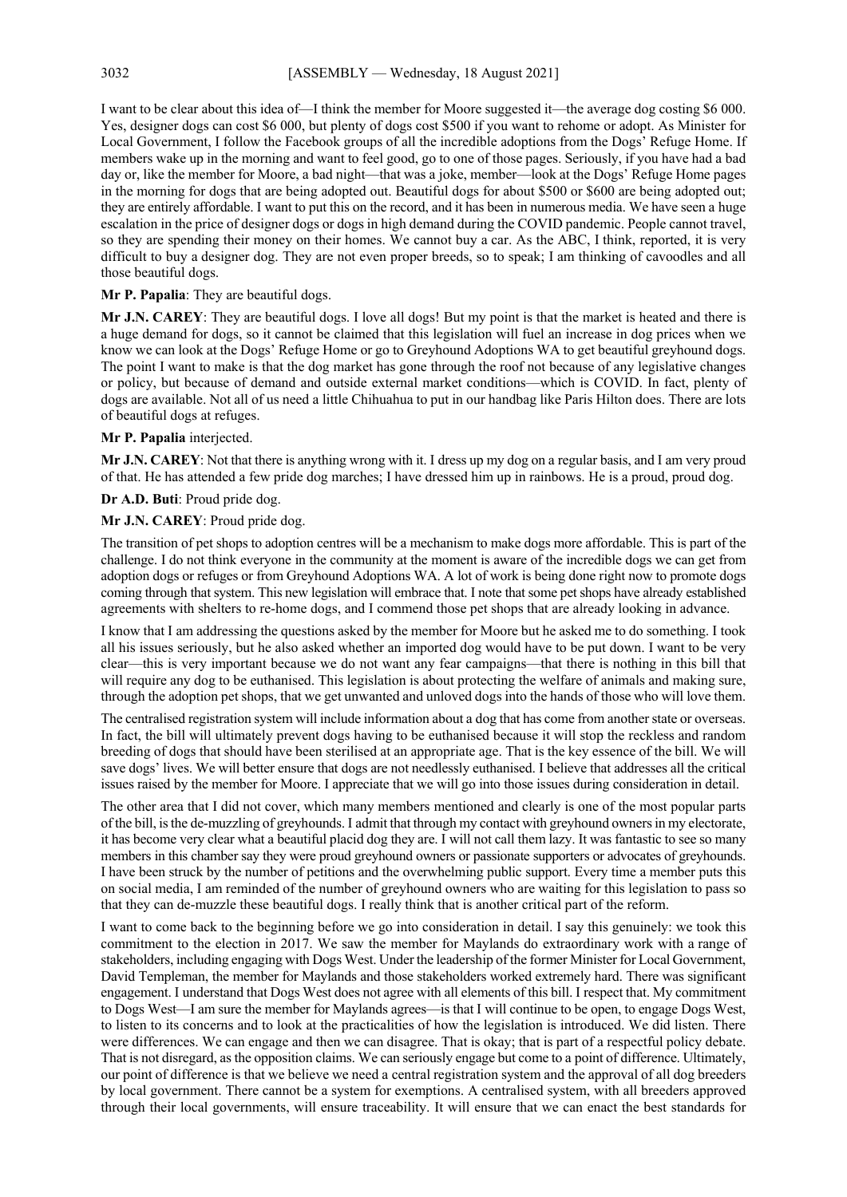I want to be clear about this idea of—I think the member for Moore suggested it—the average dog costing $6 000. Yes, designer dogs can cost $6 000, but plenty of dogs cost $500 if you want to rehome or adopt. As Minister for Local Government, I follow the Facebook groups of all the incredible adoptions from the Dogs' Refuge Home. If members wake up in the morning and want to feel good, go to one of those pages. Seriously, if you have had a bad day or, like the member for Moore, a bad night—that was a joke, member—look at the Dogs' Refuge Home pages in the morning for dogs that are being adopted out. Beautiful dogs for about $500 or $600 are being adopted out; they are entirely affordable. I want to put this on the record, and it has been in numerous media. We have seen a huge escalation in the price of designer dogs or dogs in high demand during the COVID pandemic. People cannot travel, so they are spending their money on their homes. We cannot buy a car. As the ABC, I think, reported, it is very difficult to buy a designer dog. They are not even proper breeds, so to speak; I am thinking of cavoodles and all those beautiful dogs.

**Mr P. Papalia**: They are beautiful dogs.

**Mr J.N. CAREY**: They are beautiful dogs. I love all dogs! But my point is that the market is heated and there is a huge demand for dogs, so it cannot be claimed that this legislation will fuel an increase in dog prices when we know we can look at the Dogs' Refuge Home or go to Greyhound Adoptions WA to get beautiful greyhound dogs. The point I want to make is that the dog market has gone through the roof not because of any legislative changes or policy, but because of demand and outside external market conditions—which is COVID. In fact, plenty of dogs are available. Not all of us need a little Chihuahua to put in our handbag like Paris Hilton does. There are lots of beautiful dogs at refuges.

**Mr P. Papalia** interjected.

**Mr J.N. CAREY**: Not that there is anything wrong with it. I dress up my dog on a regular basis, and I am very proud of that. He has attended a few pride dog marches; I have dressed him up in rainbows. He is a proud, proud dog.

**Dr A.D. Buti**: Proud pride dog.

**Mr J.N. CAREY**: Proud pride dog.

The transition of pet shops to adoption centres will be a mechanism to make dogs more affordable. This is part of the challenge. I do not think everyone in the community at the moment is aware of the incredible dogs we can get from adoption dogs or refuges or from Greyhound Adoptions WA. A lot of work is being done right now to promote dogs coming through that system. This new legislation will embrace that. I note that some pet shops have already established agreements with shelters to re-home dogs, and I commend those pet shops that are already looking in advance.

I know that I am addressing the questions asked by the member for Moore but he asked me to do something. I took all his issues seriously, but he also asked whether an imported dog would have to be put down. I want to be very clear—this is very important because we do not want any fear campaigns—that there is nothing in this bill that will require any dog to be euthanised. This legislation is about protecting the welfare of animals and making sure, through the adoption pet shops, that we get unwanted and unloved dogs into the hands of those who will love them.

The centralised registration system will include information about a dog that has come from another state or overseas. In fact, the bill will ultimately prevent dogs having to be euthanised because it will stop the reckless and random breeding of dogs that should have been sterilised at an appropriate age. That is the key essence of the bill. We will save dogs' lives. We will better ensure that dogs are not needlessly euthanised. I believe that addresses all the critical issues raised by the member for Moore. I appreciate that we will go into those issues during consideration in detail.

The other area that I did not cover, which many members mentioned and clearly is one of the most popular parts of the bill, is the de-muzzling of greyhounds. I admit that through my contact with greyhound owners in my electorate, it has become very clear what a beautiful placid dog they are. I will not call them lazy. It was fantastic to see so many members in this chamber say they were proud greyhound owners or passionate supporters or advocates of greyhounds. I have been struck by the number of petitions and the overwhelming public support. Every time a member puts this on social media, I am reminded of the number of greyhound owners who are waiting for this legislation to pass so that they can de-muzzle these beautiful dogs. I really think that is another critical part of the reform.

I want to come back to the beginning before we go into consideration in detail. I say this genuinely: we took this commitment to the election in 2017. We saw the member for Maylands do extraordinary work with a range of stakeholders, including engaging with Dogs West. Under the leadership of the former Minister for Local Government, David Templeman, the member for Maylands and those stakeholders worked extremely hard. There was significant engagement. I understand that Dogs West does not agree with all elements of this bill. I respect that. My commitment to Dogs West—I am sure the member for Maylands agrees—is that I will continue to be open, to engage Dogs West, to listen to its concerns and to look at the practicalities of how the legislation is introduced. We did listen. There were differences. We can engage and then we can disagree. That is okay; that is part of a respectful policy debate. That is not disregard, as the opposition claims. We can seriously engage but come to a point of difference. Ultimately, our point of difference is that we believe we need a central registration system and the approval of all dog breeders by local government. There cannot be a system for exemptions. A centralised system, with all breeders approved through their local governments, will ensure traceability. It will ensure that we can enact the best standards for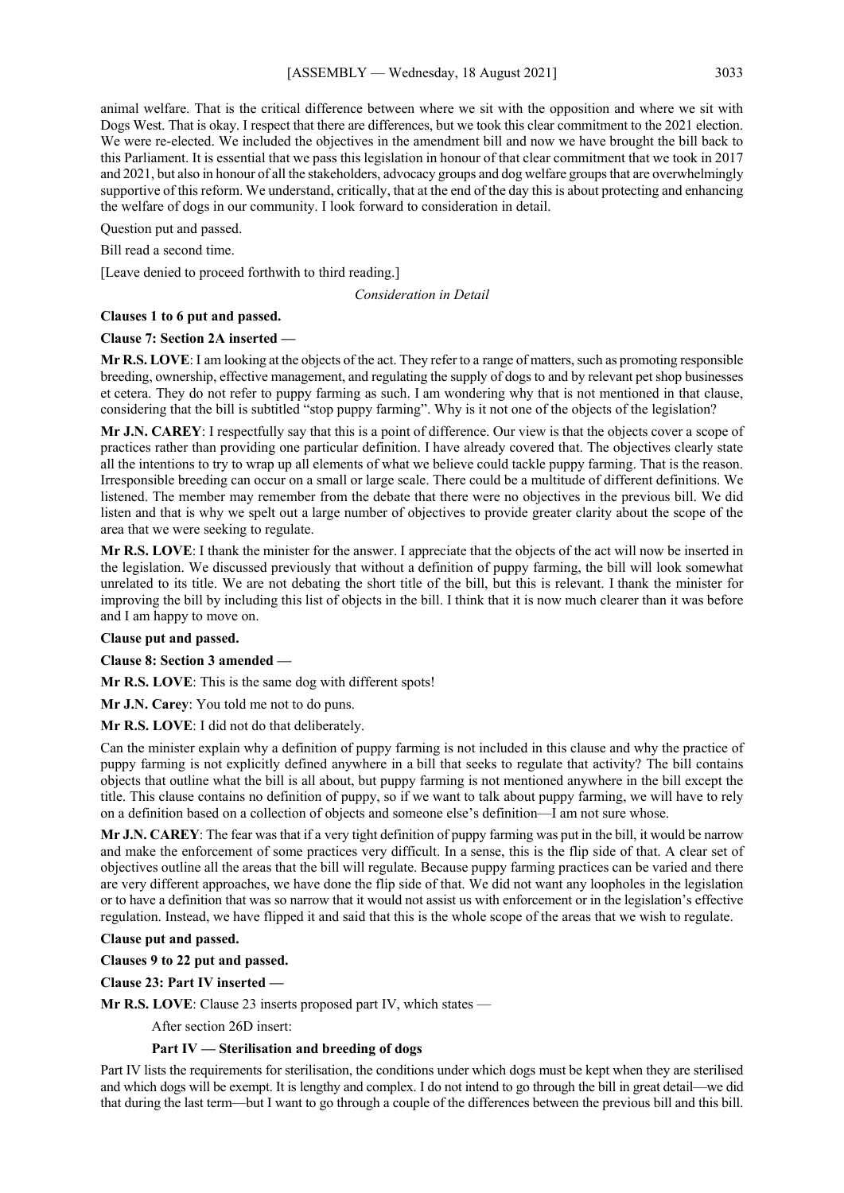animal welfare. That is the critical difference between where we sit with the opposition and where we sit with Dogs West. That is okay. I respect that there are differences, but we took this clear commitment to the 2021 election. We were re-elected. We included the objectives in the amendment bill and now we have brought the bill back to this Parliament. It is essential that we pass this legislation in honour of that clear commitment that we took in 2017 and 2021, but also in honour of all the stakeholders, advocacy groups and dog welfare groups that are overwhelmingly supportive of this reform. We understand, critically, that at the end of the day this is about protecting and enhancing the welfare of dogs in our community. I look forward to consideration in detail.

Question put and passed.

Bill read a second time.

[Leave denied to proceed forthwith to third reading.]

*Consideration in Detail*

**Clauses 1 to 6 put and passed.**

**Clause 7: Section 2A inserted —**

**Mr R.S. LOVE**: I am looking at the objects of the act. They refer to a range of matters, such as promoting responsible breeding, ownership, effective management, and regulating the supply of dogs to and by relevant pet shop businesses et cetera. They do not refer to puppy farming as such. I am wondering why that is not mentioned in that clause, considering that the bill is subtitled "stop puppy farming". Why is it not one of the objects of the legislation?

**Mr J.N. CAREY**: I respectfully say that this is a point of difference. Our view is that the objects cover a scope of practices rather than providing one particular definition. I have already covered that. The objectives clearly state all the intentions to try to wrap up all elements of what we believe could tackle puppy farming. That is the reason. Irresponsible breeding can occur on a small or large scale. There could be a multitude of different definitions. We listened. The member may remember from the debate that there were no objectives in the previous bill. We did listen and that is why we spelt out a large number of objectives to provide greater clarity about the scope of the area that we were seeking to regulate.

**Mr R.S. LOVE**: I thank the minister for the answer. I appreciate that the objects of the act will now be inserted in the legislation. We discussed previously that without a definition of puppy farming, the bill will look somewhat unrelated to its title. We are not debating the short title of the bill, but this is relevant. I thank the minister for improving the bill by including this list of objects in the bill. I think that it is now much clearer than it was before and I am happy to move on.

**Clause put and passed.**

**Clause 8: Section 3 amended —**

**Mr R.S. LOVE**: This is the same dog with different spots!

**Mr J.N. Carey**: You told me not to do puns.

**Mr R.S. LOVE**: I did not do that deliberately.

Can the minister explain why a definition of puppy farming is not included in this clause and why the practice of puppy farming is not explicitly defined anywhere in a bill that seeks to regulate that activity? The bill contains objects that outline what the bill is all about, but puppy farming is not mentioned anywhere in the bill except the title. This clause contains no definition of puppy, so if we want to talk about puppy farming, we will have to rely on a definition based on a collection of objects and someone else's definition—I am not sure whose.

**Mr J.N. CAREY**: The fear was that if a very tight definition of puppy farming was put in the bill, it would be narrow and make the enforcement of some practices very difficult. In a sense, this is the flip side of that. A clear set of objectives outline all the areas that the bill will regulate. Because puppy farming practices can be varied and there are very different approaches, we have done the flip side of that. We did not want any loopholes in the legislation or to have a definition that was so narrow that it would not assist us with enforcement or in the legislation's effective regulation. Instead, we have flipped it and said that this is the whole scope of the areas that we wish to regulate.

**Clause put and passed.**

**Clauses 9 to 22 put and passed.**

**Clause 23: Part IV inserted —**

**Mr R.S. LOVE**: Clause 23 inserts proposed part IV, which states —

> After section 26D insert:
>
> **Part IV — Sterilisation and breeding of dogs**

Part IV lists the requirements for sterilisation, the conditions under which dogs must be kept when they are sterilised and which dogs will be exempt. It is lengthy and complex. I do not intend to go through the bill in great detail—we did that during the last term—but I want to go through a couple of the differences between the previous bill and this bill.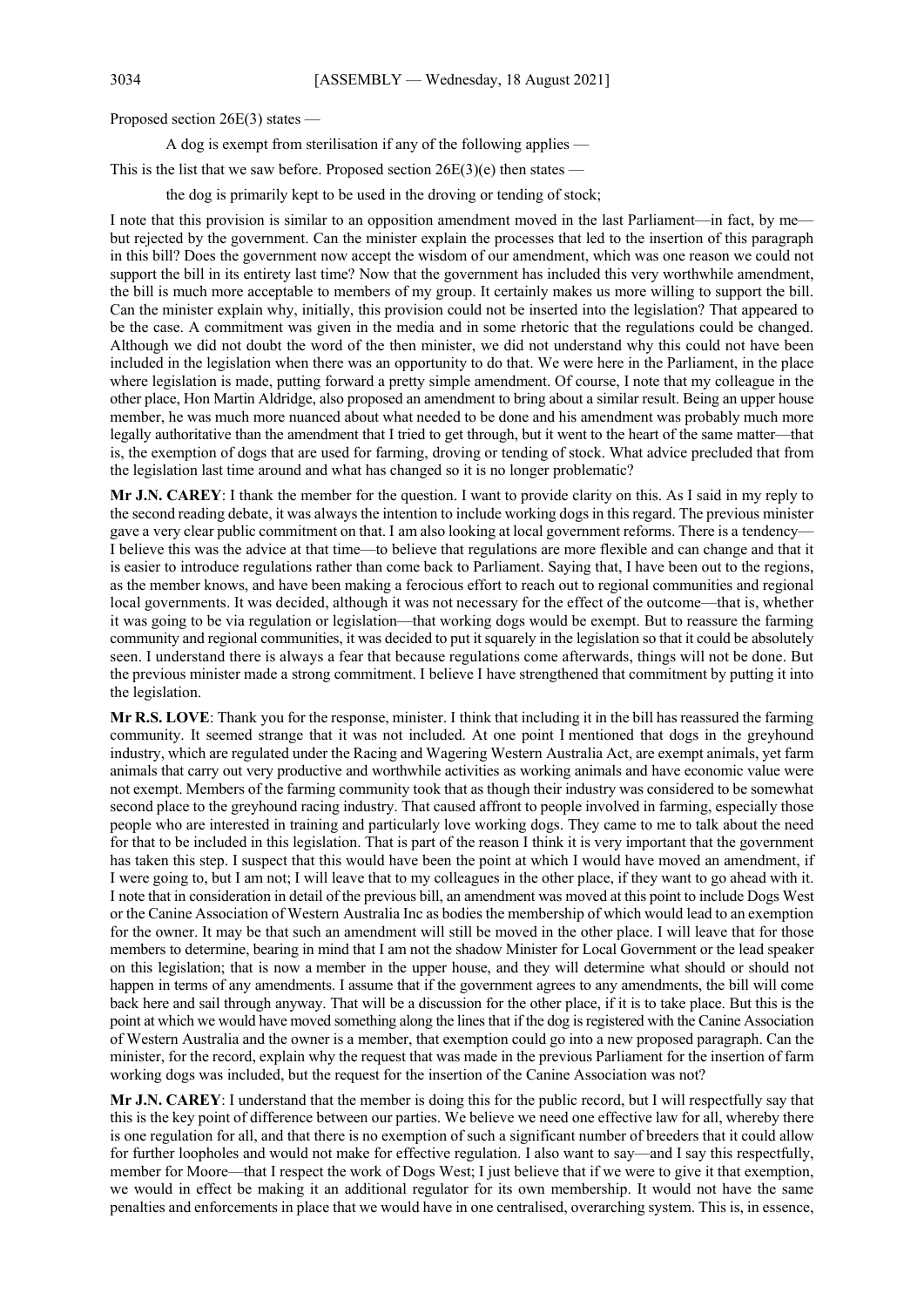Proposed section 26E(3) states —

> A dog is exempt from sterilisation if any of the following applies —

This is the list that we saw before. Proposed section 26E(3)(e) then states —

> the dog is primarily kept to be used in the droving or tending of stock;

I note that this provision is similar to an opposition amendment moved in the last Parliament—in fact, by me—but rejected by the government. Can the minister explain the processes that led to the insertion of this paragraph in this bill? Does the government now accept the wisdom of our amendment, which was one reason we could not support the bill in its entirety last time? Now that the government has included this very worthwhile amendment, the bill is much more acceptable to members of my group. It certainly makes us more willing to support the bill. Can the minister explain why, initially, this provision could not be inserted into the legislation? That appeared to be the case. A commitment was given in the media and in some rhetoric that the regulations could be changed. Although we did not doubt the word of the then minister, we did not understand why this could not have been included in the legislation when there was an opportunity to do that. We were here in the Parliament, in the place where legislation is made, putting forward a pretty simple amendment. Of course, I note that my colleague in the other place, Hon Martin Aldridge, also proposed an amendment to bring about a similar result. Being an upper house member, he was much more nuanced about what needed to be done and his amendment was probably much more legally authoritative than the amendment that I tried to get through, but it went to the heart of the same matter—that is, the exemption of dogs that are used for farming, droving or tending of stock. What advice precluded that from the legislation last time around and what has changed so it is no longer problematic?

**Mr J.N. CAREY**: I thank the member for the question. I want to provide clarity on this. As I said in my reply to the second reading debate, it was always the intention to include working dogs in this regard. The previous minister gave a very clear public commitment on that. I am also looking at local government reforms. There is a tendency—I believe this was the advice at that time—to believe that regulations are more flexible and can change and that it is easier to introduce regulations rather than come back to Parliament. Saying that, I have been out to the regions, as the member knows, and have been making a ferocious effort to reach out to regional communities and regional local governments. It was decided, although it was not necessary for the effect of the outcome—that is, whether it was going to be via regulation or legislation—that working dogs would be exempt. But to reassure the farming community and regional communities, it was decided to put it squarely in the legislation so that it could be absolutely seen. I understand there is always a fear that because regulations come afterwards, things will not be done. But the previous minister made a strong commitment. I believe I have strengthened that commitment by putting it into the legislation.

**Mr R.S. LOVE**: Thank you for the response, minister. I think that including it in the bill has reassured the farming community. It seemed strange that it was not included. At one point I mentioned that dogs in the greyhound industry, which are regulated under the Racing and Wagering Western Australia Act, are exempt animals, yet farm animals that carry out very productive and worthwhile activities as working animals and have economic value were not exempt. Members of the farming community took that as though their industry was considered to be somewhat second place to the greyhound racing industry. That caused affront to people involved in farming, especially those people who are interested in training and particularly love working dogs. They came to me to talk about the need for that to be included in this legislation. That is part of the reason I think it is very important that the government has taken this step. I suspect that this would have been the point at which I would have moved an amendment, if I were going to, but I am not; I will leave that to my colleagues in the other place, if they want to go ahead with it. I note that in consideration in detail of the previous bill, an amendment was moved at this point to include Dogs West or the Canine Association of Western Australia Inc as bodies the membership of which would lead to an exemption for the owner. It may be that such an amendment will still be moved in the other place. I will leave that for those members to determine, bearing in mind that I am not the shadow Minister for Local Government or the lead speaker on this legislation; that is now a member in the upper house, and they will determine what should or should not happen in terms of any amendments. I assume that if the government agrees to any amendments, the bill will come back here and sail through anyway. That will be a discussion for the other place, if it is to take place. But this is the point at which we would have moved something along the lines that if the dog is registered with the Canine Association of Western Australia and the owner is a member, that exemption could go into a new proposed paragraph. Can the minister, for the record, explain why the request that was made in the previous Parliament for the insertion of farm working dogs was included, but the request for the insertion of the Canine Association was not?

**Mr J.N. CAREY**: I understand that the member is doing this for the public record, but I will respectfully say that this is the key point of difference between our parties. We believe we need one effective law for all, whereby there is one regulation for all, and that there is no exemption of such a significant number of breeders that it could allow for further loopholes and would not make for effective regulation. I also want to say—and I say this respectfully, member for Moore—that I respect the work of Dogs West; I just believe that if we were to give it that exemption, we would in effect be making it an additional regulator for its own membership. It would not have the same penalties and enforcements in place that we would have in one centralised, overarching system. This is, in essence,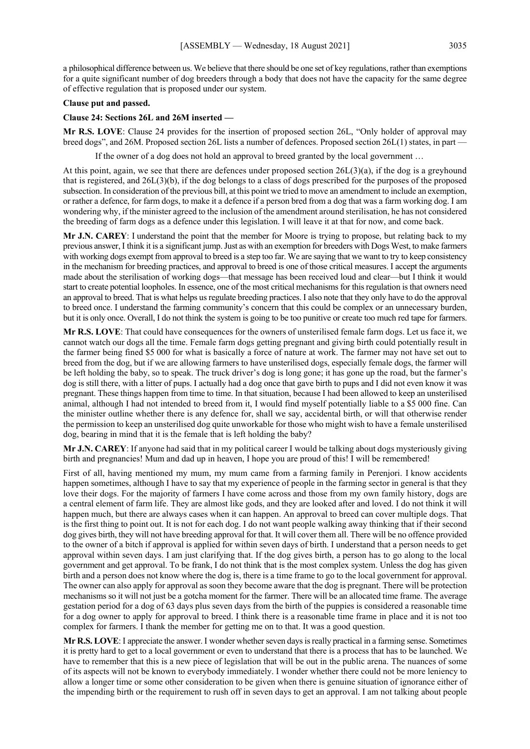a philosophical difference between us. We believe that there should be one set of key regulations, rather than exemptions for a quite significant number of dog breeders through a body that does not have the capacity for the same degree of effective regulation that is proposed under our system.

**Clause put and passed.**

**Clause 24: Sections 26L and 26M inserted —**

**Mr R.S. LOVE**: Clause 24 provides for the insertion of proposed section 26L, "Only holder of approval may breed dogs", and 26M. Proposed section 26L lists a number of defences. Proposed section 26L(1) states, in part —

> If the owner of a dog does not hold an approval to breed granted by the local government …

At this point, again, we see that there are defences under proposed section 26L(3)(a), if the dog is a greyhound that is registered, and 26L(3)(b), if the dog belongs to a class of dogs prescribed for the purposes of the proposed subsection. In consideration of the previous bill, at this point we tried to move an amendment to include an exemption, or rather a defence, for farm dogs, to make it a defence if a person bred from a dog that was a farm working dog. I am wondering why, if the minister agreed to the inclusion of the amendment around sterilisation, he has not considered the breeding of farm dogs as a defence under this legislation. I will leave it at that for now, and come back.

**Mr J.N. CAREY**: I understand the point that the member for Moore is trying to propose, but relating back to my previous answer, I think it is a significant jump. Just as with an exemption for breeders with Dogs West, to make farmers with working dogs exempt from approval to breed is a step too far. We are saying that we want to try to keep consistency in the mechanism for breeding practices, and approval to breed is one of those critical measures. I accept the arguments made about the sterilisation of working dogs—that message has been received loud and clear—but I think it would start to create potential loopholes. In essence, one of the most critical mechanisms for this regulation is that owners need an approval to breed. That is what helps us regulate breeding practices. I also note that they only have to do the approval to breed once. I understand the farming community's concern that this could be complex or an unnecessary burden, but it is only once. Overall, I do not think the system is going to be too punitive or create too much red tape for farmers.

**Mr R.S. LOVE**: That could have consequences for the owners of unsterilised female farm dogs. Let us face it, we cannot watch our dogs all the time. Female farm dogs getting pregnant and giving birth could potentially result in the farmer being fined $5 000 for what is basically a force of nature at work. The farmer may not have set out to breed from the dog, but if we are allowing farmers to have unsterilised dogs, especially female dogs, the farmer will be left holding the baby, so to speak. The truck driver's dog is long gone; it has gone up the road, but the farmer's dog is still there, with a litter of pups. I actually had a dog once that gave birth to pups and I did not even know it was pregnant. These things happen from time to time. In that situation, because I had been allowed to keep an unsterilised animal, although I had not intended to breed from it, I would find myself potentially liable to a $5 000 fine. Can the minister outline whether there is any defence for, shall we say, accidental birth, or will that otherwise render the permission to keep an unsterilised dog quite unworkable for those who might wish to have a female unsterilised dog, bearing in mind that it is the female that is left holding the baby?

**Mr J.N. CAREY**: If anyone had said that in my political career I would be talking about dogs mysteriously giving birth and pregnancies! Mum and dad up in heaven, I hope you are proud of this! I will be remembered!

First of all, having mentioned my mum, my mum came from a farming family in Perenjori. I know accidents happen sometimes, although I have to say that my experience of people in the farming sector in general is that they love their dogs. For the majority of farmers I have come across and those from my own family history, dogs are a central element of farm life. They are almost like gods, and they are looked after and loved. I do not think it will happen much, but there are always cases when it can happen. An approval to breed can cover multiple dogs. That is the first thing to point out. It is not for each dog. I do not want people walking away thinking that if their second dog gives birth, they will not have breeding approval for that. It will cover them all. There will be no offence provided to the owner of a bitch if approval is applied for within seven days of birth. I understand that a person needs to get approval within seven days. I am just clarifying that. If the dog gives birth, a person has to go along to the local government and get approval. To be frank, I do not think that is the most complex system. Unless the dog has given birth and a person does not know where the dog is, there is a time frame to go to the local government for approval. The owner can also apply for approval as soon they become aware that the dog is pregnant. There will be protection mechanisms so it will not just be a gotcha moment for the farmer. There will be an allocated time frame. The average gestation period for a dog of 63 days plus seven days from the birth of the puppies is considered a reasonable time for a dog owner to apply for approval to breed. I think there is a reasonable time frame in place and it is not too complex for farmers. I thank the member for getting me on to that. It was a good question.

**Mr R.S. LOVE**: I appreciate the answer. I wonder whether seven days is really practical in a farming sense. Sometimes it is pretty hard to get to a local government or even to understand that there is a process that has to be launched. We have to remember that this is a new piece of legislation that will be out in the public arena. The nuances of some of its aspects will not be known to everybody immediately. I wonder whether there could not be more leniency to allow a longer time or some other consideration to be given when there is genuine situation of ignorance either of the impending birth or the requirement to rush off in seven days to get an approval. I am not talking about people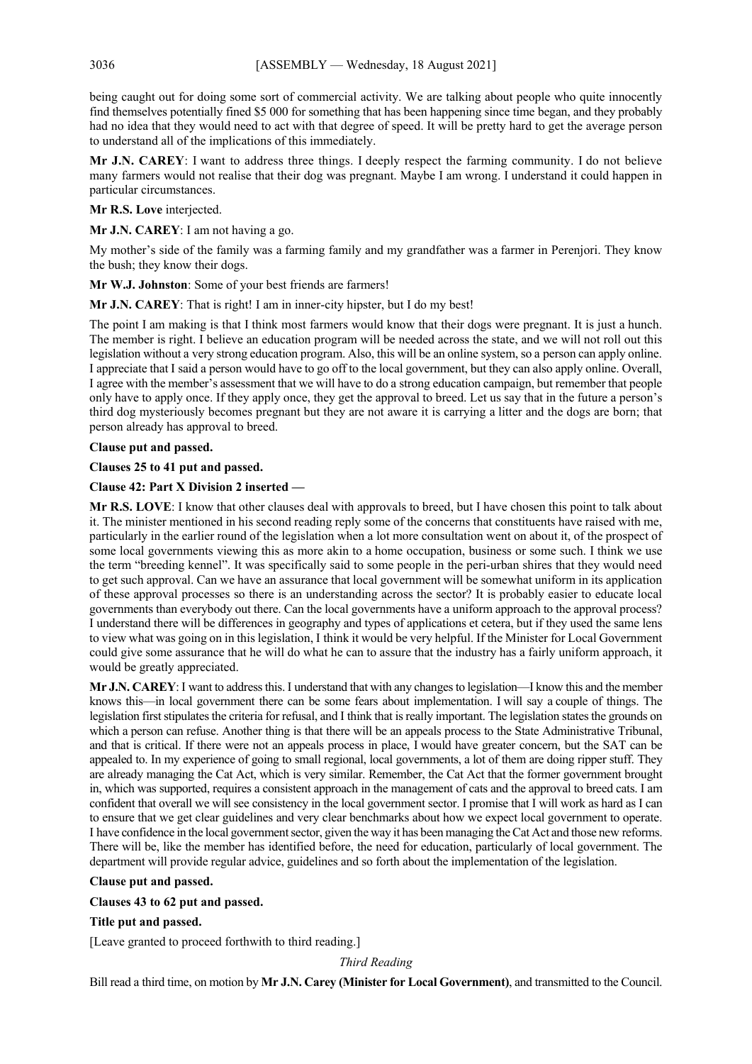being caught out for doing some sort of commercial activity. We are talking about people who quite innocently find themselves potentially fined $5 000 for something that has been happening since time began, and they probably had no idea that they would need to act with that degree of speed. It will be pretty hard to get the average person to understand all of the implications of this immediately.

**Mr J.N. CAREY**: I want to address three things. I deeply respect the farming community. I do not believe many farmers would not realise that their dog was pregnant. Maybe I am wrong. I understand it could happen in particular circumstances.

**Mr R.S. Love** interjected.

**Mr J.N. CAREY**: I am not having a go.

My mother's side of the family was a farming family and my grandfather was a farmer in Perenjori. They know the bush; they know their dogs.

**Mr W.J. Johnston**: Some of your best friends are farmers!

**Mr J.N. CAREY**: That is right! I am in inner-city hipster, but I do my best!

The point I am making is that I think most farmers would know that their dogs were pregnant. It is just a hunch. The member is right. I believe an education program will be needed across the state, and we will not roll out this legislation without a very strong education program. Also, this will be an online system, so a person can apply online. I appreciate that I said a person would have to go off to the local government, but they can also apply online. Overall, I agree with the member's assessment that we will have to do a strong education campaign, but remember that people only have to apply once. If they apply once, they get the approval to breed. Let us say that in the future a person's third dog mysteriously becomes pregnant but they are not aware it is carrying a litter and the dogs are born; that person already has approval to breed.

**Clause put and passed.**

**Clauses 25 to 41 put and passed.**

**Clause 42: Part X Division 2 inserted —**

**Mr R.S. LOVE**: I know that other clauses deal with approvals to breed, but I have chosen this point to talk about it. The minister mentioned in his second reading reply some of the concerns that constituents have raised with me, particularly in the earlier round of the legislation when a lot more consultation went on about it, of the prospect of some local governments viewing this as more akin to a home occupation, business or some such. I think we use the term "breeding kennel". It was specifically said to some people in the peri-urban shires that they would need to get such approval. Can we have an assurance that local government will be somewhat uniform in its application of these approval processes so there is an understanding across the sector? It is probably easier to educate local governments than everybody out there. Can the local governments have a uniform approach to the approval process? I understand there will be differences in geography and types of applications et cetera, but if they used the same lens to view what was going on in this legislation, I think it would be very helpful. If the Minister for Local Government could give some assurance that he will do what he can to assure that the industry has a fairly uniform approach, it would be greatly appreciated.

**Mr J.N. CAREY**: I want to address this. I understand that with any changes to legislation—I know this and the member knows this—in local government there can be some fears about implementation. I will say a couple of things. The legislation first stipulates the criteria for refusal, and I think that is really important. The legislation states the grounds on which a person can refuse. Another thing is that there will be an appeals process to the State Administrative Tribunal, and that is critical. If there were not an appeals process in place, I would have greater concern, but the SAT can be appealed to. In my experience of going to small regional, local governments, a lot of them are doing ripper stuff. They are already managing the Cat Act, which is very similar. Remember, the Cat Act that the former government brought in, which was supported, requires a consistent approach in the management of cats and the approval to breed cats. I am confident that overall we will see consistency in the local government sector. I promise that I will work as hard as I can to ensure that we get clear guidelines and very clear benchmarks about how we expect local government to operate. I have confidence in the local government sector, given the way it has been managing the Cat Act and those new reforms. There will be, like the member has identified before, the need for education, particularly of local government. The department will provide regular advice, guidelines and so forth about the implementation of the legislation.

**Clause put and passed.**

**Clauses 43 to 62 put and passed.**

**Title put and passed.**

[Leave granted to proceed forthwith to third reading.]

*Third Reading*

Bill read a third time, on motion by **Mr J.N. Carey (Minister for Local Government)**, and transmitted to the Council.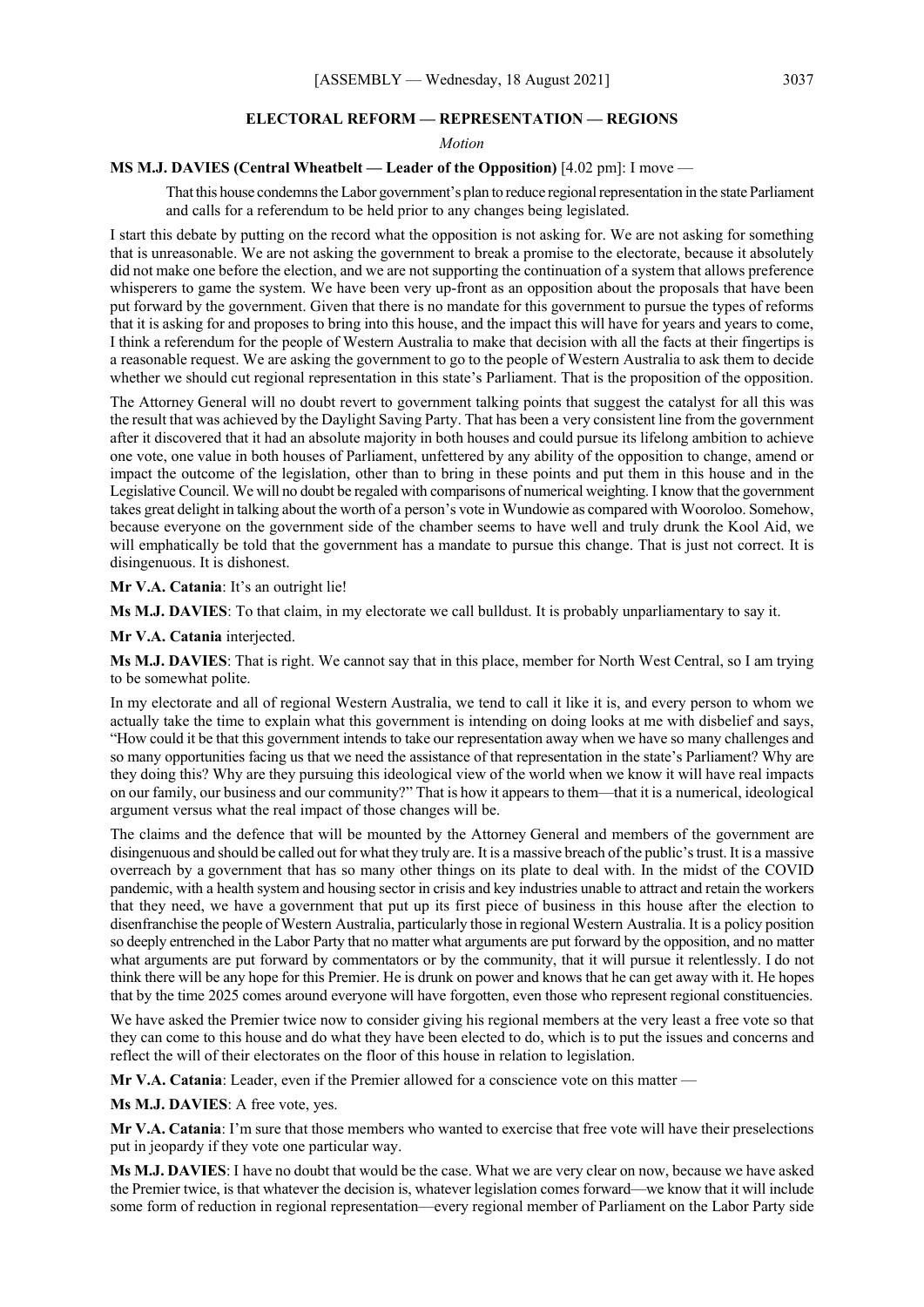## ELECTORAL REFORM — REPRESENTATION — REGIONS

*Motion*

**MS M.J. DAVIES (Central Wheatbelt — Leader of the Opposition)** [4.02 pm]: I move —

> That this house condemns the Labor government's plan to reduce regional representation in the state Parliament and calls for a referendum to be held prior to any changes being legislated.

I start this debate by putting on the record what the opposition is not asking for. We are not asking for something that is unreasonable. We are not asking the government to break a promise to the electorate, because it absolutely did not make one before the election, and we are not supporting the continuation of a system that allows preference whisperers to game the system. We have been very up-front as an opposition about the proposals that have been put forward by the government. Given that there is no mandate for this government to pursue the types of reforms that it is asking for and proposes to bring into this house, and the impact this will have for years and years to come, I think a referendum for the people of Western Australia to make that decision with all the facts at their fingertips is a reasonable request. We are asking the government to go to the people of Western Australia to ask them to decide whether we should cut regional representation in this state's Parliament. That is the proposition of the opposition.

The Attorney General will no doubt revert to government talking points that suggest the catalyst for all this was the result that was achieved by the Daylight Saving Party. That has been a very consistent line from the government after it discovered that it had an absolute majority in both houses and could pursue its lifelong ambition to achieve one vote, one value in both houses of Parliament, unfettered by any ability of the opposition to change, amend or impact the outcome of the legislation, other than to bring in these points and put them in this house and in the Legislative Council. We will no doubt be regaled with comparisons of numerical weighting. I know that the government takes great delight in talking about the worth of a person's vote in Wundowie as compared with Wooroloo. Somehow, because everyone on the government side of the chamber seems to have well and truly drunk the Kool Aid, we will emphatically be told that the government has a mandate to pursue this change. That is just not correct. It is disingenuous. It is dishonest.

**Mr V.A. Catania**: It's an outright lie!

**Ms M.J. DAVIES**: To that claim, in my electorate we call bulldust. It is probably unparliamentary to say it.

**Mr V.A. Catania** interjected.

**Ms M.J. DAVIES**: That is right. We cannot say that in this place, member for North West Central, so I am trying to be somewhat polite.

In my electorate and all of regional Western Australia, we tend to call it like it is, and every person to whom we actually take the time to explain what this government is intending on doing looks at me with disbelief and says, "How could it be that this government intends to take our representation away when we have so many challenges and so many opportunities facing us that we need the assistance of that representation in the state's Parliament? Why are they doing this? Why are they pursuing this ideological view of the world when we know it will have real impacts on our family, our business and our community?" That is how it appears to them—that it is a numerical, ideological argument versus what the real impact of those changes will be.

The claims and the defence that will be mounted by the Attorney General and members of the government are disingenuous and should be called out for what they truly are. It is a massive breach of the public's trust. It is a massive overreach by a government that has so many other things on its plate to deal with. In the midst of the COVID pandemic, with a health system and housing sector in crisis and key industries unable to attract and retain the workers that they need, we have a government that put up its first piece of business in this house after the election to disenfranchise the people of Western Australia, particularly those in regional Western Australia. It is a policy position so deeply entrenched in the Labor Party that no matter what arguments are put forward by the opposition, and no matter what arguments are put forward by commentators or by the community, that it will pursue it relentlessly. I do not think there will be any hope for this Premier. He is drunk on power and knows that he can get away with it. He hopes that by the time 2025 comes around everyone will have forgotten, even those who represent regional constituencies.

We have asked the Premier twice now to consider giving his regional members at the very least a free vote so that they can come to this house and do what they have been elected to do, which is to put the issues and concerns and reflect the will of their electorates on the floor of this house in relation to legislation.

**Mr V.A. Catania**: Leader, even if the Premier allowed for a conscience vote on this matter —

**Ms M.J. DAVIES**: A free vote, yes.

**Mr V.A. Catania**: I'm sure that those members who wanted to exercise that free vote will have their preselections put in jeopardy if they vote one particular way.

**Ms M.J. DAVIES**: I have no doubt that would be the case. What we are very clear on now, because we have asked the Premier twice, is that whatever the decision is, whatever legislation comes forward—we know that it will include some form of reduction in regional representation—every regional member of Parliament on the Labor Party side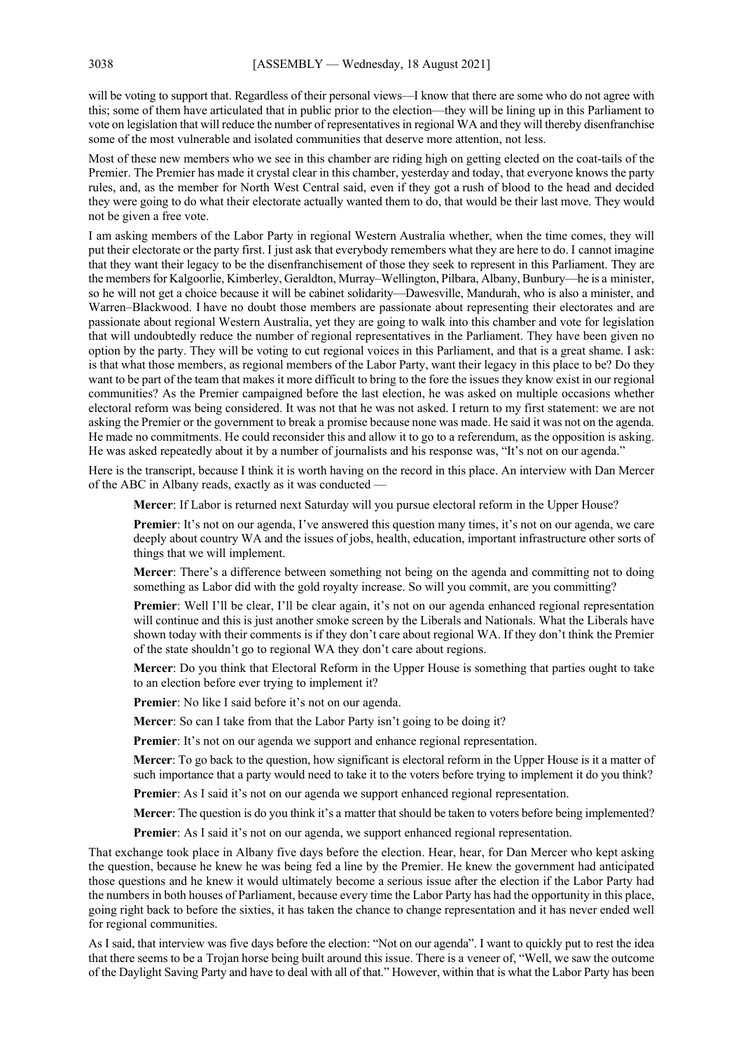will be voting to support that. Regardless of their personal views—I know that there are some who do not agree with this; some of them have articulated that in public prior to the election—they will be lining up in this Parliament to vote on legislation that will reduce the number of representatives in regional WA and they will thereby disenfranchise some of the most vulnerable and isolated communities that deserve more attention, not less.

Most of these new members who we see in this chamber are riding high on getting elected on the coat-tails of the Premier. The Premier has made it crystal clear in this chamber, yesterday and today, that everyone knows the party rules, and, as the member for North West Central said, even if they got a rush of blood to the head and decided they were going to do what their electorate actually wanted them to do, that would be their last move. They would not be given a free vote.

I am asking members of the Labor Party in regional Western Australia whether, when the time comes, they will put their electorate or the party first. I just ask that everybody remembers what they are here to do. I cannot imagine that they want their legacy to be the disenfranchisement of those they seek to represent in this Parliament. They are the members for Kalgoorlie, Kimberley, Geraldton, Murray–Wellington, Pilbara, Albany, Bunbury—he is a minister, so he will not get a choice because it will be cabinet solidarity—Dawesville, Mandurah, who is also a minister, and Warren–Blackwood. I have no doubt those members are passionate about representing their electorates and are passionate about regional Western Australia, yet they are going to walk into this chamber and vote for legislation that will undoubtedly reduce the number of regional representatives in the Parliament. They have been given no option by the party. They will be voting to cut regional voices in this Parliament, and that is a great shame. I ask: is that what those members, as regional members of the Labor Party, want their legacy in this place to be? Do they want to be part of the team that makes it more difficult to bring to the fore the issues they know exist in our regional communities? As the Premier campaigned before the last election, he was asked on multiple occasions whether electoral reform was being considered. It was not that he was not asked. I return to my first statement: we are not asking the Premier or the government to break a promise because none was made. He said it was not on the agenda. He made no commitments. He could reconsider this and allow it to go to a referendum, as the opposition is asking. He was asked repeatedly about it by a number of journalists and his response was, "It's not on our agenda."

Here is the transcript, because I think it is worth having on the record in this place. An interview with Dan Mercer of the ABC in Albany reads, exactly as it was conducted —

> **Mercer**: If Labor is returned next Saturday will you pursue electoral reform in the Upper House?
>
> **Premier**: It's not on our agenda, I've answered this question many times, it's not on our agenda, we care deeply about country WA and the issues of jobs, health, education, important infrastructure other sorts of things that we will implement.
>
> **Mercer**: There's a difference between something not being on the agenda and committing not to doing something as Labor did with the gold royalty increase. So will you commit, are you committing?
>
> **Premier**: Well I'll be clear, I'll be clear again, it's not on our agenda enhanced regional representation will continue and this is just another smoke screen by the Liberals and Nationals. What the Liberals have shown today with their comments is if they don't care about regional WA. If they don't think the Premier of the state shouldn't go to regional WA they don't care about regions.
>
> **Mercer**: Do you think that Electoral Reform in the Upper House is something that parties ought to take to an election before ever trying to implement it?
>
> **Premier**: No like I said before it's not on our agenda.
>
> **Mercer**: So can I take from that the Labor Party isn't going to be doing it?
>
> **Premier**: It's not on our agenda we support and enhance regional representation.
>
> **Mercer**: To go back to the question, how significant is electoral reform in the Upper House is it a matter of such importance that a party would need to take it to the voters before trying to implement it do you think?
>
> **Premier**: As I said it's not on our agenda we support enhanced regional representation.
>
> **Mercer**: The question is do you think it's a matter that should be taken to voters before being implemented?
>
> **Premier**: As I said it's not on our agenda, we support enhanced regional representation.

That exchange took place in Albany five days before the election. Hear, hear, for Dan Mercer who kept asking the question, because he knew he was being fed a line by the Premier. He knew the government had anticipated those questions and he knew it would ultimately become a serious issue after the election if the Labor Party had the numbers in both houses of Parliament, because every time the Labor Party has had the opportunity in this place, going right back to before the sixties, it has taken the chance to change representation and it has never ended well for regional communities.

As I said, that interview was five days before the election: "Not on our agenda". I want to quickly put to rest the idea that there seems to be a Trojan horse being built around this issue. There is a veneer of, "Well, we saw the outcome of the Daylight Saving Party and have to deal with all of that." However, within that is what the Labor Party has been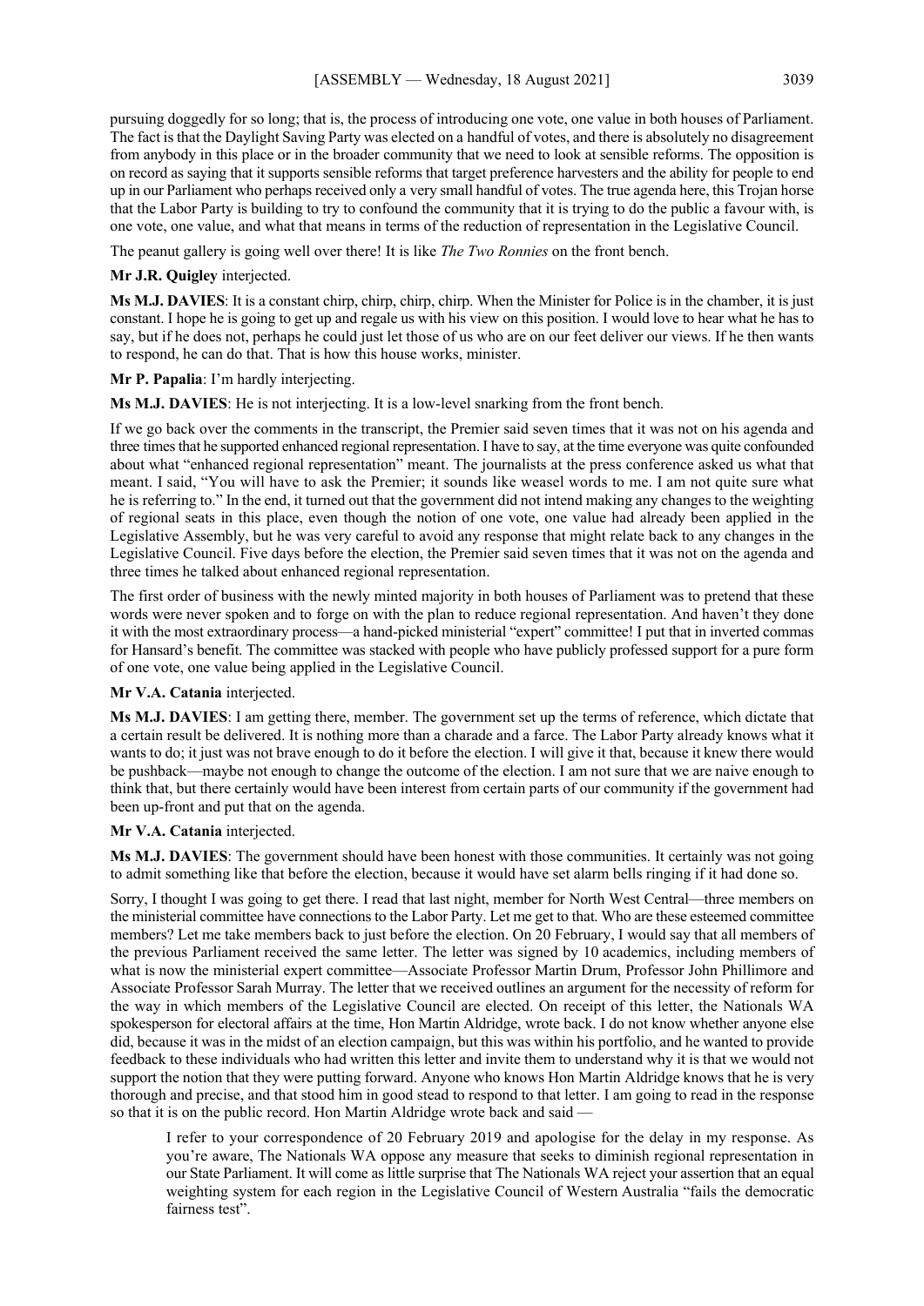pursuing doggedly for so long; that is, the process of introducing one vote, one value in both houses of Parliament. The fact is that the Daylight Saving Party was elected on a handful of votes, and there is absolutely no disagreement from anybody in this place or in the broader community that we need to look at sensible reforms. The opposition is on record as saying that it supports sensible reforms that target preference harvesters and the ability for people to end up in our Parliament who perhaps received only a very small handful of votes. The true agenda here, this Trojan horse that the Labor Party is building to try to confound the community that it is trying to do the public a favour with, is one vote, one value, and what that means in terms of the reduction of representation in the Legislative Council.

The peanut gallery is going well over there! It is like *The Two Ronnies* on the front bench.

**Mr J.R. Quigley** interjected.

**Ms M.J. DAVIES**: It is a constant chirp, chirp, chirp, chirp. When the Minister for Police is in the chamber, it is just constant. I hope he is going to get up and regale us with his view on this position. I would love to hear what he has to say, but if he does not, perhaps he could just let those of us who are on our feet deliver our views. If he then wants to respond, he can do that. That is how this house works, minister.

**Mr P. Papalia**: I'm hardly interjecting.

**Ms M.J. DAVIES**: He is not interjecting. It is a low-level snarking from the front bench.

If we go back over the comments in the transcript, the Premier said seven times that it was not on his agenda and three times that he supported enhanced regional representation. I have to say, at the time everyone was quite confounded about what "enhanced regional representation" meant. The journalists at the press conference asked us what that meant. I said, "You will have to ask the Premier; it sounds like weasel words to me. I am not quite sure what he is referring to." In the end, it turned out that the government did not intend making any changes to the weighting of regional seats in this place, even though the notion of one vote, one value had already been applied in the Legislative Assembly, but he was very careful to avoid any response that might relate back to any changes in the Legislative Council. Five days before the election, the Premier said seven times that it was not on the agenda and three times he talked about enhanced regional representation.

The first order of business with the newly minted majority in both houses of Parliament was to pretend that these words were never spoken and to forge on with the plan to reduce regional representation. And haven't they done it with the most extraordinary process—a hand-picked ministerial "expert" committee! I put that in inverted commas for Hansard's benefit. The committee was stacked with people who have publicly professed support for a pure form of one vote, one value being applied in the Legislative Council.

**Mr V.A. Catania** interjected.

**Ms M.J. DAVIES**: I am getting there, member. The government set up the terms of reference, which dictate that a certain result be delivered. It is nothing more than a charade and a farce. The Labor Party already knows what it wants to do; it just was not brave enough to do it before the election. I will give it that, because it knew there would be pushback—maybe not enough to change the outcome of the election. I am not sure that we are naive enough to think that, but there certainly would have been interest from certain parts of our community if the government had been up-front and put that on the agenda.

**Mr V.A. Catania** interjected.

**Ms M.J. DAVIES**: The government should have been honest with those communities. It certainly was not going to admit something like that before the election, because it would have set alarm bells ringing if it had done so.

Sorry, I thought I was going to get there. I read that last night, member for North West Central—three members on the ministerial committee have connections to the Labor Party. Let me get to that. Who are these esteemed committee members? Let me take members back to just before the election. On 20 February, I would say that all members of the previous Parliament received the same letter. The letter was signed by 10 academics, including members of what is now the ministerial expert committee—Associate Professor Martin Drum, Professor John Phillimore and Associate Professor Sarah Murray. The letter that we received outlines an argument for the necessity of reform for the way in which members of the Legislative Council are elected. On receipt of this letter, the Nationals WA spokesperson for electoral affairs at the time, Hon Martin Aldridge, wrote back. I do not know whether anyone else did, because it was in the midst of an election campaign, but this was within his portfolio, and he wanted to provide feedback to these individuals who had written this letter and invite them to understand why it is that we would not support the notion that they were putting forward. Anyone who knows Hon Martin Aldridge knows that he is very thorough and precise, and that stood him in good stead to respond to that letter. I am going to read in the response so that it is on the public record. Hon Martin Aldridge wrote back and said —

> I refer to your correspondence of 20 February 2019 and apologise for the delay in my response. As you're aware, The Nationals WA oppose any measure that seeks to diminish regional representation in our State Parliament. It will come as little surprise that The Nationals WA reject your assertion that an equal weighting system for each region in the Legislative Council of Western Australia "fails the democratic fairness test".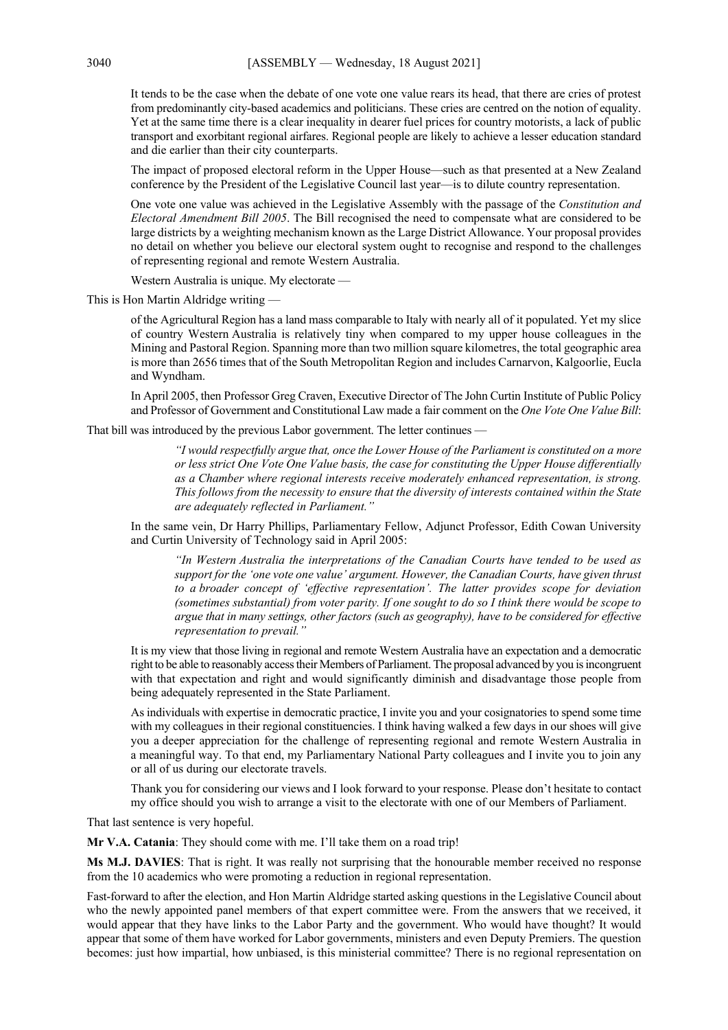It tends to be the case when the debate of one vote one value rears its head, that there are cries of protest from predominantly city-based academics and politicians. These cries are centred on the notion of equality. Yet at the same time there is a clear inequality in dearer fuel prices for country motorists, a lack of public transport and exorbitant regional airfares. Regional people are likely to achieve a lesser education standard and die earlier than their city counterparts.

The impact of proposed electoral reform in the Upper House—such as that presented at a New Zealand conference by the President of the Legislative Council last year—is to dilute country representation.

One vote one value was achieved in the Legislative Assembly with the passage of the *Constitution and Electoral Amendment Bill 2005*. The Bill recognised the need to compensate what are considered to be large districts by a weighting mechanism known as the Large District Allowance. Your proposal provides no detail on whether you believe our electoral system ought to recognise and respond to the challenges of representing regional and remote Western Australia.

Western Australia is unique. My electorate —

This is Hon Martin Aldridge writing —

of the Agricultural Region has a land mass comparable to Italy with nearly all of it populated. Yet my slice of country Western Australia is relatively tiny when compared to my upper house colleagues in the Mining and Pastoral Region. Spanning more than two million square kilometres, the total geographic area is more than 2656 times that of the South Metropolitan Region and includes Carnarvon, Kalgoorlie, Eucla and Wyndham.

In April 2005, then Professor Greg Craven, Executive Director of The John Curtin Institute of Public Policy and Professor of Government and Constitutional Law made a fair comment on the *One Vote One Value Bill*:

That bill was introduced by the previous Labor government. The letter continues —

> *"I would respectfully argue that, once the Lower House of the Parliament is constituted on a more or less strict One Vote One Value basis, the case for constituting the Upper House differentially as a Chamber where regional interests receive moderately enhanced representation, is strong. This follows from the necessity to ensure that the diversity of interests contained within the State are adequately reflected in Parliament."*

In the same vein, Dr Harry Phillips, Parliamentary Fellow, Adjunct Professor, Edith Cowan University and Curtin University of Technology said in April 2005:

> *"In Western Australia the interpretations of the Canadian Courts have tended to be used as support for the 'one vote one value' argument. However, the Canadian Courts, have given thrust to a broader concept of 'effective representation'. The latter provides scope for deviation (sometimes substantial) from voter parity. If one sought to do so I think there would be scope to argue that in many settings, other factors (such as geography), have to be considered for effective representation to prevail."*

It is my view that those living in regional and remote Western Australia have an expectation and a democratic right to be able to reasonably access their Members of Parliament. The proposal advanced by you is incongruent with that expectation and right and would significantly diminish and disadvantage those people from being adequately represented in the State Parliament.

As individuals with expertise in democratic practice, I invite you and your cosignatories to spend some time with my colleagues in their regional constituencies. I think having walked a few days in our shoes will give you a deeper appreciation for the challenge of representing regional and remote Western Australia in a meaningful way. To that end, my Parliamentary National Party colleagues and I invite you to join any or all of us during our electorate travels.

Thank you for considering our views and I look forward to your response. Please don't hesitate to contact my office should you wish to arrange a visit to the electorate with one of our Members of Parliament.

That last sentence is very hopeful.

**Mr V.A. Catania**: They should come with me. I'll take them on a road trip!

**Ms M.J. DAVIES**: That is right. It was really not surprising that the honourable member received no response from the 10 academics who were promoting a reduction in regional representation.

Fast-forward to after the election, and Hon Martin Aldridge started asking questions in the Legislative Council about who the newly appointed panel members of that expert committee were. From the answers that we received, it would appear that they have links to the Labor Party and the government. Who would have thought? It would appear that some of them have worked for Labor governments, ministers and even Deputy Premiers. The question becomes: just how impartial, how unbiased, is this ministerial committee? There is no regional representation on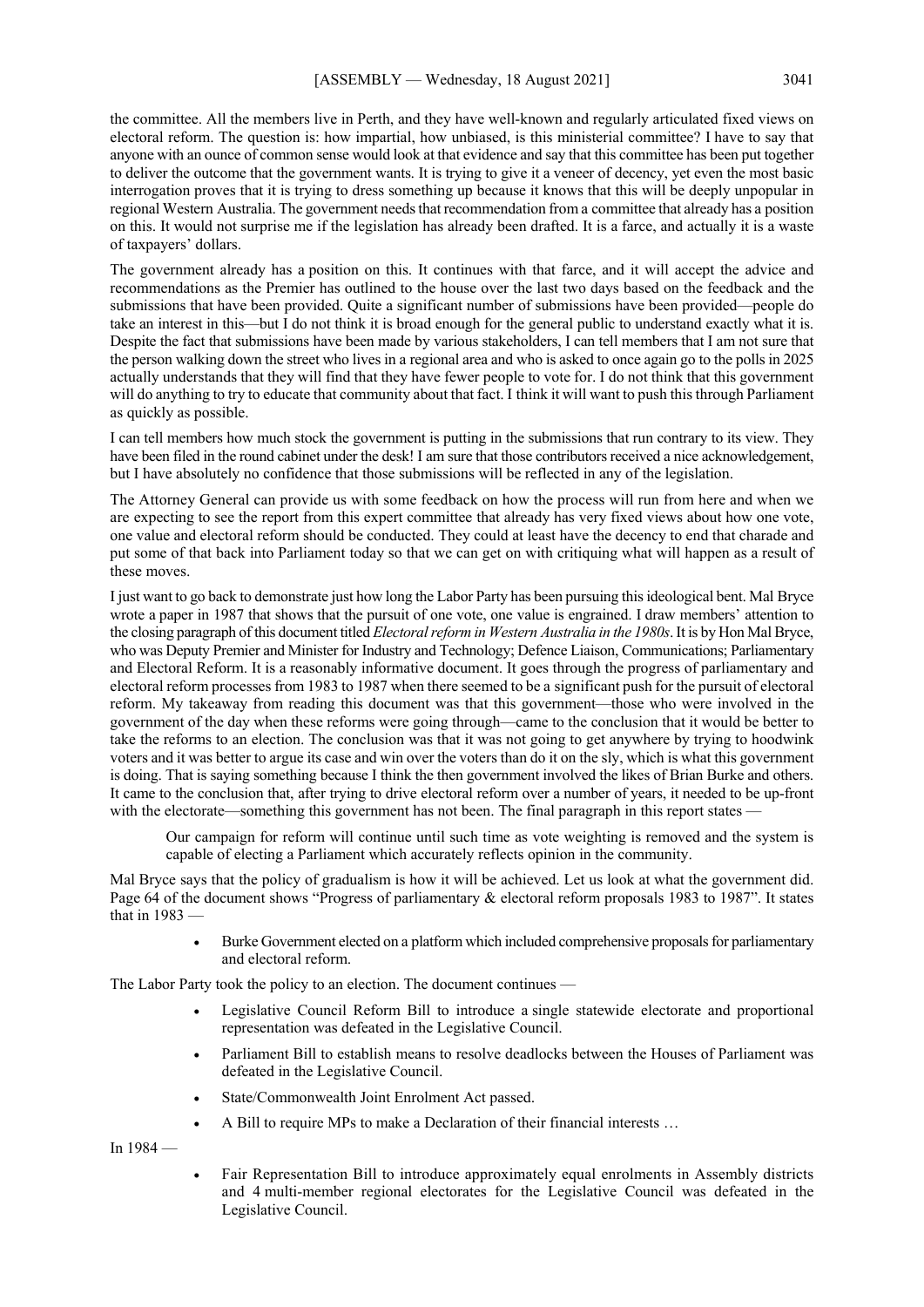the committee. All the members live in Perth, and they have well-known and regularly articulated fixed views on electoral reform. The question is: how impartial, how unbiased, is this ministerial committee? I have to say that anyone with an ounce of common sense would look at that evidence and say that this committee has been put together to deliver the outcome that the government wants. It is trying to give it a veneer of decency, yet even the most basic interrogation proves that it is trying to dress something up because it knows that this will be deeply unpopular in regional Western Australia. The government needs that recommendation from a committee that already has a position on this. It would not surprise me if the legislation has already been drafted. It is a farce, and actually it is a waste of taxpayers' dollars.

The government already has a position on this. It continues with that farce, and it will accept the advice and recommendations as the Premier has outlined to the house over the last two days based on the feedback and the submissions that have been provided. Quite a significant number of submissions have been provided—people do take an interest in this—but I do not think it is broad enough for the general public to understand exactly what it is. Despite the fact that submissions have been made by various stakeholders, I can tell members that I am not sure that the person walking down the street who lives in a regional area and who is asked to once again go to the polls in 2025 actually understands that they will find that they have fewer people to vote for. I do not think that this government will do anything to try to educate that community about that fact. I think it will want to push this through Parliament as quickly as possible.

I can tell members how much stock the government is putting in the submissions that run contrary to its view. They have been filed in the round cabinet under the desk! I am sure that those contributors received a nice acknowledgement, but I have absolutely no confidence that those submissions will be reflected in any of the legislation.

The Attorney General can provide us with some feedback on how the process will run from here and when we are expecting to see the report from this expert committee that already has very fixed views about how one vote, one value and electoral reform should be conducted. They could at least have the decency to end that charade and put some of that back into Parliament today so that we can get on with critiquing what will happen as a result of these moves.

I just want to go back to demonstrate just how long the Labor Party has been pursuing this ideological bent. Mal Bryce wrote a paper in 1987 that shows that the pursuit of one vote, one value is engrained. I draw members' attention to the closing paragraph of this document titled *Electoral reform in Western Australia in the 1980s*. It is by Hon Mal Bryce, who was Deputy Premier and Minister for Industry and Technology; Defence Liaison, Communications; Parliamentary and Electoral Reform. It is a reasonably informative document. It goes through the progress of parliamentary and electoral reform processes from 1983 to 1987 when there seemed to be a significant push for the pursuit of electoral reform. My takeaway from reading this document was that this government—those who were involved in the government of the day when these reforms were going through—came to the conclusion that it would be better to take the reforms to an election. The conclusion was that it was not going to get anywhere by trying to hoodwink voters and it was better to argue its case and win over the voters than do it on the sly, which is what this government is doing. That is saying something because I think the then government involved the likes of Brian Burke and others. It came to the conclusion that, after trying to drive electoral reform over a number of years, it needed to be up-front with the electorate—something this government has not been. The final paragraph in this report states —

> Our campaign for reform will continue until such time as vote weighting is removed and the system is capable of electing a Parliament which accurately reflects opinion in the community.

Mal Bryce says that the policy of gradualism is how it will be achieved. Let us look at what the government did. Page 64 of the document shows "Progress of parliamentary & electoral reform proposals 1983 to 1987". It states that in 1983 —

> - Burke Government elected on a platform which included comprehensive proposals for parliamentary and electoral reform.

The Labor Party took the policy to an election. The document continues —

> - Legislative Council Reform Bill to introduce a single statewide electorate and proportional representation was defeated in the Legislative Council.
> - Parliament Bill to establish means to resolve deadlocks between the Houses of Parliament was defeated in the Legislative Council.
> - State/Commonwealth Joint Enrolment Act passed.
> - A Bill to require MPs to make a Declaration of their financial interests …

In 1984 —

> - Fair Representation Bill to introduce approximately equal enrolments in Assembly districts and 4 multi-member regional electorates for the Legislative Council was defeated in the Legislative Council.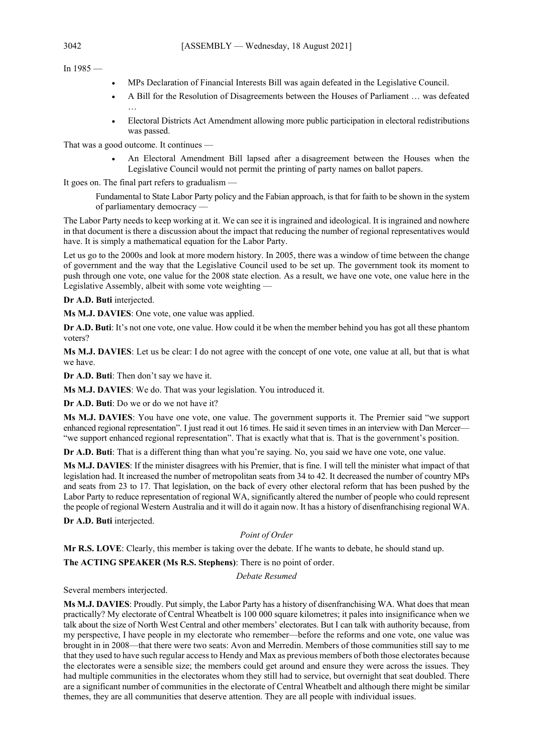In 1985 —

- MPs Declaration of Financial Interests Bill was again defeated in the Legislative Council.
- A Bill for the Resolution of Disagreements between the Houses of Parliament … was defeated …
- Electoral Districts Act Amendment allowing more public participation in electoral redistributions was passed.

That was a good outcome. It continues —

- An Electoral Amendment Bill lapsed after a disagreement between the Houses when the Legislative Council would not permit the printing of party names on ballot papers.

It goes on. The final part refers to gradualism —

> Fundamental to State Labor Party policy and the Fabian approach, is that for faith to be shown in the system of parliamentary democracy —

The Labor Party needs to keep working at it. We can see it is ingrained and ideological. It is ingrained and nowhere in that document is there a discussion about the impact that reducing the number of regional representatives would have. It is simply a mathematical equation for the Labor Party.

Let us go to the 2000s and look at more modern history. In 2005, there was a window of time between the change of government and the way that the Legislative Council used to be set up. The government took its moment to push through one vote, one value for the 2008 state election. As a result, we have one vote, one value here in the Legislative Assembly, albeit with some vote weighting —

**Dr A.D. Buti** interjected.

**Ms M.J. DAVIES**: One vote, one value was applied.

**Dr A.D. Buti**: It's not one vote, one value. How could it be when the member behind you has got all these phantom voters?

**Ms M.J. DAVIES**: Let us be clear: I do not agree with the concept of one vote, one value at all, but that is what we have.

**Dr A.D. Buti**: Then don't say we have it.

**Ms M.J. DAVIES**: We do. That was your legislation. You introduced it.

**Dr A.D. Buti**: Do we or do we not have it?

**Ms M.J. DAVIES**: You have one vote, one value. The government supports it. The Premier said "we support enhanced regional representation". I just read it out 16 times. He said it seven times in an interview with Dan Mercer— "we support enhanced regional representation". That is exactly what that is. That is the government's position.

**Dr A.D. Buti**: That is a different thing than what you're saying. No, you said we have one vote, one value.

**Ms M.J. DAVIES**: If the minister disagrees with his Premier, that is fine. I will tell the minister what impact of that legislation had. It increased the number of metropolitan seats from 34 to 42. It decreased the number of country MPs and seats from 23 to 17. That legislation, on the back of every other electoral reform that has been pushed by the Labor Party to reduce representation of regional WA, significantly altered the number of people who could represent the people of regional Western Australia and it will do it again now. It has a history of disenfranchising regional WA.

**Dr A.D. Buti** interjected.

*Point of Order*

**Mr R.S. LOVE**: Clearly, this member is taking over the debate. If he wants to debate, he should stand up.

**The ACTING SPEAKER (Ms R.S. Stephens)**: There is no point of order.

*Debate Resumed*

Several members interjected.

**Ms M.J. DAVIES**: Proudly. Put simply, the Labor Party has a history of disenfranchising WA. What does that mean practically? My electorate of Central Wheatbelt is 100 000 square kilometres; it pales into insignificance when we talk about the size of North West Central and other members' electorates. But I can talk with authority because, from my perspective, I have people in my electorate who remember—before the reforms and one vote, one value was brought in in 2008—that there were two seats: Avon and Merredin. Members of those communities still say to me that they used to have such regular access to Hendy and Max as previous members of both those electorates because the electorates were a sensible size; the members could get around and ensure they were across the issues. They had multiple communities in the electorates whom they still had to service, but overnight that seat doubled. There are a significant number of communities in the electorate of Central Wheatbelt and although there might be similar themes, they are all communities that deserve attention. They are all people with individual issues.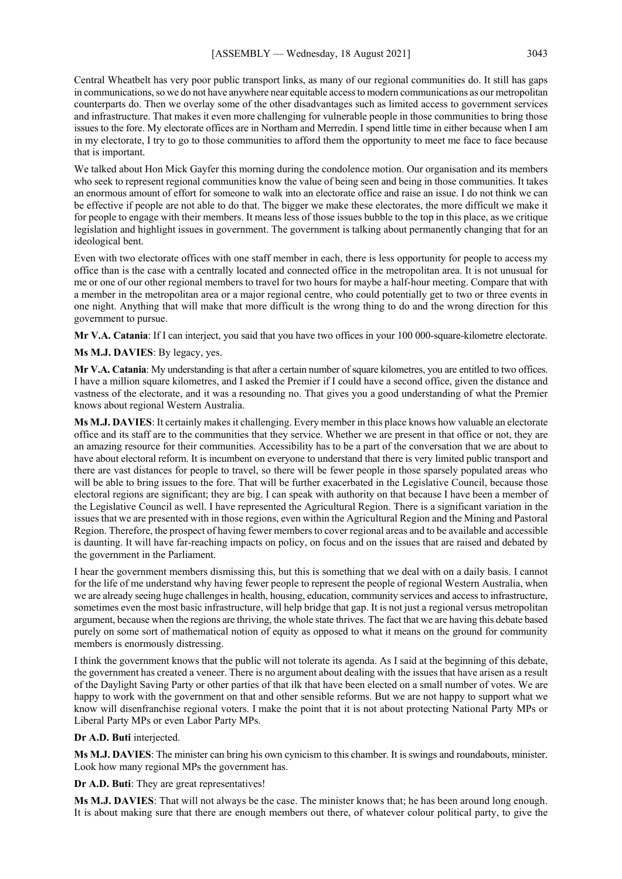Central Wheatbelt has very poor public transport links, as many of our regional communities do. It still has gaps in communications, so we do not have anywhere near equitable access to modern communications as our metropolitan counterparts do. Then we overlay some of the other disadvantages such as limited access to government services and infrastructure. That makes it even more challenging for vulnerable people in those communities to bring those issues to the fore. My electorate offices are in Northam and Merredin. I spend little time in either because when I am in my electorate, I try to go to those communities to afford them the opportunity to meet me face to face because that is important.

We talked about Hon Mick Gayfer this morning during the condolence motion. Our organisation and its members who seek to represent regional communities know the value of being seen and being in those communities. It takes an enormous amount of effort for someone to walk into an electorate office and raise an issue. I do not think we can be effective if people are not able to do that. The bigger we make these electorates, the more difficult we make it for people to engage with their members. It means less of those issues bubble to the top in this place, as we critique legislation and highlight issues in government. The government is talking about permanently changing that for an ideological bent.

Even with two electorate offices with one staff member in each, there is less opportunity for people to access my office than is the case with a centrally located and connected office in the metropolitan area. It is not unusual for me or one of our other regional members to travel for two hours for maybe a half-hour meeting. Compare that with a member in the metropolitan area or a major regional centre, who could potentially get to two or three events in one night. Anything that will make that more difficult is the wrong thing to do and the wrong direction for this government to pursue.

**Mr V.A. Catania**: If I can interject, you said that you have two offices in your 100 000-square-kilometre electorate.

**Ms M.J. DAVIES**: By legacy, yes.

**Mr V.A. Catania**: My understanding is that after a certain number of square kilometres, you are entitled to two offices. I have a million square kilometres, and I asked the Premier if I could have a second office, given the distance and vastness of the electorate, and it was a resounding no. That gives you a good understanding of what the Premier knows about regional Western Australia.

**Ms M.J. DAVIES**: It certainly makes it challenging. Every member in this place knows how valuable an electorate office and its staff are to the communities that they service. Whether we are present in that office or not, they are an amazing resource for their communities. Accessibility has to be a part of the conversation that we are about to have about electoral reform. It is incumbent on everyone to understand that there is very limited public transport and there are vast distances for people to travel, so there will be fewer people in those sparsely populated areas who will be able to bring issues to the fore. That will be further exacerbated in the Legislative Council, because those electoral regions are significant; they are big. I can speak with authority on that because I have been a member of the Legislative Council as well. I have represented the Agricultural Region. There is a significant variation in the issues that we are presented with in those regions, even within the Agricultural Region and the Mining and Pastoral Region. Therefore, the prospect of having fewer members to cover regional areas and to be available and accessible is daunting. It will have far-reaching impacts on policy, on focus and on the issues that are raised and debated by the government in the Parliament.

I hear the government members dismissing this, but this is something that we deal with on a daily basis. I cannot for the life of me understand why having fewer people to represent the people of regional Western Australia, when we are already seeing huge challenges in health, housing, education, community services and access to infrastructure, sometimes even the most basic infrastructure, will help bridge that gap. It is not just a regional versus metropolitan argument, because when the regions are thriving, the whole state thrives. The fact that we are having this debate based purely on some sort of mathematical notion of equity as opposed to what it means on the ground for community members is enormously distressing.

I think the government knows that the public will not tolerate its agenda. As I said at the beginning of this debate, the government has created a veneer. There is no argument about dealing with the issues that have arisen as a result of the Daylight Saving Party or other parties of that ilk that have been elected on a small number of votes. We are happy to work with the government on that and other sensible reforms. But we are not happy to support what we know will disenfranchise regional voters. I make the point that it is not about protecting National Party MPs or Liberal Party MPs or even Labor Party MPs.

**Dr A.D. Buti** interjected.

**Ms M.J. DAVIES**: The minister can bring his own cynicism to this chamber. It is swings and roundabouts, minister. Look how many regional MPs the government has.

**Dr A.D. Buti**: They are great representatives!

**Ms M.J. DAVIES**: That will not always be the case. The minister knows that; he has been around long enough. It is about making sure that there are enough members out there, of whatever colour political party, to give the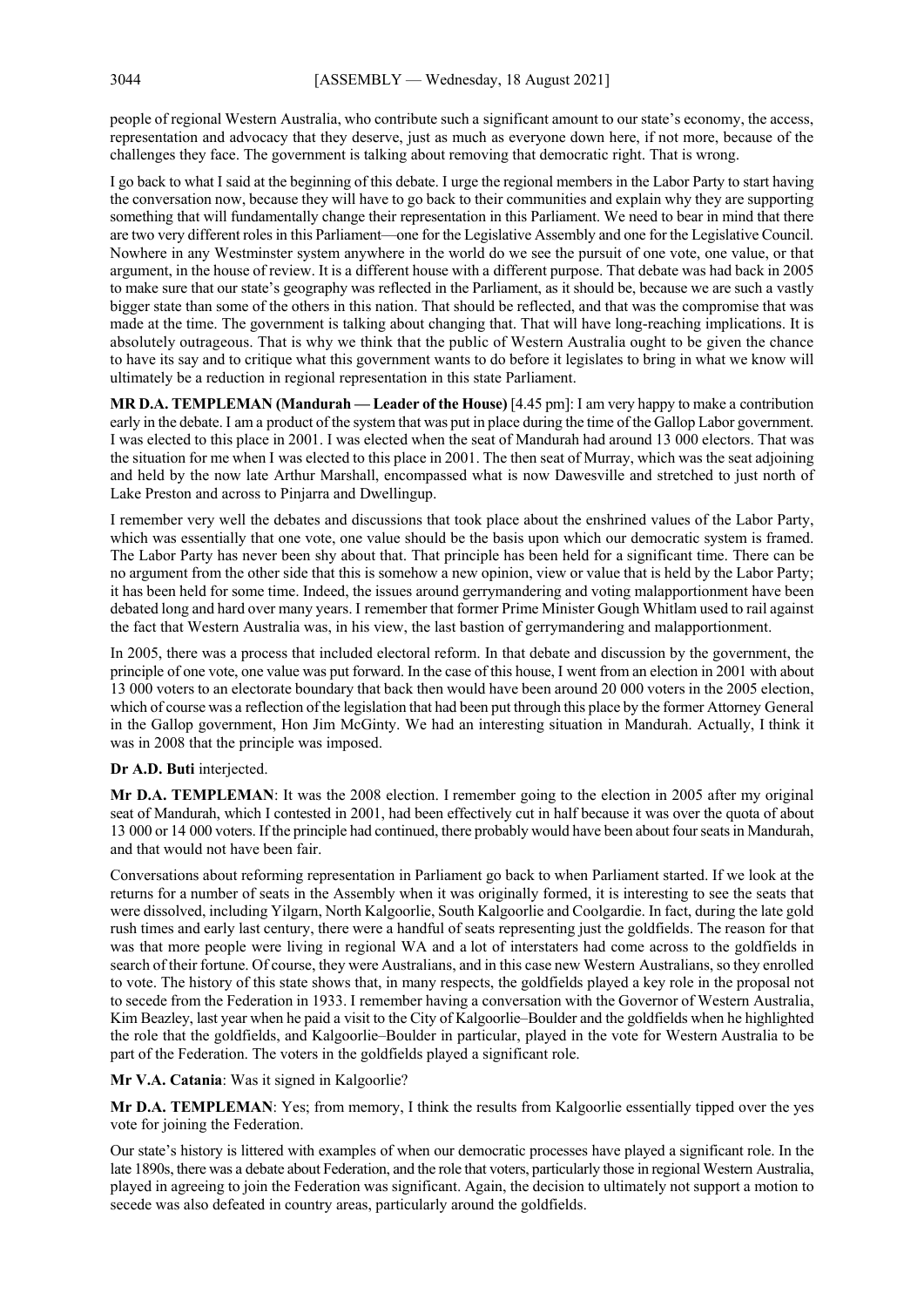people of regional Western Australia, who contribute such a significant amount to our state's economy, the access, representation and advocacy that they deserve, just as much as everyone down here, if not more, because of the challenges they face. The government is talking about removing that democratic right. That is wrong.

I go back to what I said at the beginning of this debate. I urge the regional members in the Labor Party to start having the conversation now, because they will have to go back to their communities and explain why they are supporting something that will fundamentally change their representation in this Parliament. We need to bear in mind that there are two very different roles in this Parliament—one for the Legislative Assembly and one for the Legislative Council. Nowhere in any Westminster system anywhere in the world do we see the pursuit of one vote, one value, or that argument, in the house of review. It is a different house with a different purpose. That debate was had back in 2005 to make sure that our state's geography was reflected in the Parliament, as it should be, because we are such a vastly bigger state than some of the others in this nation. That should be reflected, and that was the compromise that was made at the time. The government is talking about changing that. That will have long-reaching implications. It is absolutely outrageous. That is why we think that the public of Western Australia ought to be given the chance to have its say and to critique what this government wants to do before it legislates to bring in what we know will ultimately be a reduction in regional representation in this state Parliament.

**MR D.A. TEMPLEMAN (Mandurah — Leader of the House)** [4.45 pm]: I am very happy to make a contribution early in the debate. I am a product of the system that was put in place during the time of the Gallop Labor government. I was elected to this place in 2001. I was elected when the seat of Mandurah had around 13 000 electors. That was the situation for me when I was elected to this place in 2001. The then seat of Murray, which was the seat adjoining and held by the now late Arthur Marshall, encompassed what is now Dawesville and stretched to just north of Lake Preston and across to Pinjarra and Dwellingup.

I remember very well the debates and discussions that took place about the enshrined values of the Labor Party, which was essentially that one vote, one value should be the basis upon which our democratic system is framed. The Labor Party has never been shy about that. That principle has been held for a significant time. There can be no argument from the other side that this is somehow a new opinion, view or value that is held by the Labor Party; it has been held for some time. Indeed, the issues around gerrymandering and voting malapportionment have been debated long and hard over many years. I remember that former Prime Minister Gough Whitlam used to rail against the fact that Western Australia was, in his view, the last bastion of gerrymandering and malapportionment.

In 2005, there was a process that included electoral reform. In that debate and discussion by the government, the principle of one vote, one value was put forward. In the case of this house, I went from an election in 2001 with about 13 000 voters to an electorate boundary that back then would have been around 20 000 voters in the 2005 election, which of course was a reflection of the legislation that had been put through this place by the former Attorney General in the Gallop government, Hon Jim McGinty. We had an interesting situation in Mandurah. Actually, I think it was in 2008 that the principle was imposed.

**Dr A.D. Buti** interjected.

**Mr D.A. TEMPLEMAN**: It was the 2008 election. I remember going to the election in 2005 after my original seat of Mandurah, which I contested in 2001, had been effectively cut in half because it was over the quota of about 13 000 or 14 000 voters. If the principle had continued, there probably would have been about four seats in Mandurah, and that would not have been fair.

Conversations about reforming representation in Parliament go back to when Parliament started. If we look at the returns for a number of seats in the Assembly when it was originally formed, it is interesting to see the seats that were dissolved, including Yilgarn, North Kalgoorlie, South Kalgoorlie and Coolgardie. In fact, during the late gold rush times and early last century, there were a handful of seats representing just the goldfields. The reason for that was that more people were living in regional WA and a lot of interstaters had come across to the goldfields in search of their fortune. Of course, they were Australians, and in this case new Western Australians, so they enrolled to vote. The history of this state shows that, in many respects, the goldfields played a key role in the proposal not to secede from the Federation in 1933. I remember having a conversation with the Governor of Western Australia, Kim Beazley, last year when he paid a visit to the City of Kalgoorlie–Boulder and the goldfields when he highlighted the role that the goldfields, and Kalgoorlie–Boulder in particular, played in the vote for Western Australia to be part of the Federation. The voters in the goldfields played a significant role.

**Mr V.A. Catania**: Was it signed in Kalgoorlie?

**Mr D.A. TEMPLEMAN**: Yes; from memory, I think the results from Kalgoorlie essentially tipped over the yes vote for joining the Federation.

Our state's history is littered with examples of when our democratic processes have played a significant role. In the late 1890s, there was a debate about Federation, and the role that voters, particularly those in regional Western Australia, played in agreeing to join the Federation was significant. Again, the decision to ultimately not support a motion to secede was also defeated in country areas, particularly around the goldfields.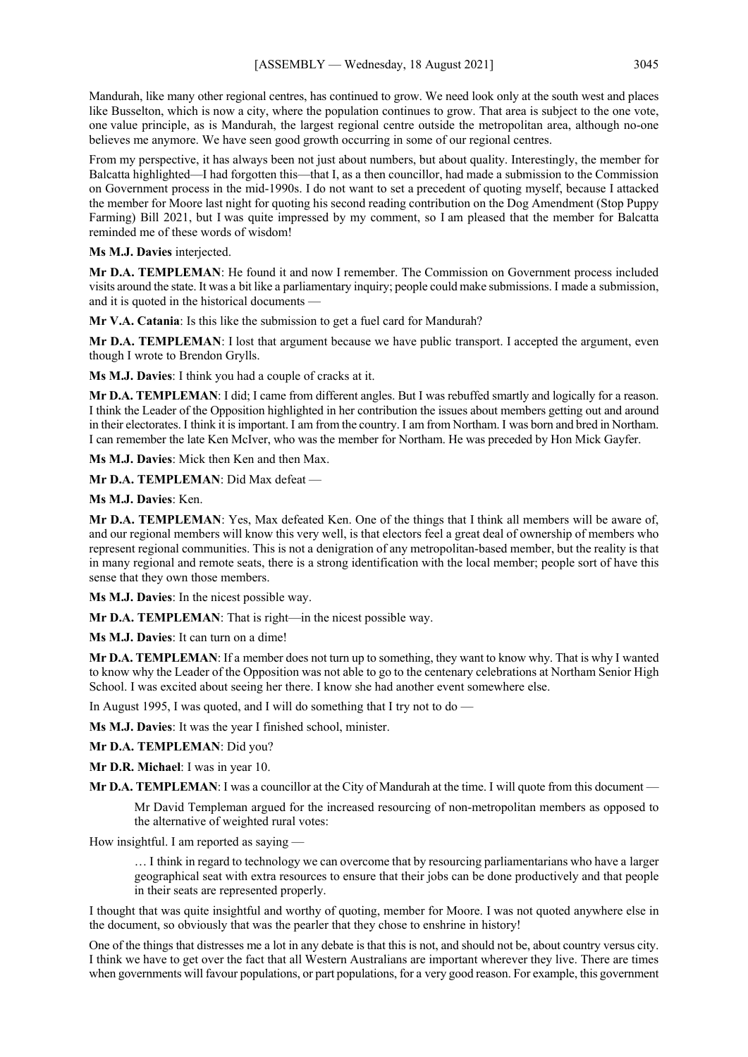Mandurah, like many other regional centres, has continued to grow. We need look only at the south west and places like Busselton, which is now a city, where the population continues to grow. That area is subject to the one vote, one value principle, as is Mandurah, the largest regional centre outside the metropolitan area, although no-one believes me anymore. We have seen good growth occurring in some of our regional centres.

From my perspective, it has always been not just about numbers, but about quality. Interestingly, the member for Balcatta highlighted—I had forgotten this—that I, as a then councillor, had made a submission to the Commission on Government process in the mid-1990s. I do not want to set a precedent of quoting myself, because I attacked the member for Moore last night for quoting his second reading contribution on the Dog Amendment (Stop Puppy Farming) Bill 2021, but I was quite impressed by my comment, so I am pleased that the member for Balcatta reminded me of these words of wisdom!

**Ms M.J. Davies** interjected.

**Mr D.A. TEMPLEMAN**: He found it and now I remember. The Commission on Government process included visits around the state. It was a bit like a parliamentary inquiry; people could make submissions. I made a submission, and it is quoted in the historical documents —

**Mr V.A. Catania**: Is this like the submission to get a fuel card for Mandurah?

**Mr D.A. TEMPLEMAN**: I lost that argument because we have public transport. I accepted the argument, even though I wrote to Brendon Grylls.

**Ms M.J. Davies**: I think you had a couple of cracks at it.

**Mr D.A. TEMPLEMAN**: I did; I came from different angles. But I was rebuffed smartly and logically for a reason. I think the Leader of the Opposition highlighted in her contribution the issues about members getting out and around in their electorates. I think it is important. I am from the country. I am from Northam. I was born and bred in Northam. I can remember the late Ken McIver, who was the member for Northam. He was preceded by Hon Mick Gayfer.

**Ms M.J. Davies**: Mick then Ken and then Max.

**Mr D.A. TEMPLEMAN**: Did Max defeat —

**Ms M.J. Davies**: Ken.

**Mr D.A. TEMPLEMAN**: Yes, Max defeated Ken. One of the things that I think all members will be aware of, and our regional members will know this very well, is that electors feel a great deal of ownership of members who represent regional communities. This is not a denigration of any metropolitan-based member, but the reality is that in many regional and remote seats, there is a strong identification with the local member; people sort of have this sense that they own those members.

**Ms M.J. Davies**: In the nicest possible way.

**Mr D.A. TEMPLEMAN**: That is right—in the nicest possible way.

**Ms M.J. Davies**: It can turn on a dime!

**Mr D.A. TEMPLEMAN**: If a member does not turn up to something, they want to know why. That is why I wanted to know why the Leader of the Opposition was not able to go to the centenary celebrations at Northam Senior High School. I was excited about seeing her there. I know she had another event somewhere else.

In August 1995, I was quoted, and I will do something that I try not to do —

**Ms M.J. Davies**: It was the year I finished school, minister.

**Mr D.A. TEMPLEMAN**: Did you?

**Mr D.R. Michael**: I was in year 10.

**Mr D.A. TEMPLEMAN**: I was a councillor at the City of Mandurah at the time. I will quote from this document —

> Mr David Templeman argued for the increased resourcing of non-metropolitan members as opposed to the alternative of weighted rural votes:

How insightful. I am reported as saying —

> … I think in regard to technology we can overcome that by resourcing parliamentarians who have a larger geographical seat with extra resources to ensure that their jobs can be done productively and that people in their seats are represented properly.

I thought that was quite insightful and worthy of quoting, member for Moore. I was not quoted anywhere else in the document, so obviously that was the pearler that they chose to enshrine in history!

One of the things that distresses me a lot in any debate is that this is not, and should not be, about country versus city. I think we have to get over the fact that all Western Australians are important wherever they live. There are times when governments will favour populations, or part populations, for a very good reason. For example, this government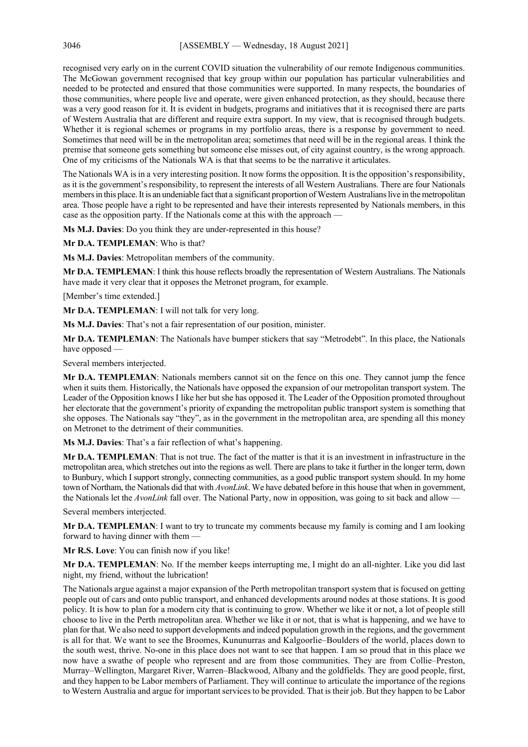recognised very early on in the current COVID situation the vulnerability of our remote Indigenous communities. The McGowan government recognised that key group within our population has particular vulnerabilities and needed to be protected and ensured that those communities were supported. In many respects, the boundaries of those communities, where people live and operate, were given enhanced protection, as they should, because there was a very good reason for it. It is evident in budgets, programs and initiatives that it is recognised there are parts of Western Australia that are different and require extra support. In my view, that is recognised through budgets. Whether it is regional schemes or programs in my portfolio areas, there is a response by government to need. Sometimes that need will be in the metropolitan area; sometimes that need will be in the regional areas. I think the premise that someone gets something but someone else misses out, of city against country, is the wrong approach. One of my criticisms of the Nationals WA is that that seems to be the narrative it articulates.

The Nationals WA is in a very interesting position. It now forms the opposition. It is the opposition's responsibility, as it is the government's responsibility, to represent the interests of all Western Australians. There are four Nationals members in this place. It is an undeniable fact that a significant proportion of Western Australians live in the metropolitan area. Those people have a right to be represented and have their interests represented by Nationals members, in this case as the opposition party. If the Nationals come at this with the approach —

**Ms M.J. Davies**: Do you think they are under-represented in this house?

**Mr D.A. TEMPLEMAN**: Who is that?

**Ms M.J. Davies**: Metropolitan members of the community.

**Mr D.A. TEMPLEMAN**: I think this house reflects broadly the representation of Western Australians. The Nationals have made it very clear that it opposes the Metronet program, for example.

[Member's time extended.]

**Mr D.A. TEMPLEMAN**: I will not talk for very long.

**Ms M.J. Davies**: That's not a fair representation of our position, minister.

**Mr D.A. TEMPLEMAN**: The Nationals have bumper stickers that say "Metrodebt". In this place, the Nationals have opposed —

Several members interjected.

**Mr D.A. TEMPLEMAN**: Nationals members cannot sit on the fence on this one. They cannot jump the fence when it suits them. Historically, the Nationals have opposed the expansion of our metropolitan transport system. The Leader of the Opposition knows I like her but she has opposed it. The Leader of the Opposition promoted throughout her electorate that the government's priority of expanding the metropolitan public transport system is something that she opposes. The Nationals say "they", as in the government in the metropolitan area, are spending all this money on Metronet to the detriment of their communities.

**Ms M.J. Davies**: That's a fair reflection of what's happening.

**Mr D.A. TEMPLEMAN**: That is not true. The fact of the matter is that it is an investment in infrastructure in the metropolitan area, which stretches out into the regions as well. There are plans to take it further in the longer term, down to Bunbury, which I support strongly, connecting communities, as a good public transport system should. In my home town of Northam, the Nationals did that with *AvonLink*. We have debated before in this house that when in government, the Nationals let the *AvonLink* fall over. The National Party, now in opposition, was going to sit back and allow —

Several members interjected.

**Mr D.A. TEMPLEMAN**: I want to try to truncate my comments because my family is coming and I am looking forward to having dinner with them —

**Mr R.S. Love**: You can finish now if you like!

**Mr D.A. TEMPLEMAN**: No. If the member keeps interrupting me, I might do an all-nighter. Like you did last night, my friend, without the lubrication!

The Nationals argue against a major expansion of the Perth metropolitan transport system that is focused on getting people out of cars and onto public transport, and enhanced developments around nodes at those stations. It is good policy. It is how to plan for a modern city that is continuing to grow. Whether we like it or not, a lot of people still choose to live in the Perth metropolitan area. Whether we like it or not, that is what is happening, and we have to plan for that. We also need to support developments and indeed population growth in the regions, and the government is all for that. We want to see the Broomes, Kununurras and Kalgoorlie–Boulders of the world, places down to the south west, thrive. No-one in this place does not want to see that happen. I am so proud that in this place we now have a swathe of people who represent and are from those communities. They are from Collie–Preston, Murray–Wellington, Margaret River, Warren–Blackwood, Albany and the goldfields. They are good people, first, and they happen to be Labor members of Parliament. They will continue to articulate the importance of the regions to Western Australia and argue for important services to be provided. That is their job. But they happen to be Labor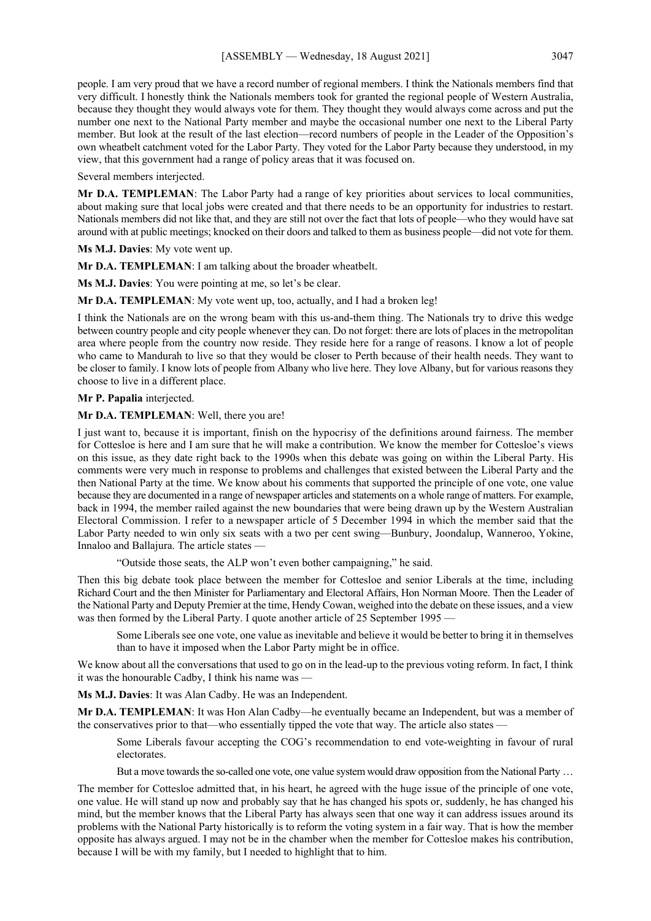people. I am very proud that we have a record number of regional members. I think the Nationals members find that very difficult. I honestly think the Nationals members took for granted the regional people of Western Australia, because they thought they would always vote for them. They thought they would always come across and put the number one next to the National Party member and maybe the occasional number one next to the Liberal Party member. But look at the result of the last election—record numbers of people in the Leader of the Opposition's own wheatbelt catchment voted for the Labor Party. They voted for the Labor Party because they understood, in my view, that this government had a range of policy areas that it was focused on.

Several members interjected.

**Mr D.A. TEMPLEMAN**: The Labor Party had a range of key priorities about services to local communities, about making sure that local jobs were created and that there needs to be an opportunity for industries to restart. Nationals members did not like that, and they are still not over the fact that lots of people—who they would have sat around with at public meetings; knocked on their doors and talked to them as business people—did not vote for them.

**Ms M.J. Davies**: My vote went up.

**Mr D.A. TEMPLEMAN**: I am talking about the broader wheatbelt.

**Ms M.J. Davies**: You were pointing at me, so let's be clear.

**Mr D.A. TEMPLEMAN**: My vote went up, too, actually, and I had a broken leg!

I think the Nationals are on the wrong beam with this us-and-them thing. The Nationals try to drive this wedge between country people and city people whenever they can. Do not forget: there are lots of places in the metropolitan area where people from the country now reside. They reside here for a range of reasons. I know a lot of people who came to Mandurah to live so that they would be closer to Perth because of their health needs. They want to be closer to family. I know lots of people from Albany who live here. They love Albany, but for various reasons they choose to live in a different place.

**Mr P. Papalia** interjected.

**Mr D.A. TEMPLEMAN**: Well, there you are!

I just want to, because it is important, finish on the hypocrisy of the definitions around fairness. The member for Cottesloe is here and I am sure that he will make a contribution. We know the member for Cottesloe's views on this issue, as they date right back to the 1990s when this debate was going on within the Liberal Party. His comments were very much in response to problems and challenges that existed between the Liberal Party and the then National Party at the time. We know about his comments that supported the principle of one vote, one value because they are documented in a range of newspaper articles and statements on a whole range of matters. For example, back in 1994, the member railed against the new boundaries that were being drawn up by the Western Australian Electoral Commission. I refer to a newspaper article of 5 December 1994 in which the member said that the Labor Party needed to win only six seats with a two per cent swing—Bunbury, Joondalup, Wanneroo, Yokine, Innaloo and Ballajura. The article states —

> "Outside those seats, the ALP won't even bother campaigning," he said.

Then this big debate took place between the member for Cottesloe and senior Liberals at the time, including Richard Court and the then Minister for Parliamentary and Electoral Affairs, Hon Norman Moore. Then the Leader of the National Party and Deputy Premier at the time, Hendy Cowan, weighed into the debate on these issues, and a view was then formed by the Liberal Party. I quote another article of 25 September 1995 —

> Some Liberals see one vote, one value as inevitable and believe it would be better to bring it in themselves than to have it imposed when the Labor Party might be in office.

We know about all the conversations that used to go on in the lead-up to the previous voting reform. In fact, I think it was the honourable Cadby, I think his name was —

**Ms M.J. Davies**: It was Alan Cadby. He was an Independent.

**Mr D.A. TEMPLEMAN**: It was Hon Alan Cadby—he eventually became an Independent, but was a member of the conservatives prior to that—who essentially tipped the vote that way. The article also states —

> Some Liberals favour accepting the COG's recommendation to end vote-weighting in favour of rural electorates.
>
> But a move towards the so-called one vote, one value system would draw opposition from the National Party …

The member for Cottesloe admitted that, in his heart, he agreed with the huge issue of the principle of one vote, one value. He will stand up now and probably say that he has changed his spots or, suddenly, he has changed his mind, but the member knows that the Liberal Party has always seen that one way it can address issues around its problems with the National Party historically is to reform the voting system in a fair way. That is how the member opposite has always argued. I may not be in the chamber when the member for Cottesloe makes his contribution, because I will be with my family, but I needed to highlight that to him.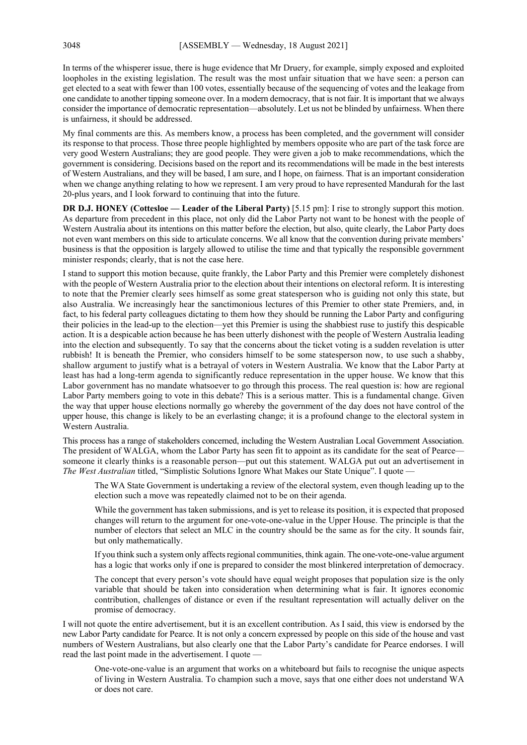In terms of the whisperer issue, there is huge evidence that Mr Druery, for example, simply exposed and exploited loopholes in the existing legislation. The result was the most unfair situation that we have seen: a person can get elected to a seat with fewer than 100 votes, essentially because of the sequencing of votes and the leakage from one candidate to another tipping someone over. In a modern democracy, that is not fair. It is important that we always consider the importance of democratic representation—absolutely. Let us not be blinded by unfairness. When there is unfairness, it should be addressed.

My final comments are this. As members know, a process has been completed, and the government will consider its response to that process. Those three people highlighted by members opposite who are part of the task force are very good Western Australians; they are good people. They were given a job to make recommendations, which the government is considering. Decisions based on the report and its recommendations will be made in the best interests of Western Australians, and they will be based, I am sure, and I hope, on fairness. That is an important consideration when we change anything relating to how we represent. I am very proud to have represented Mandurah for the last 20-plus years, and I look forward to continuing that into the future.

**DR D.J. HONEY (Cottesloe — Leader of the Liberal Party)** [5.15 pm]: I rise to strongly support this motion. As departure from precedent in this place, not only did the Labor Party not want to be honest with the people of Western Australia about its intentions on this matter before the election, but also, quite clearly, the Labor Party does not even want members on this side to articulate concerns. We all know that the convention during private members' business is that the opposition is largely allowed to utilise the time and that typically the responsible government minister responds; clearly, that is not the case here.

I stand to support this motion because, quite frankly, the Labor Party and this Premier were completely dishonest with the people of Western Australia prior to the election about their intentions on electoral reform. It is interesting to note that the Premier clearly sees himself as some great statesperson who is guiding not only this state, but also Australia. We increasingly hear the sanctimonious lectures of this Premier to other state Premiers, and, in fact, to his federal party colleagues dictating to them how they should be running the Labor Party and configuring their policies in the lead-up to the election—yet this Premier is using the shabbiest ruse to justify this despicable action. It is a despicable action because he has been utterly dishonest with the people of Western Australia leading into the election and subsequently. To say that the concerns about the ticket voting is a sudden revelation is utter rubbish! It is beneath the Premier, who considers himself to be some statesperson now, to use such a shabby, shallow argument to justify what is a betrayal of voters in Western Australia. We know that the Labor Party at least has had a long-term agenda to significantly reduce representation in the upper house. We know that this Labor government has no mandate whatsoever to go through this process. The real question is: how are regional Labor Party members going to vote in this debate? This is a serious matter. This is a fundamental change. Given the way that upper house elections normally go whereby the government of the day does not have control of the upper house, this change is likely to be an everlasting change; it is a profound change to the electoral system in Western Australia.

This process has a range of stakeholders concerned, including the Western Australian Local Government Association. The president of WALGA, whom the Labor Party has seen fit to appoint as its candidate for the seat of Pearce—someone it clearly thinks is a reasonable person—put out this statement. WALGA put out an advertisement in *The West Australian* titled, "Simplistic Solutions Ignore What Makes our State Unique". I quote —

> The WA State Government is undertaking a review of the electoral system, even though leading up to the election such a move was repeatedly claimed not to be on their agenda.
>
> While the government has taken submissions, and is yet to release its position, it is expected that proposed changes will return to the argument for one-vote-one-value in the Upper House. The principle is that the number of electors that select an MLC in the country should be the same as for the city. It sounds fair, but only mathematically.
>
> If you think such a system only affects regional communities, think again. The one-vote-one-value argument has a logic that works only if one is prepared to consider the most blinkered interpretation of democracy.
>
> The concept that every person's vote should have equal weight proposes that population size is the only variable that should be taken into consideration when determining what is fair. It ignores economic contribution, challenges of distance or even if the resultant representation will actually deliver on the promise of democracy.

I will not quote the entire advertisement, but it is an excellent contribution. As I said, this view is endorsed by the new Labor Party candidate for Pearce. It is not only a concern expressed by people on this side of the house and vast numbers of Western Australians, but also clearly one that the Labor Party's candidate for Pearce endorses. I will read the last point made in the advertisement. I quote —

> One-vote-one-value is an argument that works on a whiteboard but fails to recognise the unique aspects of living in Western Australia. To champion such a move, says that one either does not understand WA or does not care.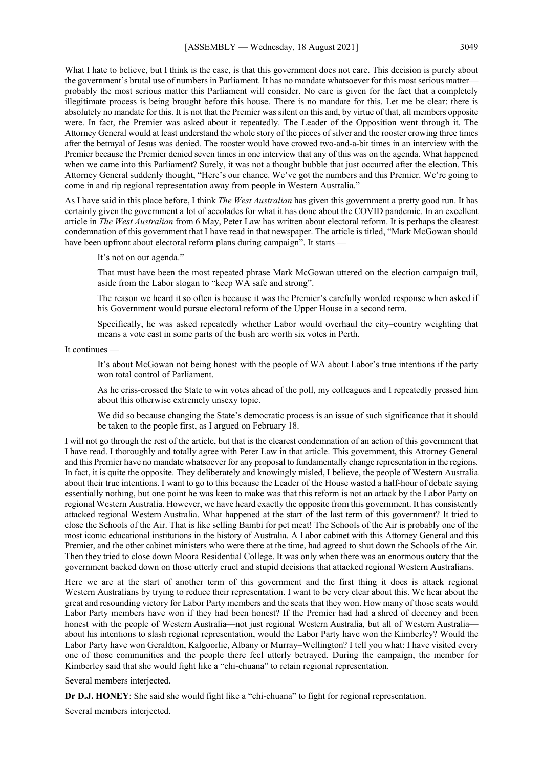What I hate to believe, but I think is the case, is that this government does not care. This decision is purely about the government's brutal use of numbers in Parliament. It has no mandate whatsoever for this most serious matter—probably the most serious matter this Parliament will consider. No care is given for the fact that a completely illegitimate process is being brought before this house. There is no mandate for this. Let me be clear: there is absolutely no mandate for this. It is not that the Premier was silent on this and, by virtue of that, all members opposite were. In fact, the Premier was asked about it repeatedly. The Leader of the Opposition went through it. The Attorney General would at least understand the whole story of the pieces of silver and the rooster crowing three times after the betrayal of Jesus was denied. The rooster would have crowed two-and-a-bit times in an interview with the Premier because the Premier denied seven times in one interview that any of this was on the agenda. What happened when we came into this Parliament? Surely, it was not a thought bubble that just occurred after the election. This Attorney General suddenly thought, "Here's our chance. We've got the numbers and this Premier. We're going to come in and rip regional representation away from people in Western Australia."

As I have said in this place before, I think *The West Australian* has given this government a pretty good run. It has certainly given the government a lot of accolades for what it has done about the COVID pandemic. In an excellent article in *The West Australian* from 6 May, Peter Law has written about electoral reform. It is perhaps the clearest condemnation of this government that I have read in that newspaper. The article is titled, "Mark McGowan should have been upfront about electoral reform plans during campaign". It starts —

> It's not on our agenda."
>
> That must have been the most repeated phrase Mark McGowan uttered on the election campaign trail, aside from the Labor slogan to "keep WA safe and strong".
>
> The reason we heard it so often is because it was the Premier's carefully worded response when asked if his Government would pursue electoral reform of the Upper House in a second term.
>
> Specifically, he was asked repeatedly whether Labor would overhaul the city–country weighting that means a vote cast in some parts of the bush are worth six votes in Perth.

It continues —

> It's about McGowan not being honest with the people of WA about Labor's true intentions if the party won total control of Parliament.
>
> As he criss-crossed the State to win votes ahead of the poll, my colleagues and I repeatedly pressed him about this otherwise extremely unsexy topic.
>
> We did so because changing the State's democratic process is an issue of such significance that it should be taken to the people first, as I argued on February 18.

I will not go through the rest of the article, but that is the clearest condemnation of an action of this government that I have read. I thoroughly and totally agree with Peter Law in that article. This government, this Attorney General and this Premier have no mandate whatsoever for any proposal to fundamentally change representation in the regions. In fact, it is quite the opposite. They deliberately and knowingly misled, I believe, the people of Western Australia about their true intentions. I want to go to this because the Leader of the House wasted a half-hour of debate saying essentially nothing, but one point he was keen to make was that this reform is not an attack by the Labor Party on regional Western Australia. However, we have heard exactly the opposite from this government. It has consistently attacked regional Western Australia. What happened at the start of the last term of this government? It tried to close the Schools of the Air. That is like selling Bambi for pet meat! The Schools of the Air is probably one of the most iconic educational institutions in the history of Australia. A Labor cabinet with this Attorney General and this Premier, and the other cabinet ministers who were there at the time, had agreed to shut down the Schools of the Air. Then they tried to close down Moora Residential College. It was only when there was an enormous outcry that the government backed down on those utterly cruel and stupid decisions that attacked regional Western Australians.

Here we are at the start of another term of this government and the first thing it does is attack regional Western Australians by trying to reduce their representation. I want to be very clear about this. We hear about the great and resounding victory for Labor Party members and the seats that they won. How many of those seats would Labor Party members have won if they had been honest? If the Premier had had a shred of decency and been honest with the people of Western Australia—not just regional Western Australia, but all of Western Australia—about his intentions to slash regional representation, would the Labor Party have won the Kimberley? Would the Labor Party have won Geraldton, Kalgoorlie, Albany or Murray–Wellington? I tell you what: I have visited every one of those communities and the people there feel utterly betrayed. During the campaign, the member for Kimberley said that she would fight like a "chi-chuana" to retain regional representation.

Several members interjected.

**Dr D.J. HONEY**: She said she would fight like a "chi-chuana" to fight for regional representation.

Several members interjected.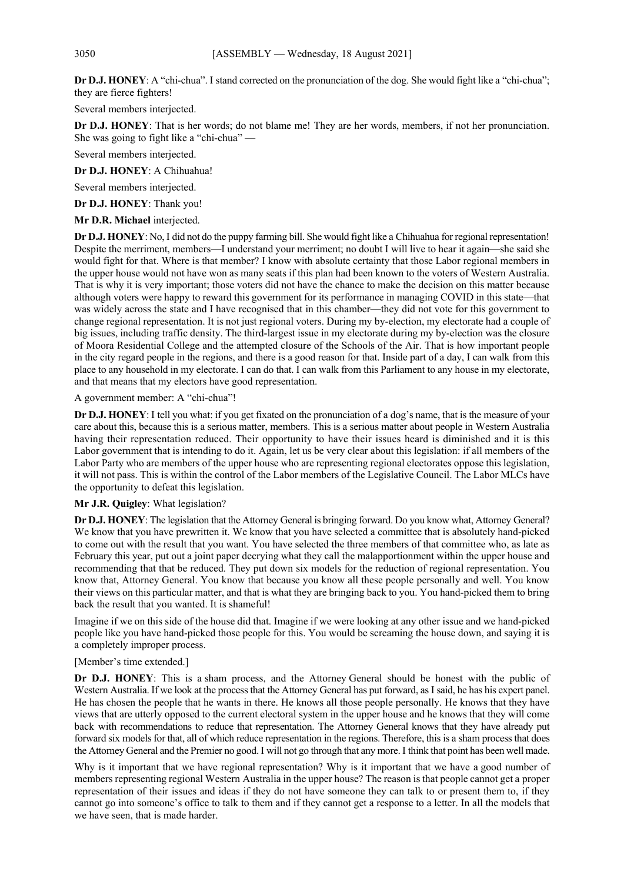**Dr D.J. HONEY**: A "chi-chua". I stand corrected on the pronunciation of the dog. She would fight like a "chi-chua"; they are fierce fighters!

Several members interjected.

**Dr D.J. HONEY**: That is her words; do not blame me! They are her words, members, if not her pronunciation. She was going to fight like a "chi-chua" —

Several members interjected.

**Dr D.J. HONEY**: A Chihuahua!

Several members interjected.

**Dr D.J. HONEY**: Thank you!

**Mr D.R. Michael** interjected.

**Dr D.J. HONEY**: No, I did not do the puppy farming bill. She would fight like a Chihuahua for regional representation! Despite the merriment, members—I understand your merriment; no doubt I will live to hear it again—she said she would fight for that. Where is that member? I know with absolute certainty that those Labor regional members in the upper house would not have won as many seats if this plan had been known to the voters of Western Australia. That is why it is very important; those voters did not have the chance to make the decision on this matter because although voters were happy to reward this government for its performance in managing COVID in this state—that was widely across the state and I have recognised that in this chamber—they did not vote for this government to change regional representation. It is not just regional voters. During my by-election, my electorate had a couple of big issues, including traffic density. The third-largest issue in my electorate during my by-election was the closure of Moora Residential College and the attempted closure of the Schools of the Air. That is how important people in the city regard people in the regions, and there is a good reason for that. Inside part of a day, I can walk from this place to any household in my electorate. I can do that. I can walk from this Parliament to any house in my electorate, and that means that my electors have good representation.

A government member: A "chi-chua"!

**Dr D.J. HONEY**: I tell you what: if you get fixated on the pronunciation of a dog's name, that is the measure of your care about this, because this is a serious matter, members. This is a serious matter about people in Western Australia having their representation reduced. Their opportunity to have their issues heard is diminished and it is this Labor government that is intending to do it. Again, let us be very clear about this legislation: if all members of the Labor Party who are members of the upper house who are representing regional electorates oppose this legislation, it will not pass. This is within the control of the Labor members of the Legislative Council. The Labor MLCs have the opportunity to defeat this legislation.

**Mr J.R. Quigley**: What legislation?

**Dr D.J. HONEY**: The legislation that the Attorney General is bringing forward. Do you know what, Attorney General? We know that you have prewritten it. We know that you have selected a committee that is absolutely hand-picked to come out with the result that you want. You have selected the three members of that committee who, as late as February this year, put out a joint paper decrying what they call the malapportionment within the upper house and recommending that that be reduced. They put down six models for the reduction of regional representation. You know that, Attorney General. You know that because you know all these people personally and well. You know their views on this particular matter, and that is what they are bringing back to you. You hand-picked them to bring back the result that you wanted. It is shameful!

Imagine if we on this side of the house did that. Imagine if we were looking at any other issue and we hand-picked people like you have hand-picked those people for this. You would be screaming the house down, and saying it is a completely improper process.

[Member's time extended.]

**Dr D.J. HONEY**: This is a sham process, and the Attorney General should be honest with the public of Western Australia. If we look at the process that the Attorney General has put forward, as I said, he has his expert panel. He has chosen the people that he wants in there. He knows all those people personally. He knows that they have views that are utterly opposed to the current electoral system in the upper house and he knows that they will come back with recommendations to reduce that representation. The Attorney General knows that they have already put forward six models for that, all of which reduce representation in the regions. Therefore, this is a sham process that does the Attorney General and the Premier no good. I will not go through that any more. I think that point has been well made.

Why is it important that we have regional representation? Why is it important that we have a good number of members representing regional Western Australia in the upper house? The reason is that people cannot get a proper representation of their issues and ideas if they do not have someone they can talk to or present them to, if they cannot go into someone's office to talk to them and if they cannot get a response to a letter. In all the models that we have seen, that is made harder.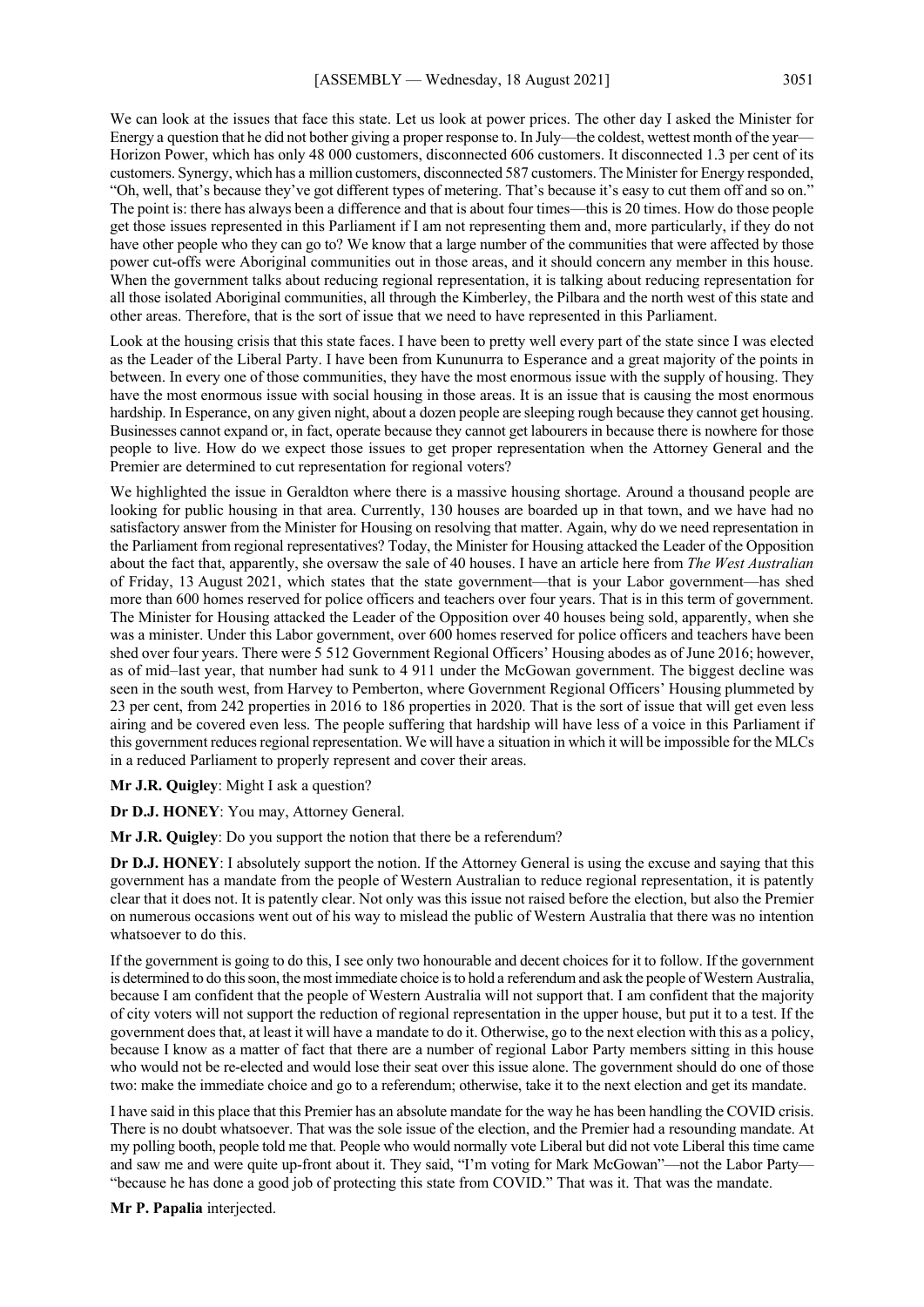We can look at the issues that face this state. Let us look at power prices. The other day I asked the Minister for Energy a question that he did not bother giving a proper response to. In July—the coldest, wettest month of the year—Horizon Power, which has only 48 000 customers, disconnected 606 customers. It disconnected 1.3 per cent of its customers. Synergy, which has a million customers, disconnected 587 customers. The Minister for Energy responded, "Oh, well, that's because they've got different types of metering. That's because it's easy to cut them off and so on." The point is: there has always been a difference and that is about four times—this is 20 times. How do those people get those issues represented in this Parliament if I am not representing them and, more particularly, if they do not have other people who they can go to? We know that a large number of the communities that were affected by those power cut-offs were Aboriginal communities out in those areas, and it should concern any member in this house. When the government talks about reducing regional representation, it is talking about reducing representation for all those isolated Aboriginal communities, all through the Kimberley, the Pilbara and the north west of this state and other areas. Therefore, that is the sort of issue that we need to have represented in this Parliament.

Look at the housing crisis that this state faces. I have been to pretty well every part of the state since I was elected as the Leader of the Liberal Party. I have been from Kununurra to Esperance and a great majority of the points in between. In every one of those communities, they have the most enormous issue with the supply of housing. They have the most enormous issue with social housing in those areas. It is an issue that is causing the most enormous hardship. In Esperance, on any given night, about a dozen people are sleeping rough because they cannot get housing. Businesses cannot expand or, in fact, operate because they cannot get labourers in because there is nowhere for those people to live. How do we expect those issues to get proper representation when the Attorney General and the Premier are determined to cut representation for regional voters?

We highlighted the issue in Geraldton where there is a massive housing shortage. Around a thousand people are looking for public housing in that area. Currently, 130 houses are boarded up in that town, and we have had no satisfactory answer from the Minister for Housing on resolving that matter. Again, why do we need representation in the Parliament from regional representatives? Today, the Minister for Housing attacked the Leader of the Opposition about the fact that, apparently, she oversaw the sale of 40 houses. I have an article here from *The West Australian* of Friday, 13 August 2021, which states that the state government—that is your Labor government—has shed more than 600 homes reserved for police officers and teachers over four years. That is in this term of government. The Minister for Housing attacked the Leader of the Opposition over 40 houses being sold, apparently, when she was a minister. Under this Labor government, over 600 homes reserved for police officers and teachers have been shed over four years. There were 5 512 Government Regional Officers' Housing abodes as of June 2016; however, as of mid–last year, that number had sunk to 4 911 under the McGowan government. The biggest decline was seen in the south west, from Harvey to Pemberton, where Government Regional Officers' Housing plummeted by 23 per cent, from 242 properties in 2016 to 186 properties in 2020. That is the sort of issue that will get even less airing and be covered even less. The people suffering that hardship will have less of a voice in this Parliament if this government reduces regional representation. We will have a situation in which it will be impossible for the MLCs in a reduced Parliament to properly represent and cover their areas.

**Mr J.R. Quigley**: Might I ask a question?

**Dr D.J. HONEY**: You may, Attorney General.

**Mr J.R. Quigley**: Do you support the notion that there be a referendum?

**Dr D.J. HONEY**: I absolutely support the notion. If the Attorney General is using the excuse and saying that this government has a mandate from the people of Western Australian to reduce regional representation, it is patently clear that it does not. It is patently clear. Not only was this issue not raised before the election, but also the Premier on numerous occasions went out of his way to mislead the public of Western Australia that there was no intention whatsoever to do this.

If the government is going to do this, I see only two honourable and decent choices for it to follow. If the government is determined to do this soon, the most immediate choice is to hold a referendum and ask the people of Western Australia, because I am confident that the people of Western Australia will not support that. I am confident that the majority of city voters will not support the reduction of regional representation in the upper house, but put it to a test. If the government does that, at least it will have a mandate to do it. Otherwise, go to the next election with this as a policy, because I know as a matter of fact that there are a number of regional Labor Party members sitting in this house who would not be re-elected and would lose their seat over this issue alone. The government should do one of those two: make the immediate choice and go to a referendum; otherwise, take it to the next election and get its mandate.

I have said in this place that this Premier has an absolute mandate for the way he has been handling the COVID crisis. There is no doubt whatsoever. That was the sole issue of the election, and the Premier had a resounding mandate. At my polling booth, people told me that. People who would normally vote Liberal but did not vote Liberal this time came and saw me and were quite up-front about it. They said, "I'm voting for Mark McGowan"—not the Labor Party—"because he has done a good job of protecting this state from COVID." That was it. That was the mandate.

**Mr P. Papalia** interjected.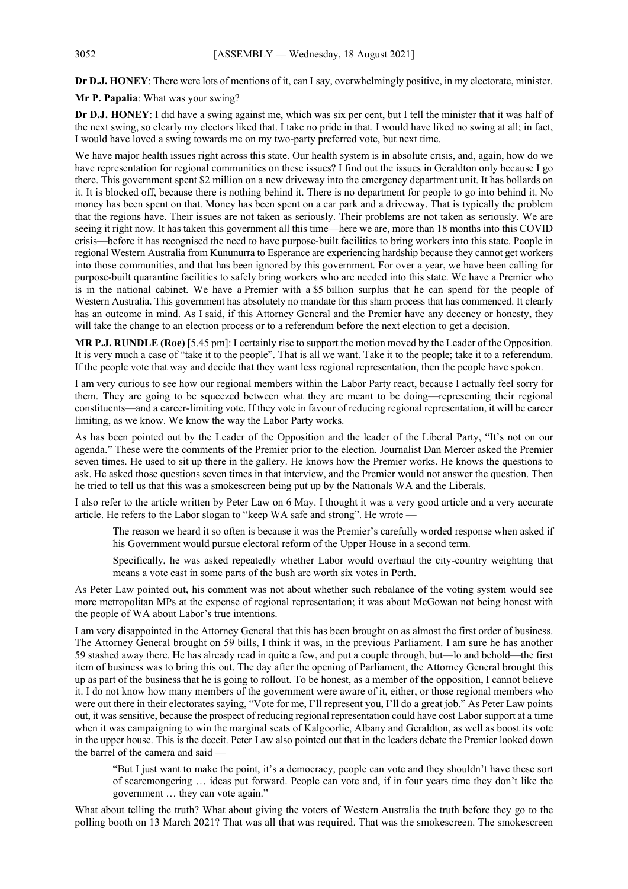**Dr D.J. HONEY**: There were lots of mentions of it, can I say, overwhelmingly positive, in my electorate, minister.

**Mr P. Papalia**: What was your swing?

**Dr D.J. HONEY**: I did have a swing against me, which was six per cent, but I tell the minister that it was half of the next swing, so clearly my electors liked that. I take no pride in that. I would have liked no swing at all; in fact, I would have loved a swing towards me on my two-party preferred vote, but next time.

We have major health issues right across this state. Our health system is in absolute crisis, and, again, how do we have representation for regional communities on these issues? I find out the issues in Geraldton only because I go there. This government spent $2 million on a new driveway into the emergency department unit. It has bollards on it. It is blocked off, because there is nothing behind it. There is no department for people to go into behind it. No money has been spent on that. Money has been spent on a car park and a driveway. That is typically the problem that the regions have. Their issues are not taken as seriously. Their problems are not taken as seriously. We are seeing it right now. It has taken this government all this time—here we are, more than 18 months into this COVID crisis—before it has recognised the need to have purpose-built facilities to bring workers into this state. People in regional Western Australia from Kununurra to Esperance are experiencing hardship because they cannot get workers into those communities, and that has been ignored by this government. For over a year, we have been calling for purpose-built quarantine facilities to safely bring workers who are needed into this state. We have a Premier who is in the national cabinet. We have a Premier with a $5 billion surplus that he can spend for the people of Western Australia. This government has absolutely no mandate for this sham process that has commenced. It clearly has an outcome in mind. As I said, if this Attorney General and the Premier have any decency or honesty, they will take the change to an election process or to a referendum before the next election to get a decision.

**MR P.J. RUNDLE (Roe)** [5.45 pm]: I certainly rise to support the motion moved by the Leader of the Opposition. It is very much a case of "take it to the people". That is all we want. Take it to the people; take it to a referendum. If the people vote that way and decide that they want less regional representation, then the people have spoken.

I am very curious to see how our regional members within the Labor Party react, because I actually feel sorry for them. They are going to be squeezed between what they are meant to be doing—representing their regional constituents—and a career-limiting vote. If they vote in favour of reducing regional representation, it will be career limiting, as we know. We know the way the Labor Party works.

As has been pointed out by the Leader of the Opposition and the leader of the Liberal Party, "It's not on our agenda." These were the comments of the Premier prior to the election. Journalist Dan Mercer asked the Premier seven times. He used to sit up there in the gallery. He knows how the Premier works. He knows the questions to ask. He asked those questions seven times in that interview, and the Premier would not answer the question. Then he tried to tell us that this was a smokescreen being put up by the Nationals WA and the Liberals.

I also refer to the article written by Peter Law on 6 May. I thought it was a very good article and a very accurate article. He refers to the Labor slogan to "keep WA safe and strong". He wrote —

> The reason we heard it so often is because it was the Premier's carefully worded response when asked if his Government would pursue electoral reform of the Upper House in a second term.
>
> Specifically, he was asked repeatedly whether Labor would overhaul the city-country weighting that means a vote cast in some parts of the bush are worth six votes in Perth.

As Peter Law pointed out, his comment was not about whether such rebalance of the voting system would see more metropolitan MPs at the expense of regional representation; it was about McGowan not being honest with the people of WA about Labor's true intentions.

I am very disappointed in the Attorney General that this has been brought on as almost the first order of business. The Attorney General brought on 59 bills, I think it was, in the previous Parliament. I am sure he has another 59 stashed away there. He has already read in quite a few, and put a couple through, but—lo and behold—the first item of business was to bring this out. The day after the opening of Parliament, the Attorney General brought this up as part of the business that he is going to rollout. To be honest, as a member of the opposition, I cannot believe it. I do not know how many members of the government were aware of it, either, or those regional members who were out there in their electorates saying, "Vote for me, I'll represent you, I'll do a great job." As Peter Law points out, it was sensitive, because the prospect of reducing regional representation could have cost Labor support at a time when it was campaigning to win the marginal seats of Kalgoorlie, Albany and Geraldton, as well as boost its vote in the upper house. This is the deceit. Peter Law also pointed out that in the leaders debate the Premier looked down the barrel of the camera and said —

> "But I just want to make the point, it's a democracy, people can vote and they shouldn't have these sort of scaremongering … ideas put forward. People can vote and, if in four years time they don't like the government … they can vote again."

What about telling the truth? What about giving the voters of Western Australia the truth before they go to the polling booth on 13 March 2021? That was all that was required. That was the smokescreen. The smokescreen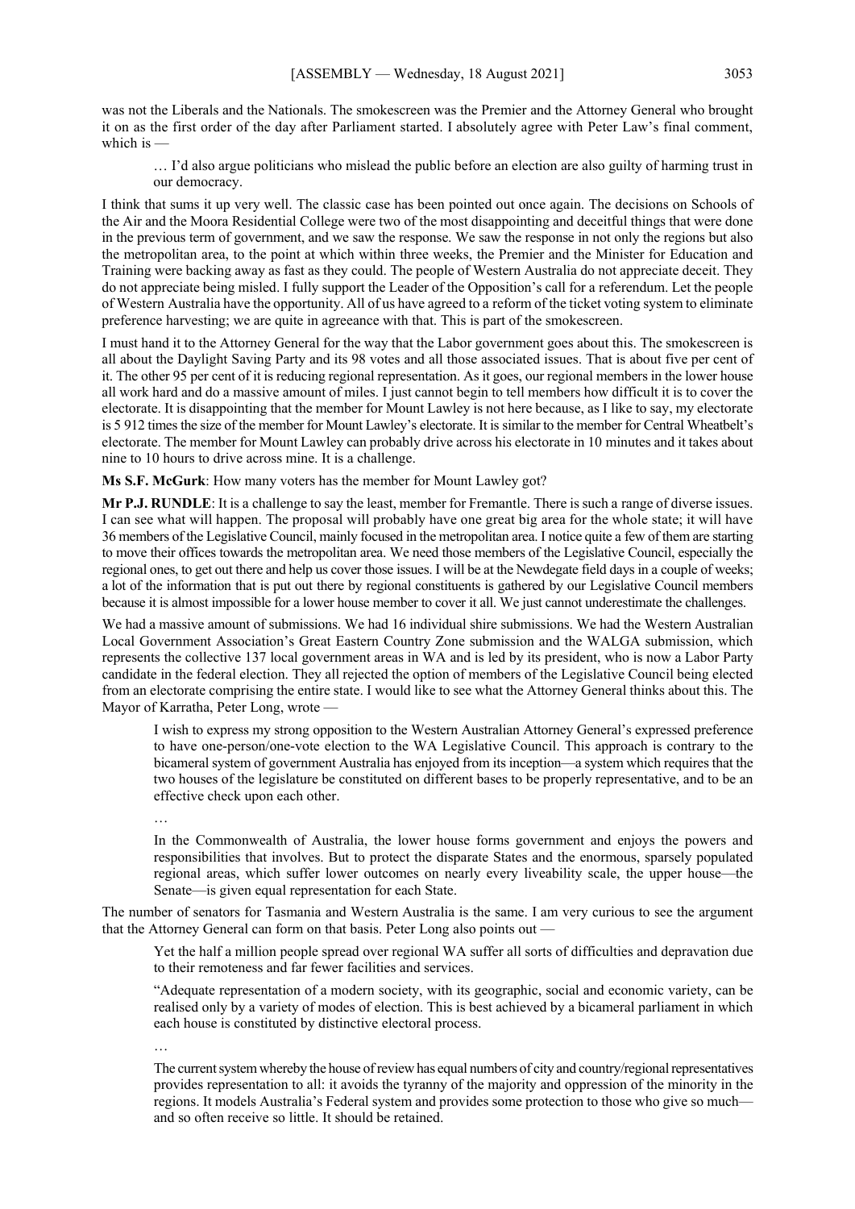was not the Liberals and the Nationals. The smokescreen was the Premier and the Attorney General who brought it on as the first order of the day after Parliament started. I absolutely agree with Peter Law's final comment, which is —

> … I'd also argue politicians who mislead the public before an election are also guilty of harming trust in our democracy.

I think that sums it up very well. The classic case has been pointed out once again. The decisions on Schools of the Air and the Moora Residential College were two of the most disappointing and deceitful things that were done in the previous term of government, and we saw the response. We saw the response in not only the regions but also the metropolitan area, to the point at which within three weeks, the Premier and the Minister for Education and Training were backing away as fast as they could. The people of Western Australia do not appreciate deceit. They do not appreciate being misled. I fully support the Leader of the Opposition's call for a referendum. Let the people of Western Australia have the opportunity. All of us have agreed to a reform of the ticket voting system to eliminate preference harvesting; we are quite in agreeance with that. This is part of the smokescreen.

I must hand it to the Attorney General for the way that the Labor government goes about this. The smokescreen is all about the Daylight Saving Party and its 98 votes and all those associated issues. That is about five per cent of it. The other 95 per cent of it is reducing regional representation. As it goes, our regional members in the lower house all work hard and do a massive amount of miles. I just cannot begin to tell members how difficult it is to cover the electorate. It is disappointing that the member for Mount Lawley is not here because, as I like to say, my electorate is 5 912 times the size of the member for Mount Lawley's electorate. It is similar to the member for Central Wheatbelt's electorate. The member for Mount Lawley can probably drive across his electorate in 10 minutes and it takes about nine to 10 hours to drive across mine. It is a challenge.

**Ms S.F. McGurk**: How many voters has the member for Mount Lawley got?

**Mr P.J. RUNDLE**: It is a challenge to say the least, member for Fremantle. There is such a range of diverse issues. I can see what will happen. The proposal will probably have one great big area for the whole state; it will have 36 members of the Legislative Council, mainly focused in the metropolitan area. I notice quite a few of them are starting to move their offices towards the metropolitan area. We need those members of the Legislative Council, especially the regional ones, to get out there and help us cover those issues. I will be at the Newdegate field days in a couple of weeks; a lot of the information that is put out there by regional constituents is gathered by our Legislative Council members because it is almost impossible for a lower house member to cover it all. We just cannot underestimate the challenges.

We had a massive amount of submissions. We had 16 individual shire submissions. We had the Western Australian Local Government Association's Great Eastern Country Zone submission and the WALGA submission, which represents the collective 137 local government areas in WA and is led by its president, who is now a Labor Party candidate in the federal election. They all rejected the option of members of the Legislative Council being elected from an electorate comprising the entire state. I would like to see what the Attorney General thinks about this. The Mayor of Karratha, Peter Long, wrote —

> I wish to express my strong opposition to the Western Australian Attorney General's expressed preference to have one-person/one-vote election to the WA Legislative Council. This approach is contrary to the bicameral system of government Australia has enjoyed from its inception—a system which requires that the two houses of the legislature be constituted on different bases to be properly representative, and to be an effective check upon each other.
>
> …
>
> In the Commonwealth of Australia, the lower house forms government and enjoys the powers and responsibilities that involves. But to protect the disparate States and the enormous, sparsely populated regional areas, which suffer lower outcomes on nearly every liveability scale, the upper house—the Senate—is given equal representation for each State.

The number of senators for Tasmania and Western Australia is the same. I am very curious to see the argument that the Attorney General can form on that basis. Peter Long also points out —

> Yet the half a million people spread over regional WA suffer all sorts of difficulties and depravation due to their remoteness and far fewer facilities and services.
>
> "Adequate representation of a modern society, with its geographic, social and economic variety, can be realised only by a variety of modes of election. This is best achieved by a bicameral parliament in which each house is constituted by distinctive electoral process.
>
> …
>
> The current system whereby the house of review has equal numbers of city and country/regional representatives provides representation to all: it avoids the tyranny of the majority and oppression of the minority in the regions. It models Australia's Federal system and provides some protection to those who give so much—and so often receive so little. It should be retained.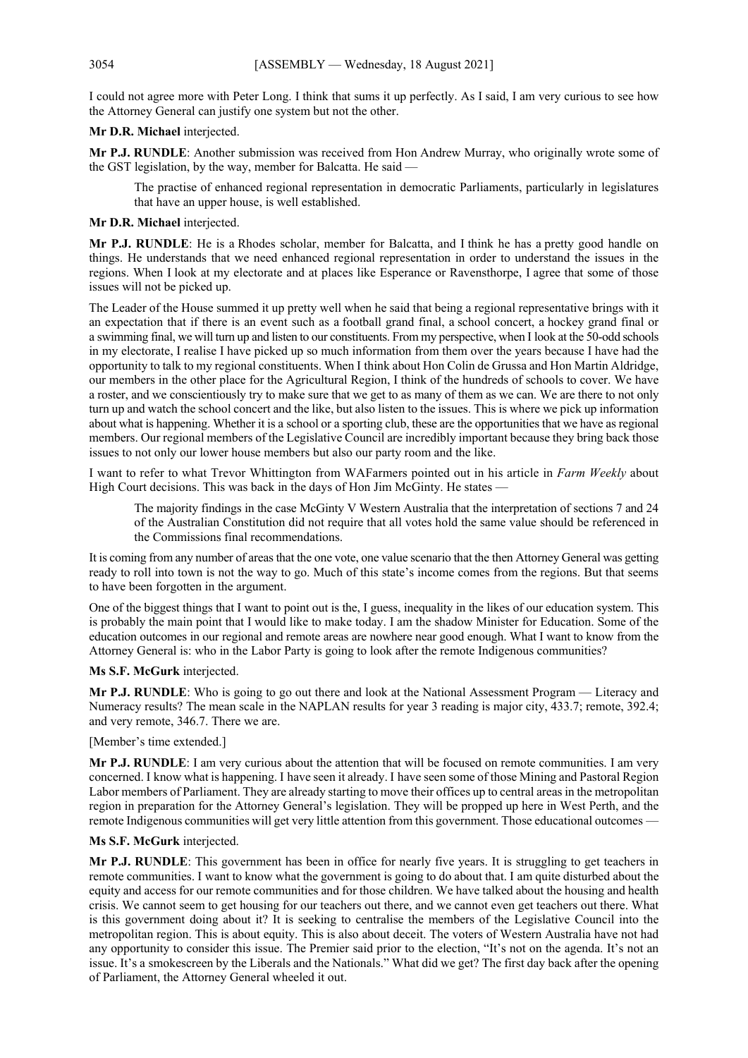I could not agree more with Peter Long. I think that sums it up perfectly. As I said, I am very curious to see how the Attorney General can justify one system but not the other.

**Mr D.R. Michael** interjected.

**Mr P.J. RUNDLE**: Another submission was received from Hon Andrew Murray, who originally wrote some of the GST legislation, by the way, member for Balcatta. He said —

> The practise of enhanced regional representation in democratic Parliaments, particularly in legislatures that have an upper house, is well established.

**Mr D.R. Michael** interjected.

**Mr P.J. RUNDLE**: He is a Rhodes scholar, member for Balcatta, and I think he has a pretty good handle on things. He understands that we need enhanced regional representation in order to understand the issues in the regions. When I look at my electorate and at places like Esperance or Ravensthorpe, I agree that some of those issues will not be picked up.

The Leader of the House summed it up pretty well when he said that being a regional representative brings with it an expectation that if there is an event such as a football grand final, a school concert, a hockey grand final or a swimming final, we will turn up and listen to our constituents. From my perspective, when I look at the 50-odd schools in my electorate, I realise I have picked up so much information from them over the years because I have had the opportunity to talk to my regional constituents. When I think about Hon Colin de Grussa and Hon Martin Aldridge, our members in the other place for the Agricultural Region, I think of the hundreds of schools to cover. We have a roster, and we conscientiously try to make sure that we get to as many of them as we can. We are there to not only turn up and watch the school concert and the like, but also listen to the issues. This is where we pick up information about what is happening. Whether it is a school or a sporting club, these are the opportunities that we have as regional members. Our regional members of the Legislative Council are incredibly important because they bring back those issues to not only our lower house members but also our party room and the like.

I want to refer to what Trevor Whittington from WAFarmers pointed out in his article in *Farm Weekly* about High Court decisions. This was back in the days of Hon Jim McGinty. He states —

> The majority findings in the case McGinty V Western Australia that the interpretation of sections 7 and 24 of the Australian Constitution did not require that all votes hold the same value should be referenced in the Commissions final recommendations.

It is coming from any number of areas that the one vote, one value scenario that the then Attorney General was getting ready to roll into town is not the way to go. Much of this state's income comes from the regions. But that seems to have been forgotten in the argument.

One of the biggest things that I want to point out is the, I guess, inequality in the likes of our education system. This is probably the main point that I would like to make today. I am the shadow Minister for Education. Some of the education outcomes in our regional and remote areas are nowhere near good enough. What I want to know from the Attorney General is: who in the Labor Party is going to look after the remote Indigenous communities?

**Ms S.F. McGurk** interjected.

**Mr P.J. RUNDLE**: Who is going to go out there and look at the National Assessment Program — Literacy and Numeracy results? The mean scale in the NAPLAN results for year 3 reading is major city, 433.7; remote, 392.4; and very remote, 346.7. There we are.

[Member's time extended.]

**Mr P.J. RUNDLE**: I am very curious about the attention that will be focused on remote communities. I am very concerned. I know what is happening. I have seen it already. I have seen some of those Mining and Pastoral Region Labor members of Parliament. They are already starting to move their offices up to central areas in the metropolitan region in preparation for the Attorney General's legislation. They will be propped up here in West Perth, and the remote Indigenous communities will get very little attention from this government. Those educational outcomes —

**Ms S.F. McGurk** interjected.

**Mr P.J. RUNDLE**: This government has been in office for nearly five years. It is struggling to get teachers in remote communities. I want to know what the government is going to do about that. I am quite disturbed about the equity and access for our remote communities and for those children. We have talked about the housing and health crisis. We cannot seem to get housing for our teachers out there, and we cannot even get teachers out there. What is this government doing about it? It is seeking to centralise the members of the Legislative Council into the metropolitan region. This is about equity. This is also about deceit. The voters of Western Australia have not had any opportunity to consider this issue. The Premier said prior to the election, "It's not on the agenda. It's not an issue. It's a smokescreen by the Liberals and the Nationals." What did we get? The first day back after the opening of Parliament, the Attorney General wheeled it out.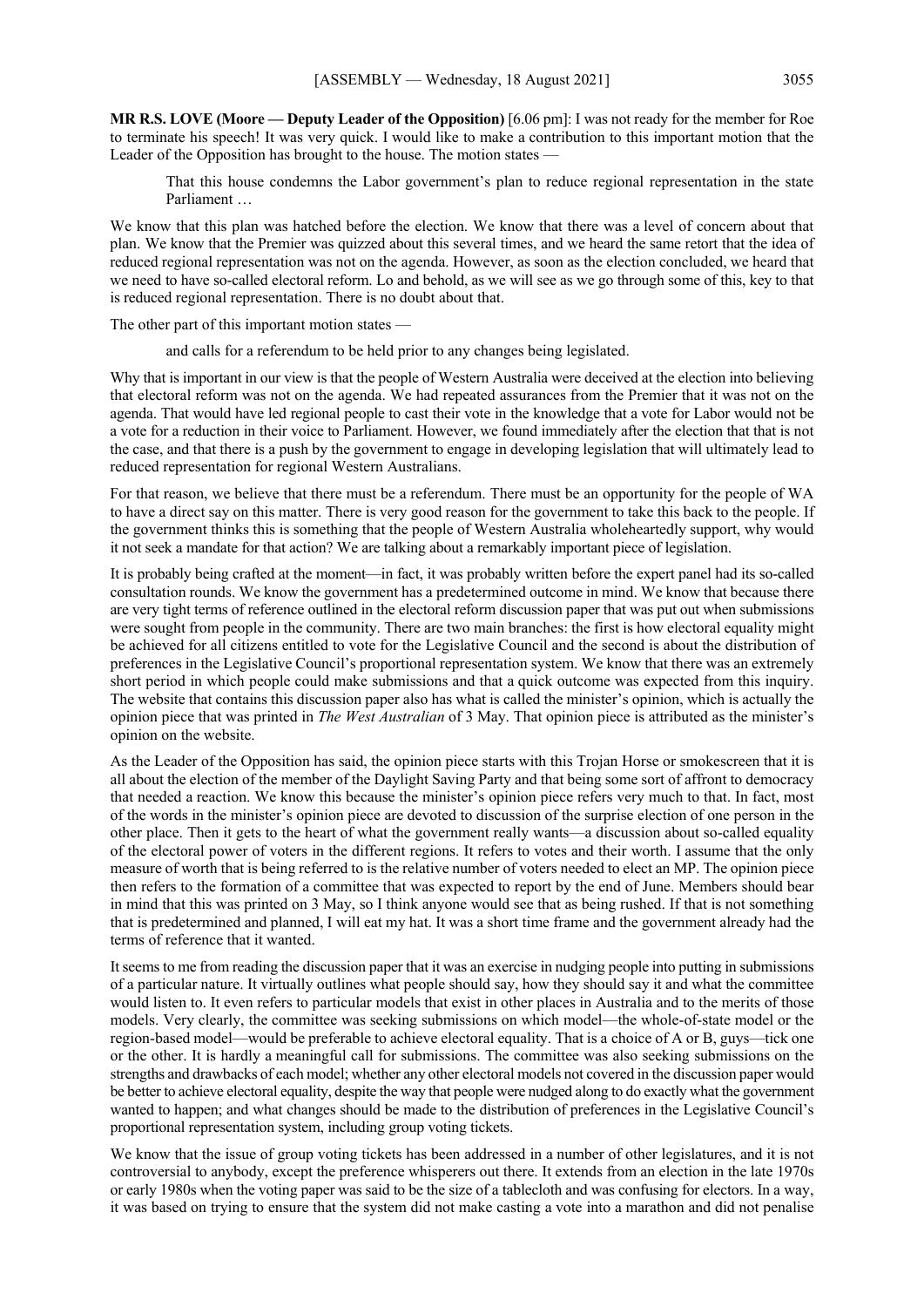**MR R.S. LOVE (Moore — Deputy Leader of the Opposition)** [6.06 pm]: I was not ready for the member for Roe to terminate his speech! It was very quick. I would like to make a contribution to this important motion that the Leader of the Opposition has brought to the house. The motion states —

> That this house condemns the Labor government's plan to reduce regional representation in the state Parliament …

We know that this plan was hatched before the election. We know that there was a level of concern about that plan. We know that the Premier was quizzed about this several times, and we heard the same retort that the idea of reduced regional representation was not on the agenda. However, as soon as the election concluded, we heard that we need to have so-called electoral reform. Lo and behold, as we will see as we go through some of this, key to that is reduced regional representation. There is no doubt about that.

The other part of this important motion states —

> and calls for a referendum to be held prior to any changes being legislated.

Why that is important in our view is that the people of Western Australia were deceived at the election into believing that electoral reform was not on the agenda. We had repeated assurances from the Premier that it was not on the agenda. That would have led regional people to cast their vote in the knowledge that a vote for Labor would not be a vote for a reduction in their voice to Parliament. However, we found immediately after the election that that is not the case, and that there is a push by the government to engage in developing legislation that will ultimately lead to reduced representation for regional Western Australians.

For that reason, we believe that there must be a referendum. There must be an opportunity for the people of WA to have a direct say on this matter. There is very good reason for the government to take this back to the people. If the government thinks this is something that the people of Western Australia wholeheartedly support, why would it not seek a mandate for that action? We are talking about a remarkably important piece of legislation.

It is probably being crafted at the moment—in fact, it was probably written before the expert panel had its so-called consultation rounds. We know the government has a predetermined outcome in mind. We know that because there are very tight terms of reference outlined in the electoral reform discussion paper that was put out when submissions were sought from people in the community. There are two main branches: the first is how electoral equality might be achieved for all citizens entitled to vote for the Legislative Council and the second is about the distribution of preferences in the Legislative Council's proportional representation system. We know that there was an extremely short period in which people could make submissions and that a quick outcome was expected from this inquiry. The website that contains this discussion paper also has what is called the minister's opinion, which is actually the opinion piece that was printed in *The West Australian* of 3 May. That opinion piece is attributed as the minister's opinion on the website.

As the Leader of the Opposition has said, the opinion piece starts with this Trojan Horse or smokescreen that it is all about the election of the member of the Daylight Saving Party and that being some sort of affront to democracy that needed a reaction. We know this because the minister's opinion piece refers very much to that. In fact, most of the words in the minister's opinion piece are devoted to discussion of the surprise election of one person in the other place. Then it gets to the heart of what the government really wants—a discussion about so-called equality of the electoral power of voters in the different regions. It refers to votes and their worth. I assume that the only measure of worth that is being referred to is the relative number of voters needed to elect an MP. The opinion piece then refers to the formation of a committee that was expected to report by the end of June. Members should bear in mind that this was printed on 3 May, so I think anyone would see that as being rushed. If that is not something that is predetermined and planned, I will eat my hat. It was a short time frame and the government already had the terms of reference that it wanted.

It seems to me from reading the discussion paper that it was an exercise in nudging people into putting in submissions of a particular nature. It virtually outlines what people should say, how they should say it and what the committee would listen to. It even refers to particular models that exist in other places in Australia and to the merits of those models. Very clearly, the committee was seeking submissions on which model—the whole-of-state model or the region-based model—would be preferable to achieve electoral equality. That is a choice of A or B, guys—tick one or the other. It is hardly a meaningful call for submissions. The committee was also seeking submissions on the strengths and drawbacks of each model; whether any other electoral models not covered in the discussion paper would be better to achieve electoral equality, despite the way that people were nudged along to do exactly what the government wanted to happen; and what changes should be made to the distribution of preferences in the Legislative Council's proportional representation system, including group voting tickets.

We know that the issue of group voting tickets has been addressed in a number of other legislatures, and it is not controversial to anybody, except the preference whisperers out there. It extends from an election in the late 1970s or early 1980s when the voting paper was said to be the size of a tablecloth and was confusing for electors. In a way, it was based on trying to ensure that the system did not make casting a vote into a marathon and did not penalise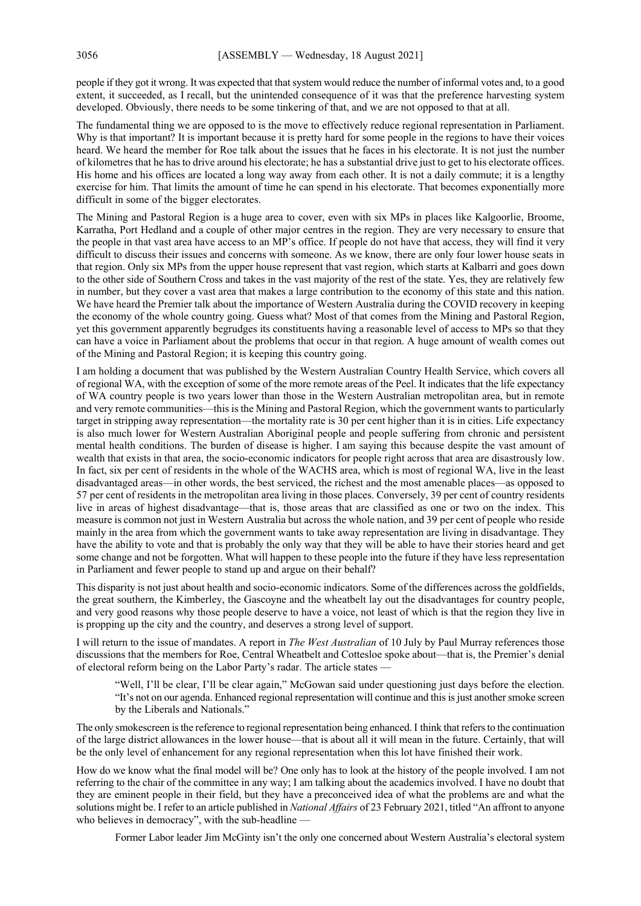people if they got it wrong. It was expected that that system would reduce the number of informal votes and, to a good extent, it succeeded, as I recall, but the unintended consequence of it was that the preference harvesting system developed. Obviously, there needs to be some tinkering of that, and we are not opposed to that at all.

The fundamental thing we are opposed to is the move to effectively reduce regional representation in Parliament. Why is that important? It is important because it is pretty hard for some people in the regions to have their voices heard. We heard the member for Roe talk about the issues that he faces in his electorate. It is not just the number of kilometres that he has to drive around his electorate; he has a substantial drive just to get to his electorate offices. His home and his offices are located a long way away from each other. It is not a daily commute; it is a lengthy exercise for him. That limits the amount of time he can spend in his electorate. That becomes exponentially more difficult in some of the bigger electorates.

The Mining and Pastoral Region is a huge area to cover, even with six MPs in places like Kalgoorlie, Broome, Karratha, Port Hedland and a couple of other major centres in the region. They are very necessary to ensure that the people in that vast area have access to an MP's office. If people do not have that access, they will find it very difficult to discuss their issues and concerns with someone. As we know, there are only four lower house seats in that region. Only six MPs from the upper house represent that vast region, which starts at Kalbarri and goes down to the other side of Southern Cross and takes in the vast majority of the rest of the state. Yes, they are relatively few in number, but they cover a vast area that makes a large contribution to the economy of this state and this nation. We have heard the Premier talk about the importance of Western Australia during the COVID recovery in keeping the economy of the whole country going. Guess what? Most of that comes from the Mining and Pastoral Region, yet this government apparently begrudges its constituents having a reasonable level of access to MPs so that they can have a voice in Parliament about the problems that occur in that region. A huge amount of wealth comes out of the Mining and Pastoral Region; it is keeping this country going.

I am holding a document that was published by the Western Australian Country Health Service, which covers all of regional WA, with the exception of some of the more remote areas of the Peel. It indicates that the life expectancy of WA country people is two years lower than those in the Western Australian metropolitan area, but in remote and very remote communities—this is the Mining and Pastoral Region, which the government wants to particularly target in stripping away representation—the mortality rate is 30 per cent higher than it is in cities. Life expectancy is also much lower for Western Australian Aboriginal people and people suffering from chronic and persistent mental health conditions. The burden of disease is higher. I am saying this because despite the vast amount of wealth that exists in that area, the socio-economic indicators for people right across that area are disastrously low. In fact, six per cent of residents in the whole of the WACHS area, which is most of regional WA, live in the least disadvantaged areas—in other words, the best serviced, the richest and the most amenable places—as opposed to 57 per cent of residents in the metropolitan area living in those places. Conversely, 39 per cent of country residents live in areas of highest disadvantage—that is, those areas that are classified as one or two on the index. This measure is common not just in Western Australia but across the whole nation, and 39 per cent of people who reside mainly in the area from which the government wants to take away representation are living in disadvantage. They have the ability to vote and that is probably the only way that they will be able to have their stories heard and get some change and not be forgotten. What will happen to these people into the future if they have less representation in Parliament and fewer people to stand up and argue on their behalf?

This disparity is not just about health and socio-economic indicators. Some of the differences across the goldfields, the great southern, the Kimberley, the Gascoyne and the wheatbelt lay out the disadvantages for country people, and very good reasons why those people deserve to have a voice, not least of which is that the region they live in is propping up the city and the country, and deserves a strong level of support.

I will return to the issue of mandates. A report in *The West Australian* of 10 July by Paul Murray references those discussions that the members for Roe, Central Wheatbelt and Cottesloe spoke about—that is, the Premier's denial of electoral reform being on the Labor Party's radar. The article states —

> "Well, I'll be clear, I'll be clear again," McGowan said under questioning just days before the election. "It's not on our agenda. Enhanced regional representation will continue and this is just another smoke screen by the Liberals and Nationals."

The only smokescreen is the reference to regional representation being enhanced. I think that refers to the continuation of the large district allowances in the lower house—that is about all it will mean in the future. Certainly, that will be the only level of enhancement for any regional representation when this lot have finished their work.

How do we know what the final model will be? One only has to look at the history of the people involved. I am not referring to the chair of the committee in any way; I am talking about the academics involved. I have no doubt that they are eminent people in their field, but they have a preconceived idea of what the problems are and what the solutions might be. I refer to an article published in *National Affairs* of 23 February 2021, titled "An affront to anyone who believes in democracy", with the sub-headline —

> Former Labor leader Jim McGinty isn't the only one concerned about Western Australia's electoral system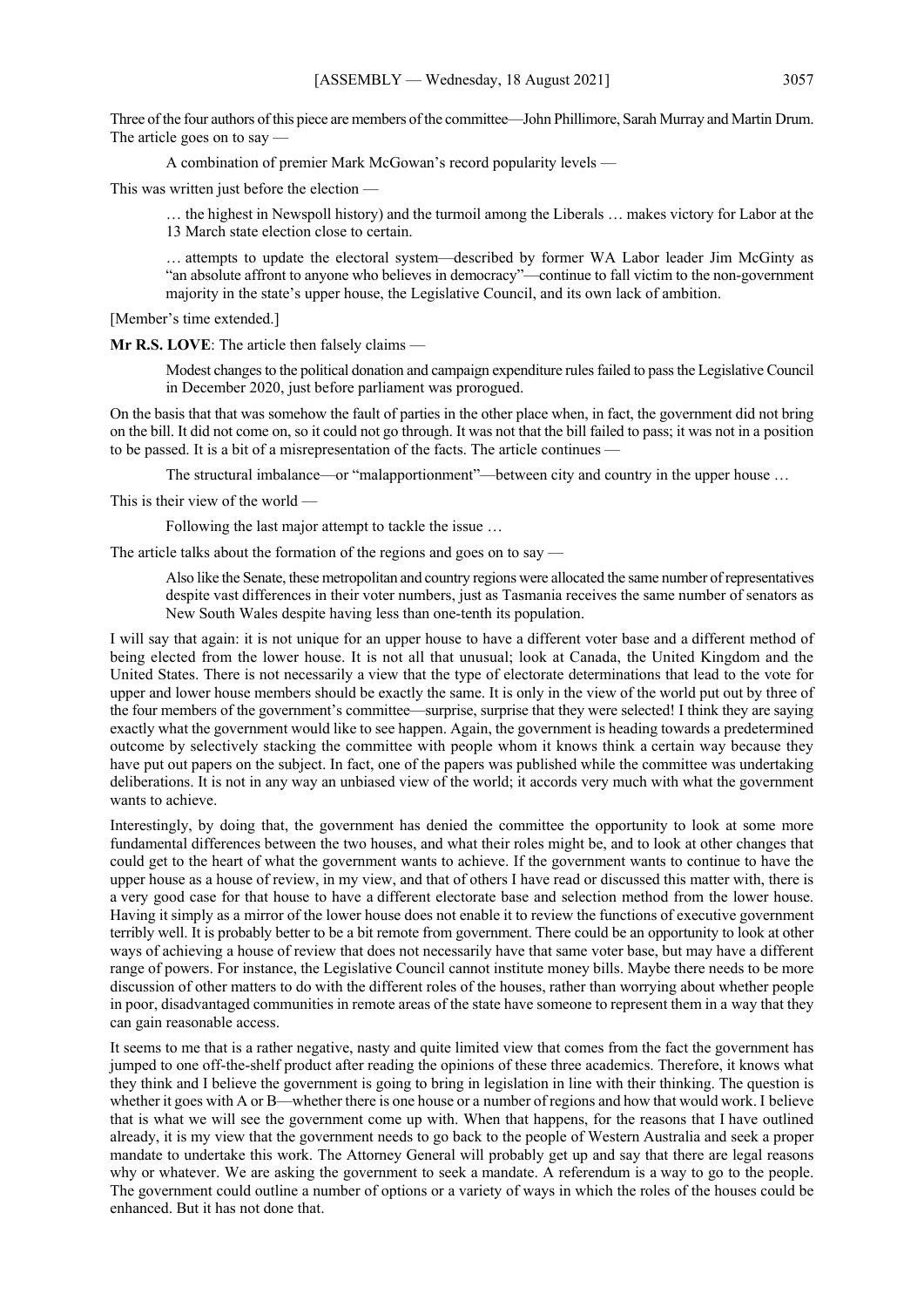Three of the four authors of this piece are members of the committee—John Phillimore, Sarah Murray and Martin Drum. The article goes on to say —

> A combination of premier Mark McGowan's record popularity levels —

This was written just before the election —

> … the highest in Newspoll history) and the turmoil among the Liberals … makes victory for Labor at the 13 March state election close to certain.
>
> … attempts to update the electoral system—described by former WA Labor leader Jim McGinty as "an absolute affront to anyone who believes in democracy"—continue to fall victim to the non-government majority in the state's upper house, the Legislative Council, and its own lack of ambition.

[Member's time extended.]

**Mr R.S. LOVE**: The article then falsely claims —

> Modest changes to the political donation and campaign expenditure rules failed to pass the Legislative Council in December 2020, just before parliament was prorogued.

On the basis that that was somehow the fault of parties in the other place when, in fact, the government did not bring on the bill. It did not come on, so it could not go through. It was not that the bill failed to pass; it was not in a position to be passed. It is a bit of a misrepresentation of the facts. The article continues —

> The structural imbalance—or "malapportionment"—between city and country in the upper house …

This is their view of the world —

> Following the last major attempt to tackle the issue …

The article talks about the formation of the regions and goes on to say —

> Also like the Senate, these metropolitan and country regions were allocated the same number of representatives despite vast differences in their voter numbers, just as Tasmania receives the same number of senators as New South Wales despite having less than one-tenth its population.

I will say that again: it is not unique for an upper house to have a different voter base and a different method of being elected from the lower house. It is not all that unusual; look at Canada, the United Kingdom and the United States. There is not necessarily a view that the type of electorate determinations that lead to the vote for upper and lower house members should be exactly the same. It is only in the view of the world put out by three of the four members of the government's committee—surprise, surprise that they were selected! I think they are saying exactly what the government would like to see happen. Again, the government is heading towards a predetermined outcome by selectively stacking the committee with people whom it knows think a certain way because they have put out papers on the subject. In fact, one of the papers was published while the committee was undertaking deliberations. It is not in any way an unbiased view of the world; it accords very much with what the government wants to achieve.

Interestingly, by doing that, the government has denied the committee the opportunity to look at some more fundamental differences between the two houses, and what their roles might be, and to look at other changes that could get to the heart of what the government wants to achieve. If the government wants to continue to have the upper house as a house of review, in my view, and that of others I have read or discussed this matter with, there is a very good case for that house to have a different electorate base and selection method from the lower house. Having it simply as a mirror of the lower house does not enable it to review the functions of executive government terribly well. It is probably better to be a bit remote from government. There could be an opportunity to look at other ways of achieving a house of review that does not necessarily have that same voter base, but may have a different range of powers. For instance, the Legislative Council cannot institute money bills. Maybe there needs to be more discussion of other matters to do with the different roles of the houses, rather than worrying about whether people in poor, disadvantaged communities in remote areas of the state have someone to represent them in a way that they can gain reasonable access.

It seems to me that is a rather negative, nasty and quite limited view that comes from the fact the government has jumped to one off-the-shelf product after reading the opinions of these three academics. Therefore, it knows what they think and I believe the government is going to bring in legislation in line with their thinking. The question is whether it goes with A or B—whether there is one house or a number of regions and how that would work. I believe that is what we will see the government come up with. When that happens, for the reasons that I have outlined already, it is my view that the government needs to go back to the people of Western Australia and seek a proper mandate to undertake this work. The Attorney General will probably get up and say that there are legal reasons why or whatever. We are asking the government to seek a mandate. A referendum is a way to go to the people. The government could outline a number of options or a variety of ways in which the roles of the houses could be enhanced. But it has not done that.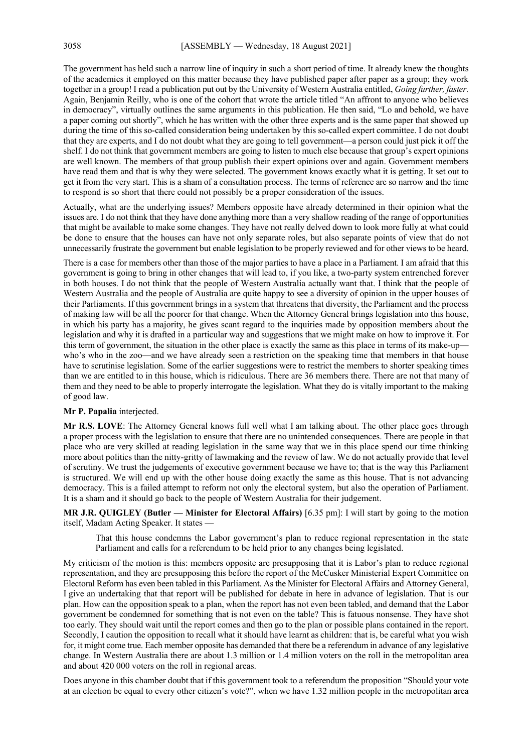The government has held such a narrow line of inquiry in such a short period of time. It already knew the thoughts of the academics it employed on this matter because they have published paper after paper as a group; they work together in a group! I read a publication put out by the University of Western Australia entitled, *Going further, faster*. Again, Benjamin Reilly, who is one of the cohort that wrote the article titled "An affront to anyone who believes in democracy", virtually outlines the same arguments in this publication. He then said, "Lo and behold, we have a paper coming out shortly", which he has written with the other three experts and is the same paper that showed up during the time of this so-called consideration being undertaken by this so-called expert committee. I do not doubt that they are experts, and I do not doubt what they are going to tell government—a person could just pick it off the shelf. I do not think that government members are going to listen to much else because that group's expert opinions are well known. The members of that group publish their expert opinions over and again. Government members have read them and that is why they were selected. The government knows exactly what it is getting. It set out to get it from the very start. This is a sham of a consultation process. The terms of reference are so narrow and the time to respond is so short that there could not possibly be a proper consideration of the issues.

Actually, what are the underlying issues? Members opposite have already determined in their opinion what the issues are. I do not think that they have done anything more than a very shallow reading of the range of opportunities that might be available to make some changes. They have not really delved down to look more fully at what could be done to ensure that the houses can have not only separate roles, but also separate points of view that do not unnecessarily frustrate the government but enable legislation to be properly reviewed and for other views to be heard.

There is a case for members other than those of the major parties to have a place in a Parliament. I am afraid that this government is going to bring in other changes that will lead to, if you like, a two-party system entrenched forever in both houses. I do not think that the people of Western Australia actually want that. I think that the people of Western Australia and the people of Australia are quite happy to see a diversity of opinion in the upper houses of their Parliaments. If this government brings in a system that threatens that diversity, the Parliament and the process of making law will be all the poorer for that change. When the Attorney General brings legislation into this house, in which his party has a majority, he gives scant regard to the inquiries made by opposition members about the legislation and why it is drafted in a particular way and suggestions that we might make on how to improve it. For this term of government, the situation in the other place is exactly the same as this place in terms of its make-up—who's who in the zoo—and we have already seen a restriction on the speaking time that members in that house have to scrutinise legislation. Some of the earlier suggestions were to restrict the members to shorter speaking times than we are entitled to in this house, which is ridiculous. There are 36 members there. There are not that many of them and they need to be able to properly interrogate the legislation. What they do is vitally important to the making of good law.

**Mr P. Papalia** interjected.

**Mr R.S. LOVE**: The Attorney General knows full well what I am talking about. The other place goes through a proper process with the legislation to ensure that there are no unintended consequences. There are people in that place who are very skilled at reading legislation in the same way that we in this place spend our time thinking more about politics than the nitty-gritty of lawmaking and the review of law. We do not actually provide that level of scrutiny. We trust the judgements of executive government because we have to; that is the way this Parliament is structured. We will end up with the other house doing exactly the same as this house. That is not advancing democracy. This is a failed attempt to reform not only the electoral system, but also the operation of Parliament. It is a sham and it should go back to the people of Western Australia for their judgement.

**MR J.R. QUIGLEY (Butler — Minister for Electoral Affairs)** [6.35 pm]: I will start by going to the motion itself, Madam Acting Speaker. It states —

> That this house condemns the Labor government's plan to reduce regional representation in the state Parliament and calls for a referendum to be held prior to any changes being legislated.

My criticism of the motion is this: members opposite are presupposing that it is Labor's plan to reduce regional representation, and they are presupposing this before the report of the McCusker Ministerial Expert Committee on Electoral Reform has even been tabled in this Parliament. As the Minister for Electoral Affairs and Attorney General, I give an undertaking that that report will be published for debate in here in advance of legislation. That is our plan. How can the opposition speak to a plan, when the report has not even been tabled, and demand that the Labor government be condemned for something that is not even on the table? This is fatuous nonsense. They have shot too early. They should wait until the report comes and then go to the plan or possible plans contained in the report. Secondly, I caution the opposition to recall what it should have learnt as children: that is, be careful what you wish for, it might come true. Each member opposite has demanded that there be a referendum in advance of any legislative change. In Western Australia there are about 1.3 million or 1.4 million voters on the roll in the metropolitan area and about 420 000 voters on the roll in regional areas.

Does anyone in this chamber doubt that if this government took to a referendum the proposition "Should your vote at an election be equal to every other citizen's vote?", when we have 1.32 million people in the metropolitan area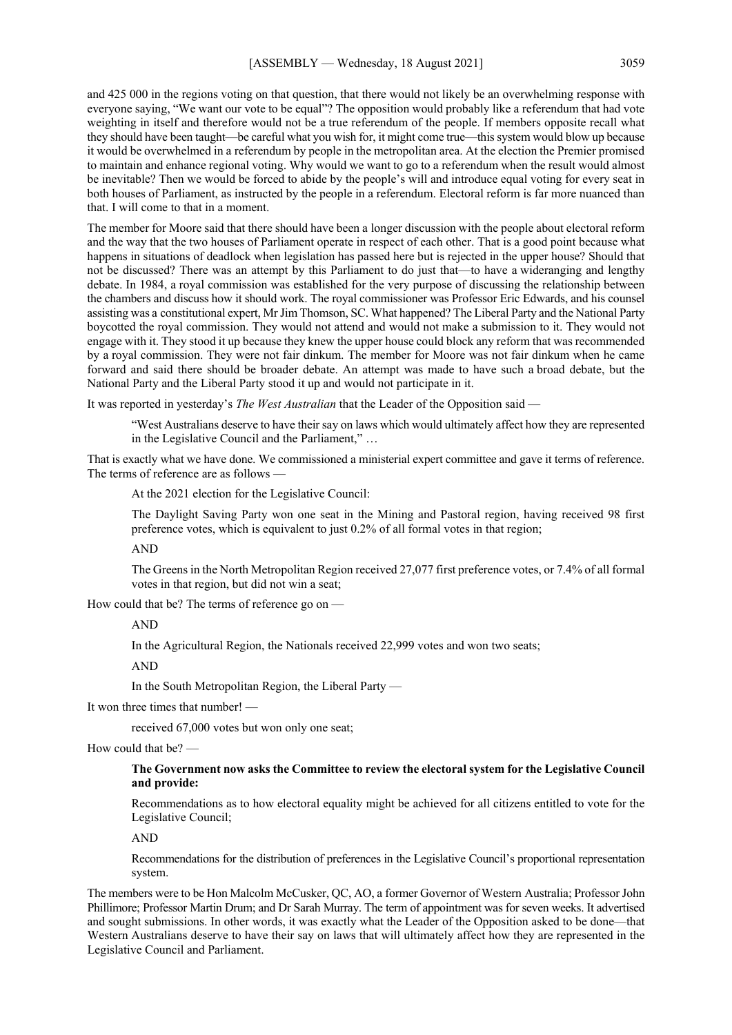and 425 000 in the regions voting on that question, that there would not likely be an overwhelming response with everyone saying, "We want our vote to be equal"? The opposition would probably like a referendum that had vote weighting in itself and therefore would not be a true referendum of the people. If members opposite recall what they should have been taught—be careful what you wish for, it might come true—this system would blow up because it would be overwhelmed in a referendum by people in the metropolitan area. At the election the Premier promised to maintain and enhance regional voting. Why would we want to go to a referendum when the result would almost be inevitable? Then we would be forced to abide by the people's will and introduce equal voting for every seat in both houses of Parliament, as instructed by the people in a referendum. Electoral reform is far more nuanced than that. I will come to that in a moment.

The member for Moore said that there should have been a longer discussion with the people about electoral reform and the way that the two houses of Parliament operate in respect of each other. That is a good point because what happens in situations of deadlock when legislation has passed here but is rejected in the upper house? Should that not be discussed? There was an attempt by this Parliament to do just that—to have a wideranging and lengthy debate. In 1984, a royal commission was established for the very purpose of discussing the relationship between the chambers and discuss how it should work. The royal commissioner was Professor Eric Edwards, and his counsel assisting was a constitutional expert, Mr Jim Thomson, SC. What happened? The Liberal Party and the National Party boycotted the royal commission. They would not attend and would not make a submission to it. They would not engage with it. They stood it up because they knew the upper house could block any reform that was recommended by a royal commission. They were not fair dinkum. The member for Moore was not fair dinkum when he came forward and said there should be broader debate. An attempt was made to have such a broad debate, but the National Party and the Liberal Party stood it up and would not participate in it.

It was reported in yesterday's *The West Australian* that the Leader of the Opposition said —

> "West Australians deserve to have their say on laws which would ultimately affect how they are represented in the Legislative Council and the Parliament," …

That is exactly what we have done. We commissioned a ministerial expert committee and gave it terms of reference. The terms of reference are as follows —

> At the 2021 election for the Legislative Council:
>
> The Daylight Saving Party won one seat in the Mining and Pastoral region, having received 98 first preference votes, which is equivalent to just 0.2% of all formal votes in that region;
>
> AND
>
> The Greens in the North Metropolitan Region received 27,077 first preference votes, or 7.4% of all formal votes in that region, but did not win a seat;

How could that be? The terms of reference go on —

> AND
>
> In the Agricultural Region, the Nationals received 22,999 votes and won two seats;
>
> AND
>
> In the South Metropolitan Region, the Liberal Party —

It won three times that number! —

> received 67,000 votes but won only one seat;

How could that be? —

> **The Government now asks the Committee to review the electoral system for the Legislative Council and provide:**
>
> Recommendations as to how electoral equality might be achieved for all citizens entitled to vote for the Legislative Council;
>
> AND
>
> Recommendations for the distribution of preferences in the Legislative Council's proportional representation system.

The members were to be Hon Malcolm McCusker, QC, AO, a former Governor of Western Australia; Professor John Phillimore; Professor Martin Drum; and Dr Sarah Murray. The term of appointment was for seven weeks. It advertised and sought submissions. In other words, it was exactly what the Leader of the Opposition asked to be done—that Western Australians deserve to have their say on laws that will ultimately affect how they are represented in the Legislative Council and Parliament.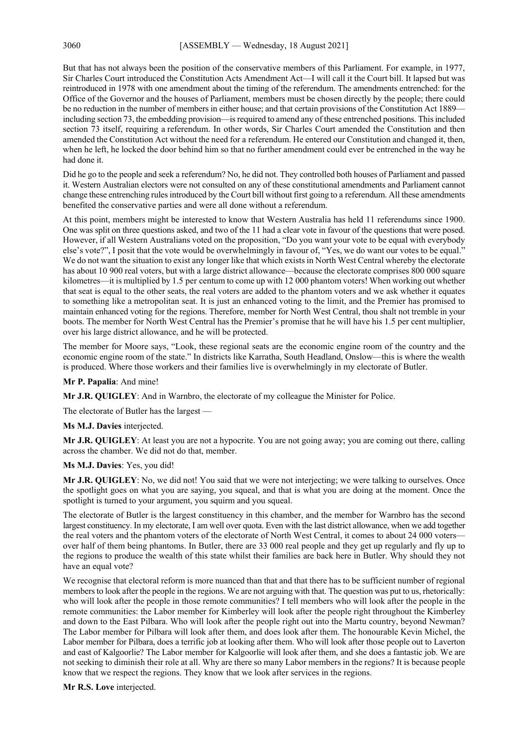But that has not always been the position of the conservative members of this Parliament. For example, in 1977, Sir Charles Court introduced the Constitution Acts Amendment Act—I will call it the Court bill. It lapsed but was reintroduced in 1978 with one amendment about the timing of the referendum. The amendments entrenched: for the Office of the Governor and the houses of Parliament, members must be chosen directly by the people; there could be no reduction in the number of members in either house; and that certain provisions of the Constitution Act 1889—including section 73, the embedding provision—is required to amend any of these entrenched positions. This included section 73 itself, requiring a referendum. In other words, Sir Charles Court amended the Constitution and then amended the Constitution Act without the need for a referendum. He entered our Constitution and changed it, then, when he left, he locked the door behind him so that no further amendment could ever be entrenched in the way he had done it.

Did he go to the people and seek a referendum? No, he did not. They controlled both houses of Parliament and passed it. Western Australian electors were not consulted on any of these constitutional amendments and Parliament cannot change these entrenching rules introduced by the Court bill without first going to a referendum. All these amendments benefited the conservative parties and were all done without a referendum.

At this point, members might be interested to know that Western Australia has held 11 referendums since 1900. One was split on three questions asked, and two of the 11 had a clear vote in favour of the questions that were posed. However, if all Western Australians voted on the proposition, "Do you want your vote to be equal with everybody else's vote?", I posit that the vote would be overwhelmingly in favour of, "Yes, we do want our votes to be equal." We do not want the situation to exist any longer like that which exists in North West Central whereby the electorate has about 10 900 real voters, but with a large district allowance—because the electorate comprises 800 000 square kilometres—it is multiplied by 1.5 per centum to come up with 12 000 phantom voters! When working out whether that seat is equal to the other seats, the real voters are added to the phantom voters and we ask whether it equates to something like a metropolitan seat. It is just an enhanced voting to the limit, and the Premier has promised to maintain enhanced voting for the regions. Therefore, member for North West Central, thou shalt not tremble in your boots. The member for North West Central has the Premier's promise that he will have his 1.5 per cent multiplier, over his large district allowance, and he will be protected.

The member for Moore says, "Look, these regional seats are the economic engine room of the country and the economic engine room of the state." In districts like Karratha, South Headland, Onslow—this is where the wealth is produced. Where those workers and their families live is overwhelmingly in my electorate of Butler.

**Mr P. Papalia**: And mine!

**Mr J.R. QUIGLEY**: And in Warnbro, the electorate of my colleague the Minister for Police.

The electorate of Butler has the largest —

**Ms M.J. Davies** interjected.

**Mr J.R. QUIGLEY**: At least you are not a hypocrite. You are not going away; you are coming out there, calling across the chamber. We did not do that, member.

**Ms M.J. Davies**: Yes, you did!

**Mr J.R. QUIGLEY**: No, we did not! You said that we were not interjecting; we were talking to ourselves. Once the spotlight goes on what you are saying, you squeal, and that is what you are doing at the moment. Once the spotlight is turned to your argument, you squirm and you squeal.

The electorate of Butler is the largest constituency in this chamber, and the member for Warnbro has the second largest constituency. In my electorate, I am well over quota. Even with the last district allowance, when we add together the real voters and the phantom voters of the electorate of North West Central, it comes to about 24 000 voters—over half of them being phantoms. In Butler, there are 33 000 real people and they get up regularly and fly up to the regions to produce the wealth of this state whilst their families are back here in Butler. Why should they not have an equal vote?

We recognise that electoral reform is more nuanced than that and that there has to be sufficient number of regional members to look after the people in the regions. We are not arguing with that. The question was put to us, rhetorically: who will look after the people in those remote communities? I tell members who will look after the people in the remote communities: the Labor member for Kimberley will look after the people right throughout the Kimberley and down to the East Pilbara. Who will look after the people right out into the Martu country, beyond Newman? The Labor member for Pilbara will look after them, and does look after them. The honourable Kevin Michel, the Labor member for Pilbara, does a terrific job at looking after them. Who will look after those people out to Laverton and east of Kalgoorlie? The Labor member for Kalgoorlie will look after them, and she does a fantastic job. We are not seeking to diminish their role at all. Why are there so many Labor members in the regions? It is because people know that we respect the regions. They know that we look after services in the regions.

**Mr R.S. Love** interjected.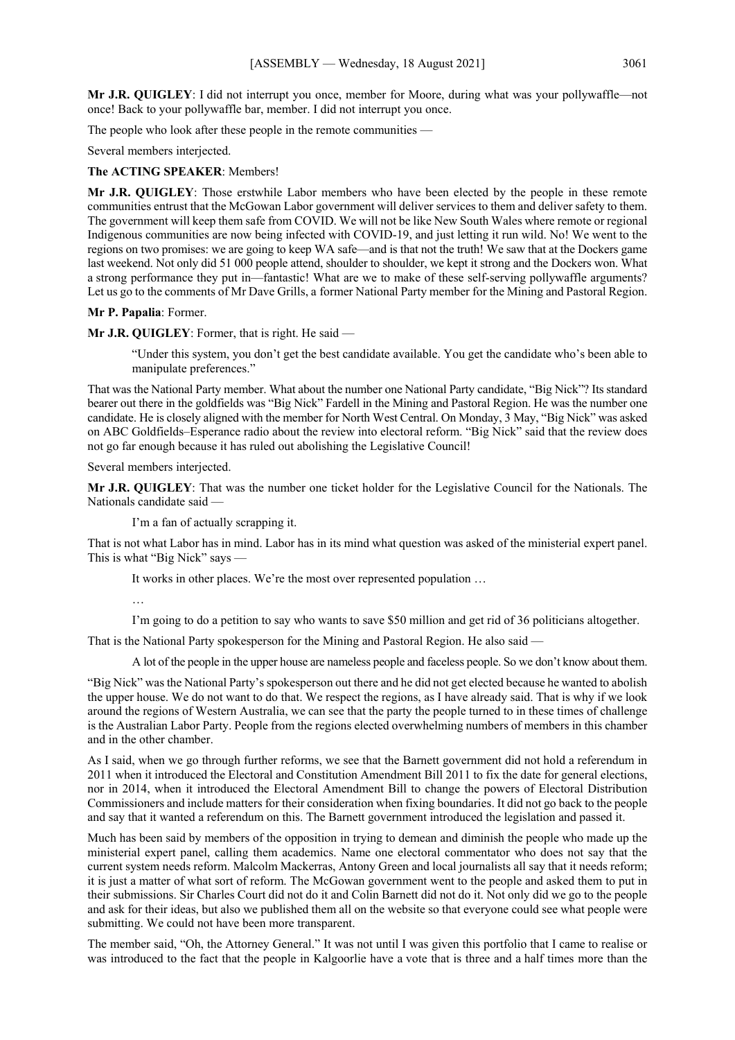**Mr J.R. QUIGLEY**: I did not interrupt you once, member for Moore, during what was your pollywaffle—not once! Back to your pollywaffle bar, member. I did not interrupt you once.

The people who look after these people in the remote communities —

Several members interjected.

**The ACTING SPEAKER**: Members!

**Mr J.R. QUIGLEY**: Those erstwhile Labor members who have been elected by the people in these remote communities entrust that the McGowan Labor government will deliver services to them and deliver safety to them. The government will keep them safe from COVID. We will not be like New South Wales where remote or regional Indigenous communities are now being infected with COVID-19, and just letting it run wild. No! We went to the regions on two promises: we are going to keep WA safe—and is that not the truth! We saw that at the Dockers game last weekend. Not only did 51 000 people attend, shoulder to shoulder, we kept it strong and the Dockers won. What a strong performance they put in—fantastic! What are we to make of these self-serving pollywaffle arguments? Let us go to the comments of Mr Dave Grills, a former National Party member for the Mining and Pastoral Region.

**Mr P. Papalia**: Former.

**Mr J.R. QUIGLEY**: Former, that is right. He said —

> "Under this system, you don't get the best candidate available. You get the candidate who's been able to manipulate preferences."

That was the National Party member. What about the number one National Party candidate, "Big Nick"? Its standard bearer out there in the goldfields was "Big Nick" Fardell in the Mining and Pastoral Region. He was the number one candidate. He is closely aligned with the member for North West Central. On Monday, 3 May, "Big Nick" was asked on ABC Goldfields–Esperance radio about the review into electoral reform. "Big Nick" said that the review does not go far enough because it has ruled out abolishing the Legislative Council!

Several members interjected.

**Mr J.R. QUIGLEY**: That was the number one ticket holder for the Legislative Council for the Nationals. The Nationals candidate said —

> I'm a fan of actually scrapping it.

That is not what Labor has in mind. Labor has in its mind what question was asked of the ministerial expert panel. This is what "Big Nick" says —

> It works in other places. We're the most over represented population …
>
> …
>
> I'm going to do a petition to say who wants to save $50 million and get rid of 36 politicians altogether.

That is the National Party spokesperson for the Mining and Pastoral Region. He also said —

> A lot of the people in the upper house are nameless people and faceless people. So we don't know about them.

"Big Nick" was the National Party's spokesperson out there and he did not get elected because he wanted to abolish the upper house. We do not want to do that. We respect the regions, as I have already said. That is why if we look around the regions of Western Australia, we can see that the party the people turned to in these times of challenge is the Australian Labor Party. People from the regions elected overwhelming numbers of members in this chamber and in the other chamber.

As I said, when we go through further reforms, we see that the Barnett government did not hold a referendum in 2011 when it introduced the Electoral and Constitution Amendment Bill 2011 to fix the date for general elections, nor in 2014, when it introduced the Electoral Amendment Bill to change the powers of Electoral Distribution Commissioners and include matters for their consideration when fixing boundaries. It did not go back to the people and say that it wanted a referendum on this. The Barnett government introduced the legislation and passed it.

Much has been said by members of the opposition in trying to demean and diminish the people who made up the ministerial expert panel, calling them academics. Name one electoral commentator who does not say that the current system needs reform. Malcolm Mackerras, Antony Green and local journalists all say that it needs reform; it is just a matter of what sort of reform. The McGowan government went to the people and asked them to put in their submissions. Sir Charles Court did not do it and Colin Barnett did not do it. Not only did we go to the people and ask for their ideas, but also we published them all on the website so that everyone could see what people were submitting. We could not have been more transparent.

The member said, "Oh, the Attorney General." It was not until I was given this portfolio that I came to realise or was introduced to the fact that the people in Kalgoorlie have a vote that is three and a half times more than the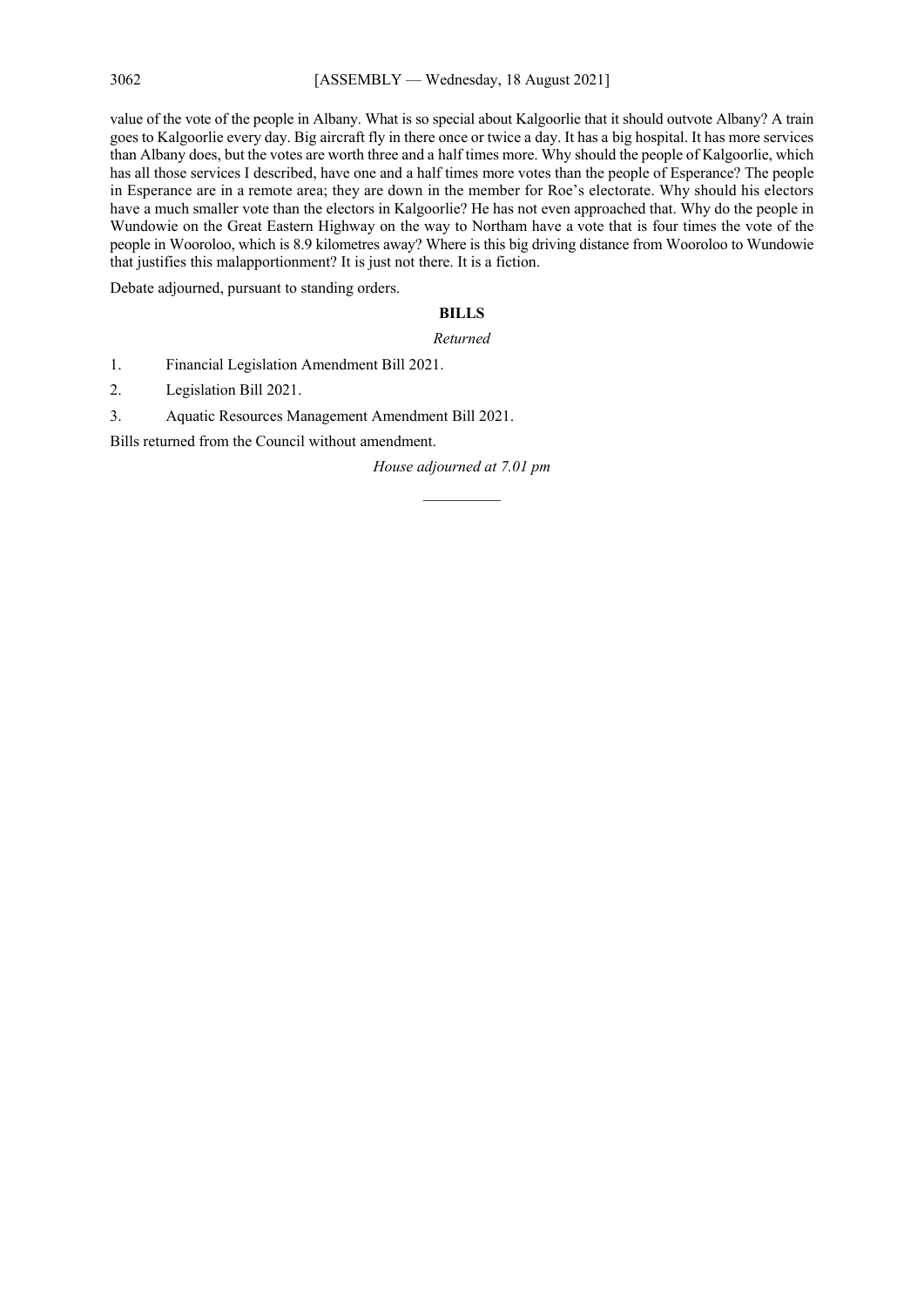value of the vote of the people in Albany. What is so special about Kalgoorlie that it should outvote Albany? A train goes to Kalgoorlie every day. Big aircraft fly in there once or twice a day. It has a big hospital. It has more services than Albany does, but the votes are worth three and a half times more. Why should the people of Kalgoorlie, which has all those services I described, have one and a half times more votes than the people of Esperance? The people in Esperance are in a remote area; they are down in the member for Roe's electorate. Why should his electors have a much smaller vote than the electors in Kalgoorlie? He has not even approached that. Why do the people in Wundowie on the Great Eastern Highway on the way to Northam have a vote that is four times the vote of the people in Wooroloo, which is 8.9 kilometres away? Where is this big driving distance from Wooroloo to Wundowie that justifies this malapportionment? It is just not there. It is a fiction.

Debate adjourned, pursuant to standing orders.

## BILLS

*Returned*

1. Financial Legislation Amendment Bill 2021.
2. Legislation Bill 2021.
3. Aquatic Resources Management Amendment Bill 2021.

Bills returned from the Council without amendment.

*House adjourned at 7.01 pm*